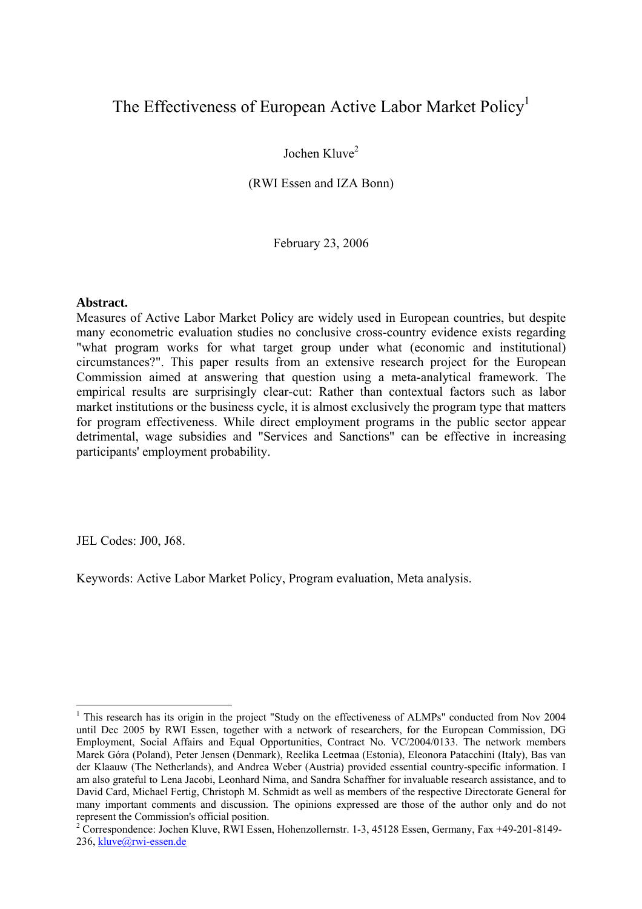# The Effectiveness of European Active Labor Market Policy[1]

Jochen Kluve[2]

(RWI Essen and IZA Bonn)

February 23, 2006

**Abstract.**

Measures of Active Labor Market Policy are widely used in European countries, but despite many econometric evaluation studies no conclusive cross-country evidence exists regarding "what program works for what target group under what (economic and institutional) circumstances?". This paper results from an extensive research project for the European Commission aimed at answering that question using a meta-analytical framework. The empirical results are surprisingly clear-cut: Rather than contextual factors such as labor market institutions or the business cycle, it is almost exclusively the program type that matters for program effectiveness. While direct employment programs in the public sector appear detrimental, wage subsidies and "Services and Sanctions" can be effective in increasing participants' employment probability.

JEL Codes: J00, J68.

Keywords: Active Labor Market Policy, Program evaluation, Meta analysis.

---

[1] This research has its origin in the project "Study on the effectiveness of ALMPs" conducted from Nov 2004 until Dec 2005 by RWI Essen, together with a network of researchers, for the European Commission, DG Employment, Social Affairs and Equal Opportunities, Contract No. VC/2004/0133. The network members Marek Góra (Poland), Peter Jensen (Denmark), Reelika Leetmaa (Estonia), Eleonora Patacchini (Italy), Bas van der Klaauw (The Netherlands), and Andrea Weber (Austria) provided essential country-specific information. I am also grateful to Lena Jacobi, Leonhard Nima, and Sandra Schaffner for invaluable research assistance, and to David Card, Michael Fertig, Christoph M. Schmidt as well as members of the respective Directorate General for many important comments and discussion. The opinions expressed are those of the author only and do not represent the Commission's official position.

[2] Correspondence: Jochen Kluve, RWI Essen, Hohenzollernstr. 1-3, 45128 Essen, Germany, Fax +49-201-8149-236, kluve@rwi-essen.de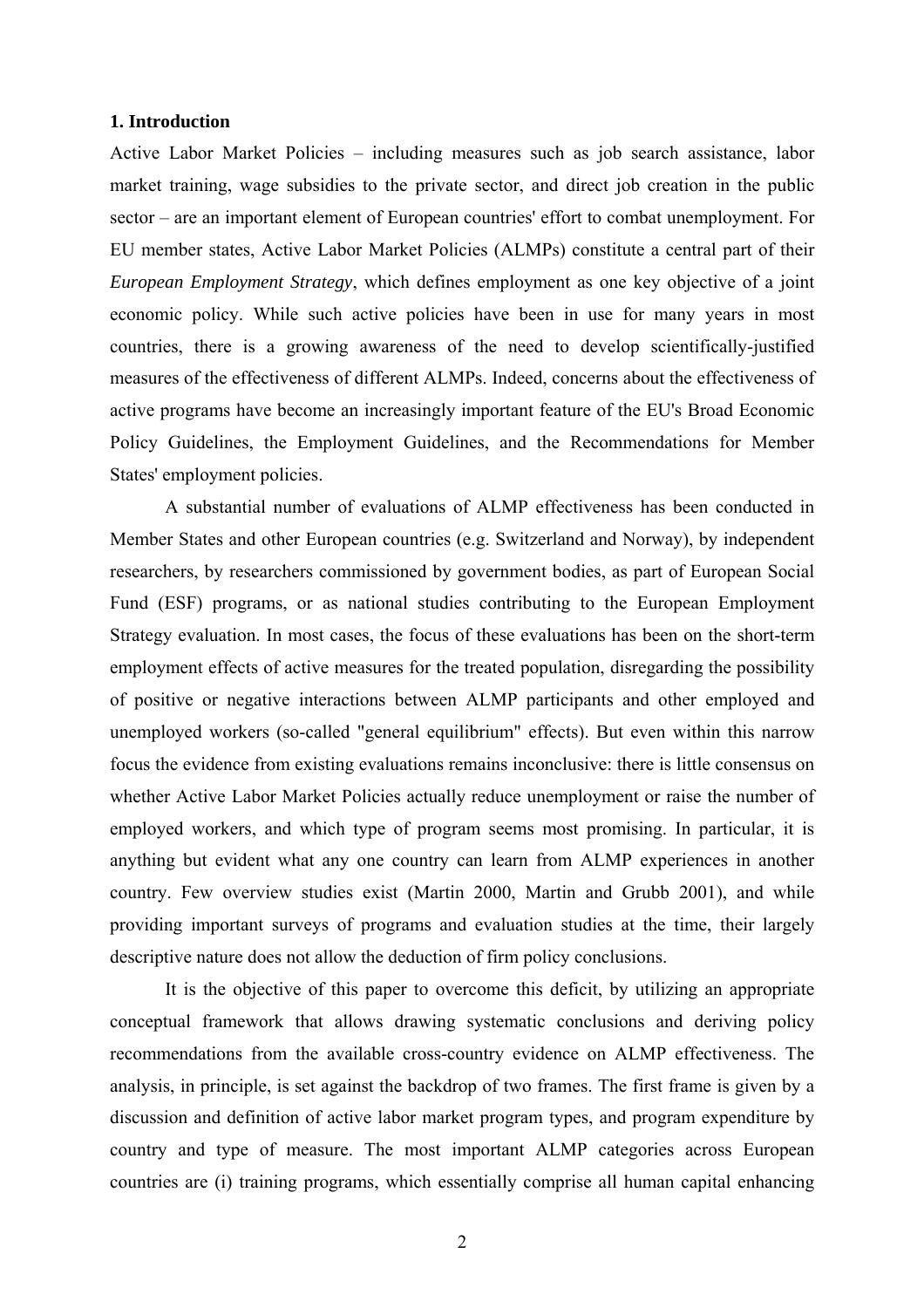### 1. Introduction

Active Labor Market Policies – including measures such as job search assistance, labor market training, wage subsidies to the private sector, and direct job creation in the public sector – are an important element of European countries' effort to combat unemployment. For EU member states, Active Labor Market Policies (ALMPs) constitute a central part of their *European Employment Strategy*, which defines employment as one key objective of a joint economic policy. While such active policies have been in use for many years in most countries, there is a growing awareness of the need to develop scientifically-justified measures of the effectiveness of different ALMPs. Indeed, concerns about the effectiveness of active programs have become an increasingly important feature of the EU's Broad Economic Policy Guidelines, the Employment Guidelines, and the Recommendations for Member States' employment policies.

A substantial number of evaluations of ALMP effectiveness has been conducted in Member States and other European countries (e.g. Switzerland and Norway), by independent researchers, by researchers commissioned by government bodies, as part of European Social Fund (ESF) programs, or as national studies contributing to the European Employment Strategy evaluation. In most cases, the focus of these evaluations has been on the short-term employment effects of active measures for the treated population, disregarding the possibility of positive or negative interactions between ALMP participants and other employed and unemployed workers (so-called "general equilibrium" effects). But even within this narrow focus the evidence from existing evaluations remains inconclusive: there is little consensus on whether Active Labor Market Policies actually reduce unemployment or raise the number of employed workers, and which type of program seems most promising. In particular, it is anything but evident what any one country can learn from ALMP experiences in another country. Few overview studies exist (Martin 2000, Martin and Grubb 2001), and while providing important surveys of programs and evaluation studies at the time, their largely descriptive nature does not allow the deduction of firm policy conclusions.

It is the objective of this paper to overcome this deficit, by utilizing an appropriate conceptual framework that allows drawing systematic conclusions and deriving policy recommendations from the available cross-country evidence on ALMP effectiveness. The analysis, in principle, is set against the backdrop of two frames. The first frame is given by a discussion and definition of active labor market program types, and program expenditure by country and type of measure. The most important ALMP categories across European countries are (i) training programs, which essentially comprise all human capital enhancing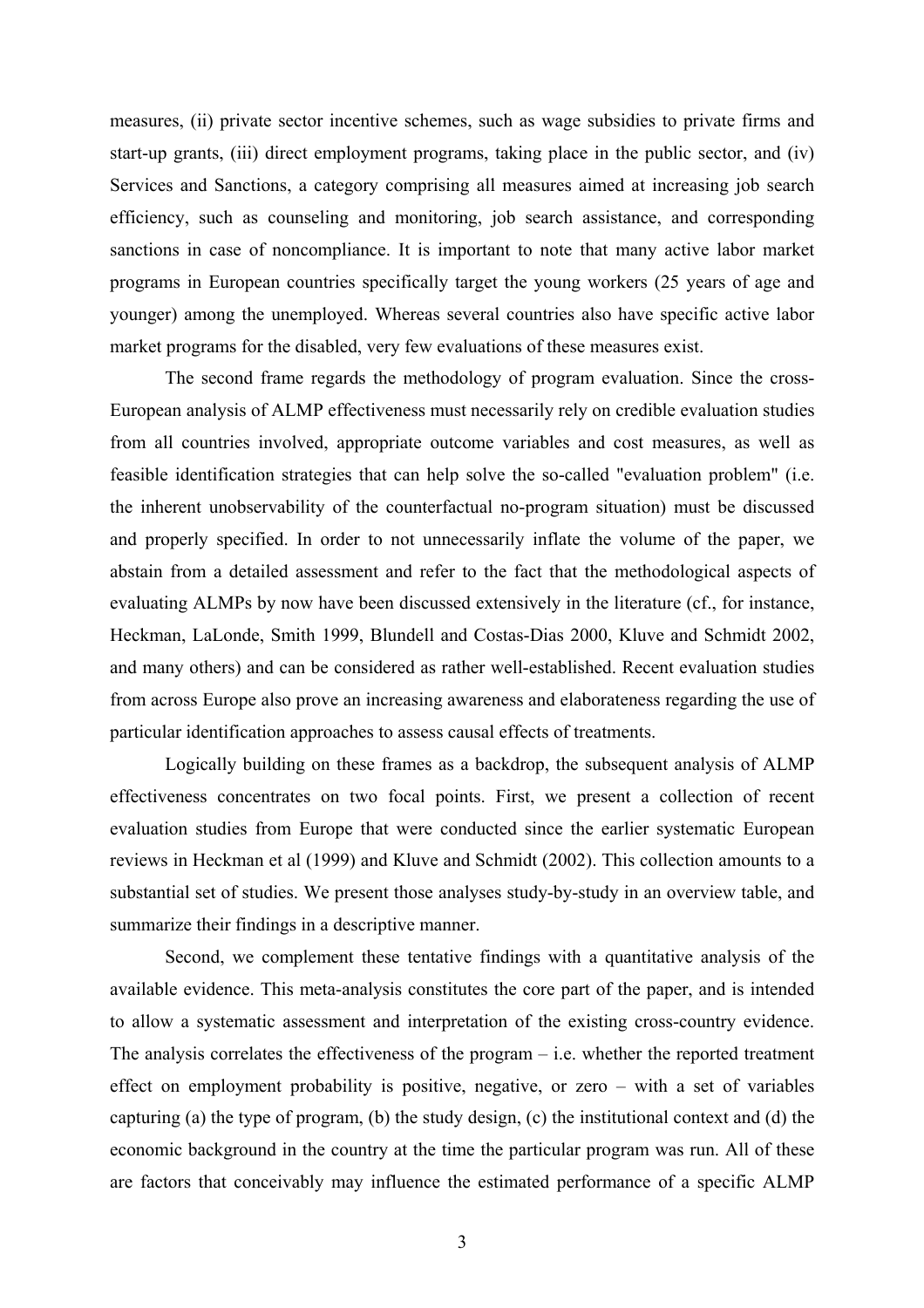measures, (ii) private sector incentive schemes, such as wage subsidies to private firms and start-up grants, (iii) direct employment programs, taking place in the public sector, and (iv) Services and Sanctions, a category comprising all measures aimed at increasing job search efficiency, such as counseling and monitoring, job search assistance, and corresponding sanctions in case of noncompliance. It is important to note that many active labor market programs in European countries specifically target the young workers (25 years of age and younger) among the unemployed. Whereas several countries also have specific active labor market programs for the disabled, very few evaluations of these measures exist.

The second frame regards the methodology of program evaluation. Since the cross-European analysis of ALMP effectiveness must necessarily rely on credible evaluation studies from all countries involved, appropriate outcome variables and cost measures, as well as feasible identification strategies that can help solve the so-called "evaluation problem" (i.e. the inherent unobservability of the counterfactual no-program situation) must be discussed and properly specified. In order to not unnecessarily inflate the volume of the paper, we abstain from a detailed assessment and refer to the fact that the methodological aspects of evaluating ALMPs by now have been discussed extensively in the literature (cf., for instance, Heckman, LaLonde, Smith 1999, Blundell and Costas-Dias 2000, Kluve and Schmidt 2002, and many others) and can be considered as rather well-established. Recent evaluation studies from across Europe also prove an increasing awareness and elaborateness regarding the use of particular identification approaches to assess causal effects of treatments.

Logically building on these frames as a backdrop, the subsequent analysis of ALMP effectiveness concentrates on two focal points. First, we present a collection of recent evaluation studies from Europe that were conducted since the earlier systematic European reviews in Heckman et al (1999) and Kluve and Schmidt (2002). This collection amounts to a substantial set of studies. We present those analyses study-by-study in an overview table, and summarize their findings in a descriptive manner.

Second, we complement these tentative findings with a quantitative analysis of the available evidence. This meta-analysis constitutes the core part of the paper, and is intended to allow a systematic assessment and interpretation of the existing cross-country evidence. The analysis correlates the effectiveness of the program – i.e. whether the reported treatment effect on employment probability is positive, negative, or zero – with a set of variables capturing (a) the type of program, (b) the study design, (c) the institutional context and (d) the economic background in the country at the time the particular program was run. All of these are factors that conceivably may influence the estimated performance of a specific ALMP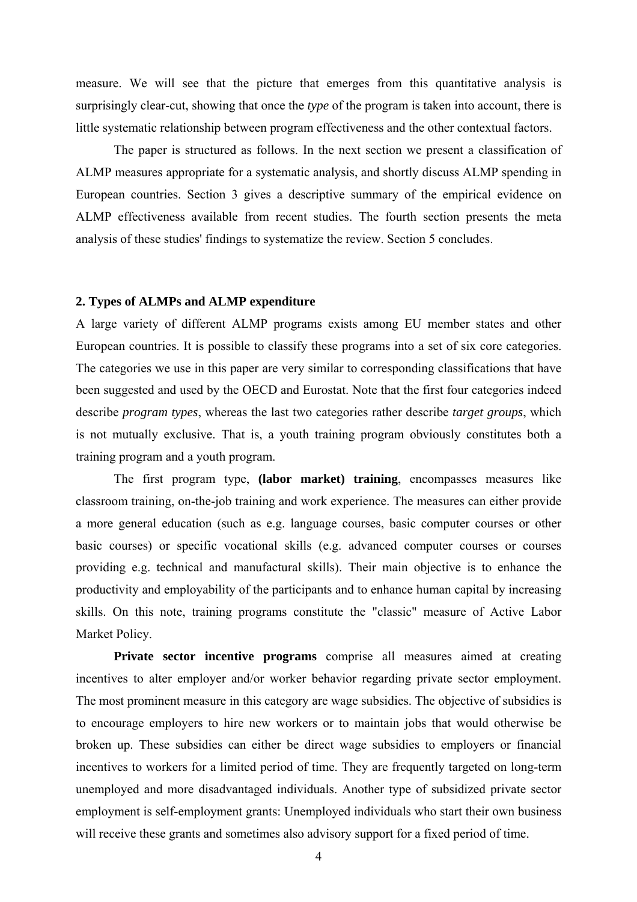measure. We will see that the picture that emerges from this quantitative analysis is surprisingly clear-cut, showing that once the *type* of the program is taken into account, there is little systematic relationship between program effectiveness and the other contextual factors.

The paper is structured as follows. In the next section we present a classification of ALMP measures appropriate for a systematic analysis, and shortly discuss ALMP spending in European countries. Section 3 gives a descriptive summary of the empirical evidence on ALMP effectiveness available from recent studies. The fourth section presents the meta analysis of these studies' findings to systematize the review. Section 5 concludes.

## 2. Types of ALMPs and ALMP expenditure

A large variety of different ALMP programs exists among EU member states and other European countries. It is possible to classify these programs into a set of six core categories. The categories we use in this paper are very similar to corresponding classifications that have been suggested and used by the OECD and Eurostat. Note that the first four categories indeed describe *program types*, whereas the last two categories rather describe *target groups*, which is not mutually exclusive. That is, a youth training program obviously constitutes both a training program and a youth program.

The first program type, **(labor market) training**, encompasses measures like classroom training, on-the-job training and work experience. The measures can either provide a more general education (such as e.g. language courses, basic computer courses or other basic courses) or specific vocational skills (e.g. advanced computer courses or courses providing e.g. technical and manufactural skills). Their main objective is to enhance the productivity and employability of the participants and to enhance human capital by increasing skills. On this note, training programs constitute the "classic" measure of Active Labor Market Policy.

**Private sector incentive programs** comprise all measures aimed at creating incentives to alter employer and/or worker behavior regarding private sector employment. The most prominent measure in this category are wage subsidies. The objective of subsidies is to encourage employers to hire new workers or to maintain jobs that would otherwise be broken up. These subsidies can either be direct wage subsidies to employers or financial incentives to workers for a limited period of time. They are frequently targeted on long-term unemployed and more disadvantaged individuals. Another type of subsidized private sector employment is self-employment grants: Unemployed individuals who start their own business will receive these grants and sometimes also advisory support for a fixed period of time.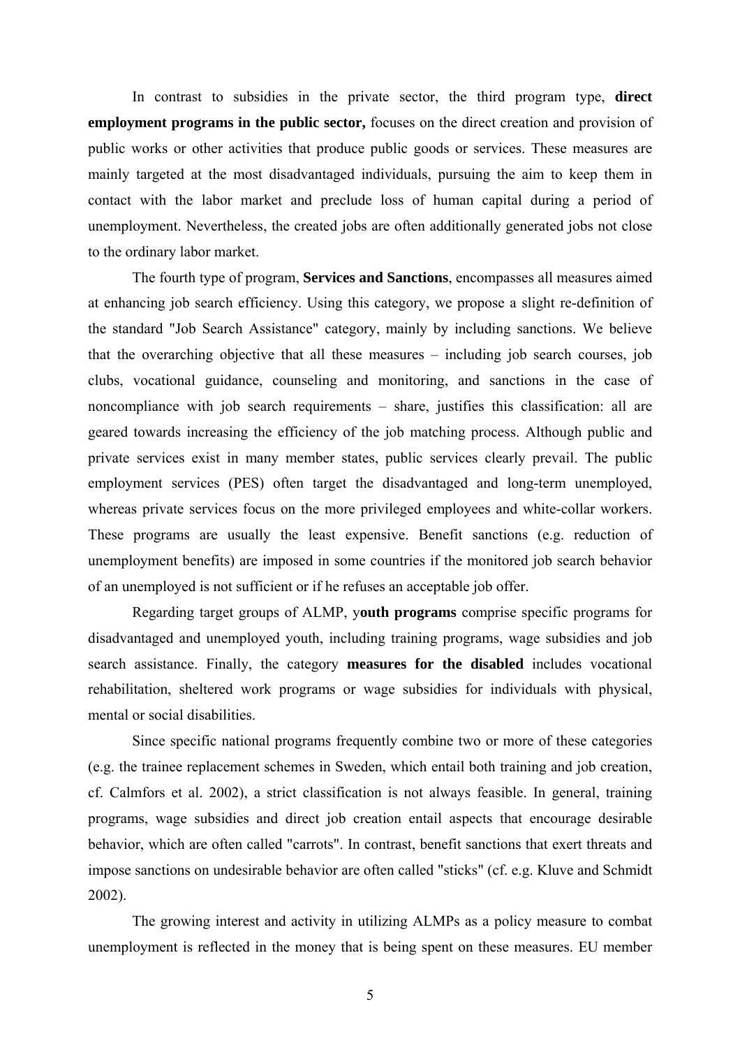In contrast to subsidies in the private sector, the third program type, **direct employment programs in the public sector,** focuses on the direct creation and provision of public works or other activities that produce public goods or services. These measures are mainly targeted at the most disadvantaged individuals, pursuing the aim to keep them in contact with the labor market and preclude loss of human capital during a period of unemployment. Nevertheless, the created jobs are often additionally generated jobs not close to the ordinary labor market.

The fourth type of program, **Services and Sanctions**, encompasses all measures aimed at enhancing job search efficiency. Using this category, we propose a slight re-definition of the standard "Job Search Assistance" category, mainly by including sanctions. We believe that the overarching objective that all these measures – including job search courses, job clubs, vocational guidance, counseling and monitoring, and sanctions in the case of noncompliance with job search requirements – share, justifies this classification: all are geared towards increasing the efficiency of the job matching process. Although public and private services exist in many member states, public services clearly prevail. The public employment services (PES) often target the disadvantaged and long-term unemployed, whereas private services focus on the more privileged employees and white-collar workers. These programs are usually the least expensive. Benefit sanctions (e.g. reduction of unemployment benefits) are imposed in some countries if the monitored job search behavior of an unemployed is not sufficient or if he refuses an acceptable job offer.

Regarding target groups of ALMP, y**outh programs** comprise specific programs for disadvantaged and unemployed youth, including training programs, wage subsidies and job search assistance. Finally, the category **measures for the disabled** includes vocational rehabilitation, sheltered work programs or wage subsidies for individuals with physical, mental or social disabilities.

Since specific national programs frequently combine two or more of these categories (e.g. the trainee replacement schemes in Sweden, which entail both training and job creation, cf. Calmfors et al. 2002), a strict classification is not always feasible. In general, training programs, wage subsidies and direct job creation entail aspects that encourage desirable behavior, which are often called "carrots". In contrast, benefit sanctions that exert threats and impose sanctions on undesirable behavior are often called "sticks" (cf. e.g. Kluve and Schmidt 2002).

The growing interest and activity in utilizing ALMPs as a policy measure to combat unemployment is reflected in the money that is being spent on these measures. EU member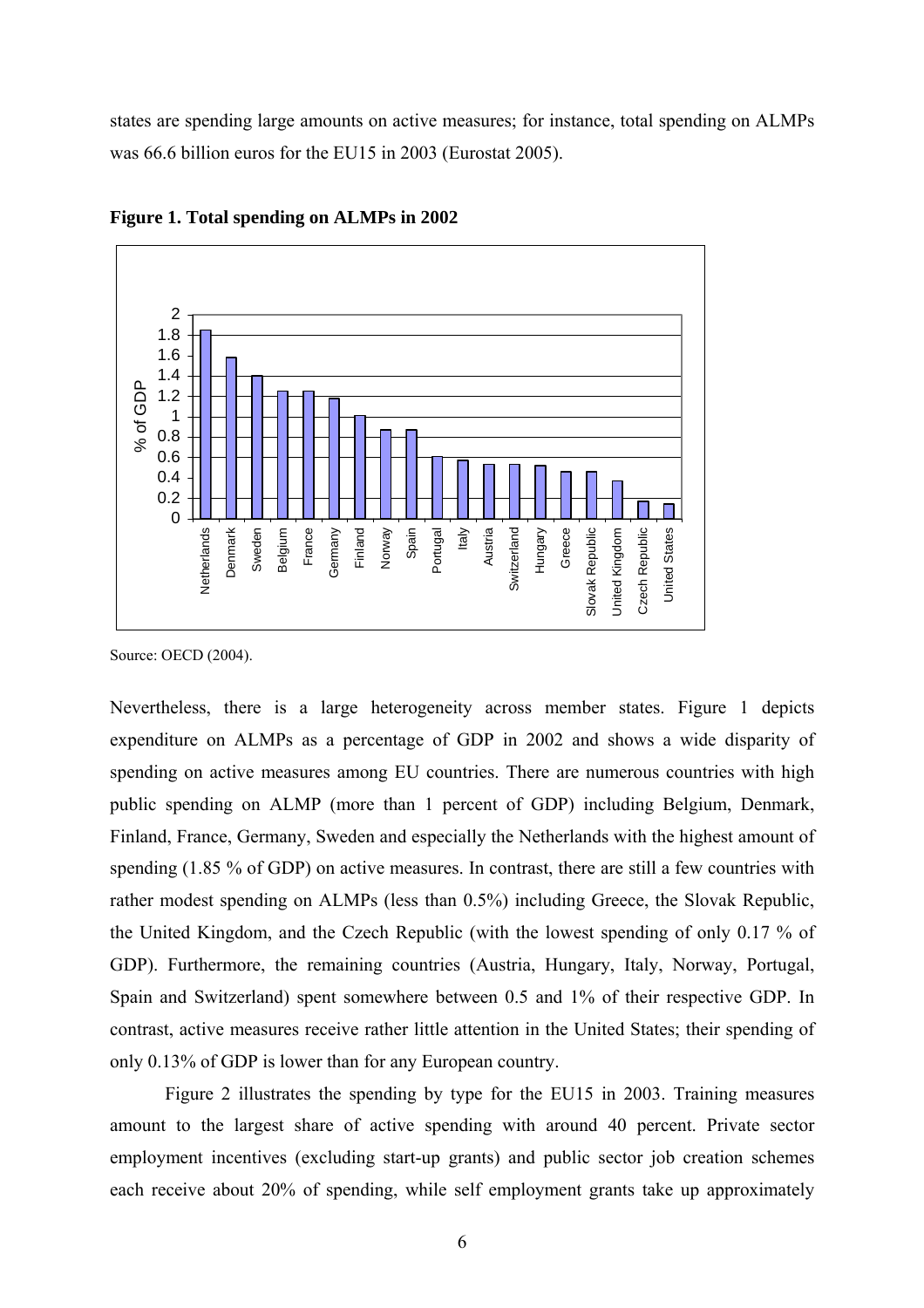states are spending large amounts on active measures; for instance, total spending on ALMPs was 66.6 billion euros for the EU15 in 2003 (Eurostat 2005).

**Figure 1. Total spending on ALMPs in 2002**

Source: OECD (2004).

Nevertheless, there is a large heterogeneity across member states. Figure 1 depicts expenditure on ALMPs as a percentage of GDP in 2002 and shows a wide disparity of spending on active measures among EU countries. There are numerous countries with high public spending on ALMP (more than 1 percent of GDP) including Belgium, Denmark, Finland, France, Germany, Sweden and especially the Netherlands with the highest amount of spending (1.85 % of GDP) on active measures. In contrast, there are still a few countries with rather modest spending on ALMPs (less than 0.5%) including Greece, the Slovak Republic, the United Kingdom, and the Czech Republic (with the lowest spending of only 0.17 % of GDP). Furthermore, the remaining countries (Austria, Hungary, Italy, Norway, Portugal, Spain and Switzerland) spent somewhere between 0.5 and 1% of their respective GDP. In contrast, active measures receive rather little attention in the United States; their spending of only 0.13% of GDP is lower than for any European country.

Figure 2 illustrates the spending by type for the EU15 in 2003. Training measures amount to the largest share of active spending with around 40 percent. Private sector employment incentives (excluding start-up grants) and public sector job creation schemes each receive about 20% of spending, while self employment grants take up approximately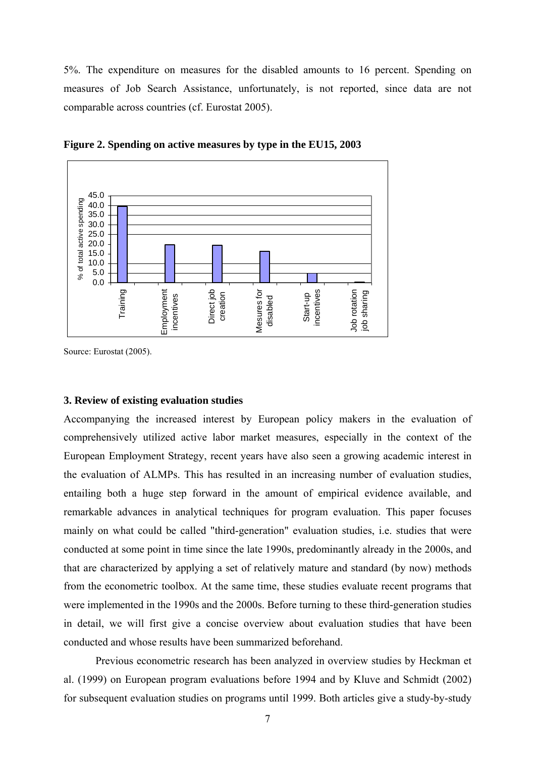5%. The expenditure on measures for the disabled amounts to 16 percent. Spending on measures of Job Search Assistance, unfortunately, is not reported, since data are not comparable across countries (cf. Eurostat 2005).

**Figure 2. Spending on active measures by type in the EU15, 2003**

Source: Eurostat (2005).

### 3. Review of existing evaluation studies

Accompanying the increased interest by European policy makers in the evaluation of comprehensively utilized active labor market measures, especially in the context of the European Employment Strategy, recent years have also seen a growing academic interest in the evaluation of ALMPs. This has resulted in an increasing number of evaluation studies, entailing both a huge step forward in the amount of empirical evidence available, and remarkable advances in analytical techniques for program evaluation. This paper focuses mainly on what could be called "third-generation" evaluation studies, i.e. studies that were conducted at some point in time since the late 1990s, predominantly already in the 2000s, and that are characterized by applying a set of relatively mature and standard (by now) methods from the econometric toolbox. At the same time, these studies evaluate recent programs that were implemented in the 1990s and the 2000s. Before turning to these third-generation studies in detail, we will first give a concise overview about evaluation studies that have been conducted and whose results have been summarized beforehand.

Previous econometric research has been analyzed in overview studies by Heckman et al. (1999) on European program evaluations before 1994 and by Kluve and Schmidt (2002) for subsequent evaluation studies on programs until 1999. Both articles give a study-by-study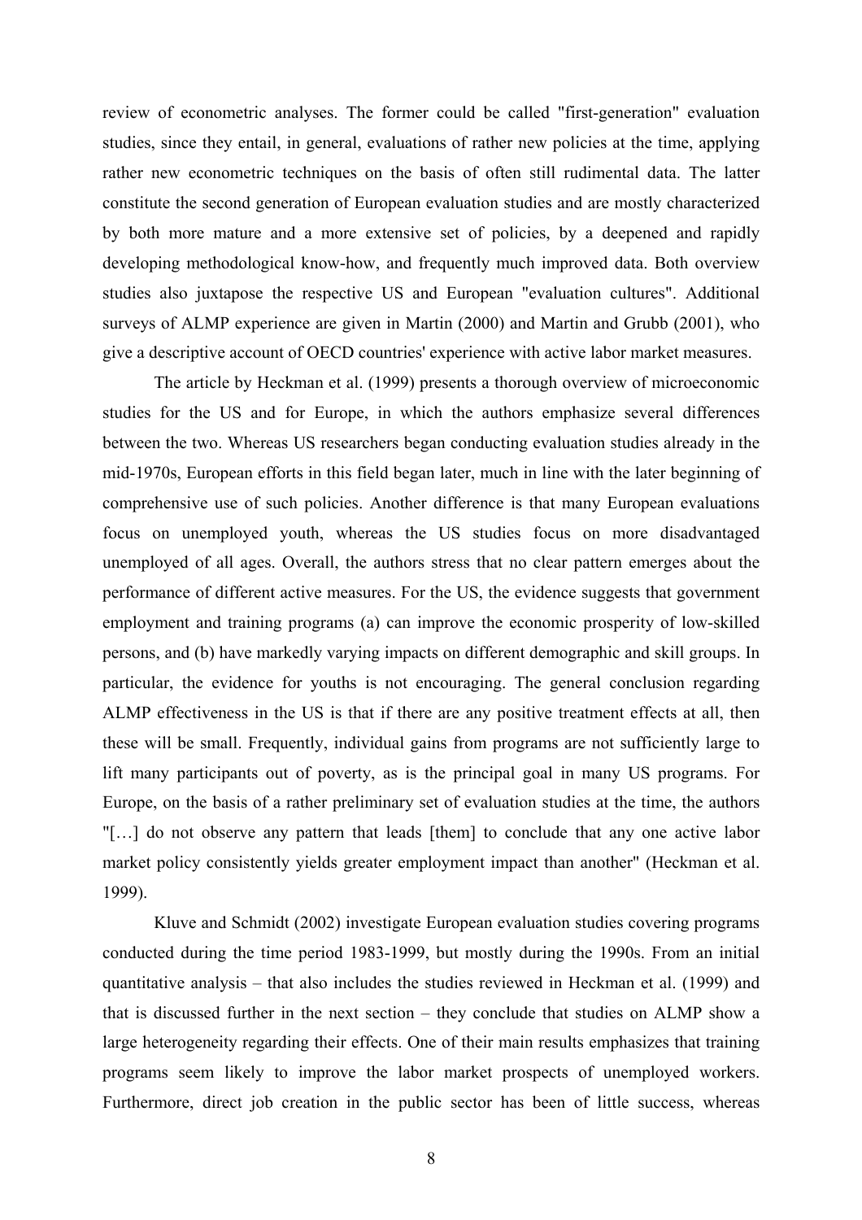review of econometric analyses. The former could be called "first-generation" evaluation studies, since they entail, in general, evaluations of rather new policies at the time, applying rather new econometric techniques on the basis of often still rudimental data. The latter constitute the second generation of European evaluation studies and are mostly characterized by both more mature and a more extensive set of policies, by a deepened and rapidly developing methodological know-how, and frequently much improved data. Both overview studies also juxtapose the respective US and European "evaluation cultures". Additional surveys of ALMP experience are given in Martin (2000) and Martin and Grubb (2001), who give a descriptive account of OECD countries' experience with active labor market measures.

The article by Heckman et al. (1999) presents a thorough overview of microeconomic studies for the US and for Europe, in which the authors emphasize several differences between the two. Whereas US researchers began conducting evaluation studies already in the mid-1970s, European efforts in this field began later, much in line with the later beginning of comprehensive use of such policies. Another difference is that many European evaluations focus on unemployed youth, whereas the US studies focus on more disadvantaged unemployed of all ages. Overall, the authors stress that no clear pattern emerges about the performance of different active measures. For the US, the evidence suggests that government employment and training programs (a) can improve the economic prosperity of low-skilled persons, and (b) have markedly varying impacts on different demographic and skill groups. In particular, the evidence for youths is not encouraging. The general conclusion regarding ALMP effectiveness in the US is that if there are any positive treatment effects at all, then these will be small. Frequently, individual gains from programs are not sufficiently large to lift many participants out of poverty, as is the principal goal in many US programs. For Europe, on the basis of a rather preliminary set of evaluation studies at the time, the authors "[…] do not observe any pattern that leads [them] to conclude that any one active labor market policy consistently yields greater employment impact than another" (Heckman et al. 1999).

Kluve and Schmidt (2002) investigate European evaluation studies covering programs conducted during the time period 1983-1999, but mostly during the 1990s. From an initial quantitative analysis – that also includes the studies reviewed in Heckman et al. (1999) and that is discussed further in the next section – they conclude that studies on ALMP show a large heterogeneity regarding their effects. One of their main results emphasizes that training programs seem likely to improve the labor market prospects of unemployed workers. Furthermore, direct job creation in the public sector has been of little success, whereas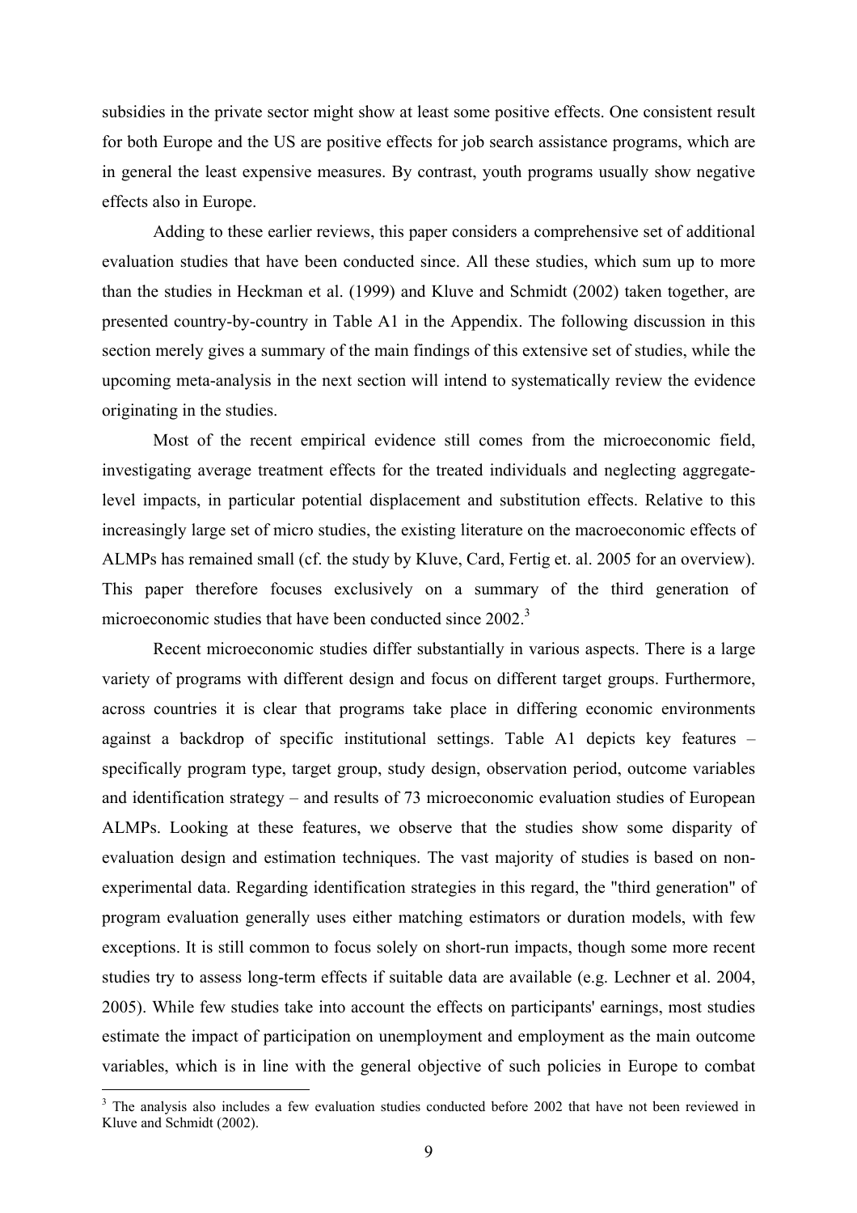subsidies in the private sector might show at least some positive effects. One consistent result for both Europe and the US are positive effects for job search assistance programs, which are in general the least expensive measures. By contrast, youth programs usually show negative effects also in Europe.

Adding to these earlier reviews, this paper considers a comprehensive set of additional evaluation studies that have been conducted since. All these studies, which sum up to more than the studies in Heckman et al. (1999) and Kluve and Schmidt (2002) taken together, are presented country-by-country in Table A1 in the Appendix. The following discussion in this section merely gives a summary of the main findings of this extensive set of studies, while the upcoming meta-analysis in the next section will intend to systematically review the evidence originating in the studies.

Most of the recent empirical evidence still comes from the microeconomic field, investigating average treatment effects for the treated individuals and neglecting aggregate-level impacts, in particular potential displacement and substitution effects. Relative to this increasingly large set of micro studies, the existing literature on the macroeconomic effects of ALMPs has remained small (cf. the study by Kluve, Card, Fertig et. al. 2005 for an overview). This paper therefore focuses exclusively on a summary of the third generation of microeconomic studies that have been conducted since 2002.[3]

Recent microeconomic studies differ substantially in various aspects. There is a large variety of programs with different design and focus on different target groups. Furthermore, across countries it is clear that programs take place in differing economic environments against a backdrop of specific institutional settings. Table A1 depicts key features – specifically program type, target group, study design, observation period, outcome variables and identification strategy – and results of 73 microeconomic evaluation studies of European ALMPs. Looking at these features, we observe that the studies show some disparity of evaluation design and estimation techniques. The vast majority of studies is based on non-experimental data. Regarding identification strategies in this regard, the "third generation" of program evaluation generally uses either matching estimators or duration models, with few exceptions. It is still common to focus solely on short-run impacts, though some more recent studies try to assess long-term effects if suitable data are available (e.g. Lechner et al. 2004, 2005). While few studies take into account the effects on participants' earnings, most studies estimate the impact of participation on unemployment and employment as the main outcome variables, which is in line with the general objective of such policies in Europe to combat

[3] The analysis also includes a few evaluation studies conducted before 2002 that have not been reviewed in Kluve and Schmidt (2002).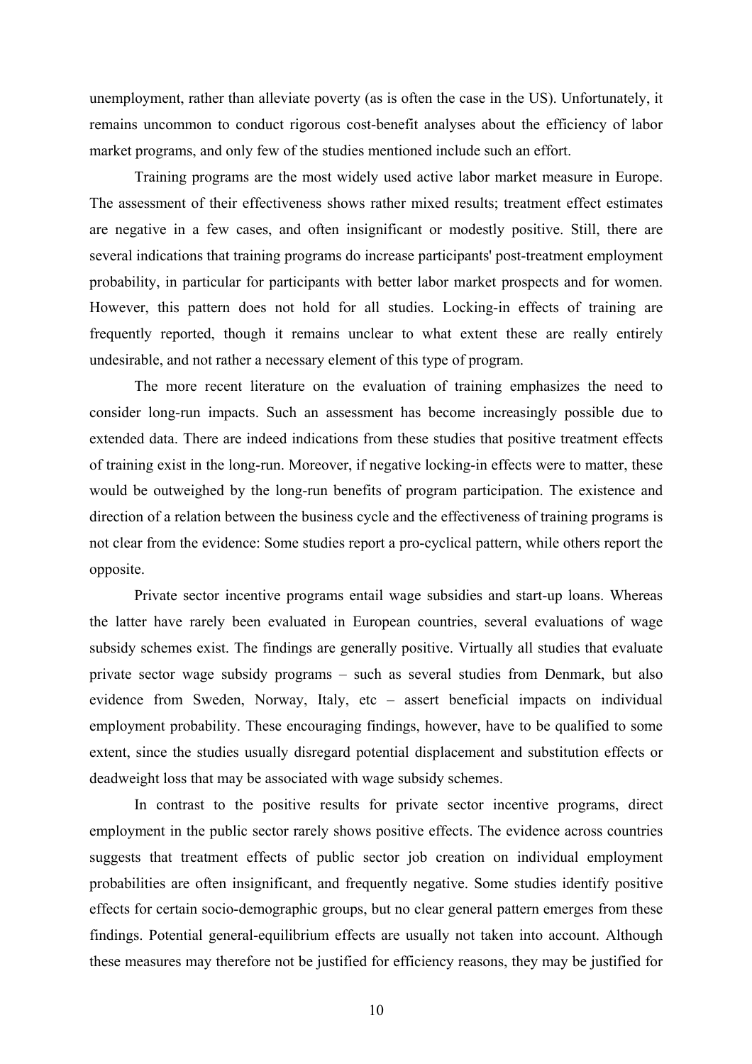unemployment, rather than alleviate poverty (as is often the case in the US). Unfortunately, it remains uncommon to conduct rigorous cost-benefit analyses about the efficiency of labor market programs, and only few of the studies mentioned include such an effort.

Training programs are the most widely used active labor market measure in Europe. The assessment of their effectiveness shows rather mixed results; treatment effect estimates are negative in a few cases, and often insignificant or modestly positive. Still, there are several indications that training programs do increase participants' post-treatment employment probability, in particular for participants with better labor market prospects and for women. However, this pattern does not hold for all studies. Locking-in effects of training are frequently reported, though it remains unclear to what extent these are really entirely undesirable, and not rather a necessary element of this type of program.

The more recent literature on the evaluation of training emphasizes the need to consider long-run impacts. Such an assessment has become increasingly possible due to extended data. There are indeed indications from these studies that positive treatment effects of training exist in the long-run. Moreover, if negative locking-in effects were to matter, these would be outweighed by the long-run benefits of program participation. The existence and direction of a relation between the business cycle and the effectiveness of training programs is not clear from the evidence: Some studies report a pro-cyclical pattern, while others report the opposite.

Private sector incentive programs entail wage subsidies and start-up loans. Whereas the latter have rarely been evaluated in European countries, several evaluations of wage subsidy schemes exist. The findings are generally positive. Virtually all studies that evaluate private sector wage subsidy programs – such as several studies from Denmark, but also evidence from Sweden, Norway, Italy, etc – assert beneficial impacts on individual employment probability. These encouraging findings, however, have to be qualified to some extent, since the studies usually disregard potential displacement and substitution effects or deadweight loss that may be associated with wage subsidy schemes.

In contrast to the positive results for private sector incentive programs, direct employment in the public sector rarely shows positive effects. The evidence across countries suggests that treatment effects of public sector job creation on individual employment probabilities are often insignificant, and frequently negative. Some studies identify positive effects for certain socio-demographic groups, but no clear general pattern emerges from these findings. Potential general-equilibrium effects are usually not taken into account. Although these measures may therefore not be justified for efficiency reasons, they may be justified for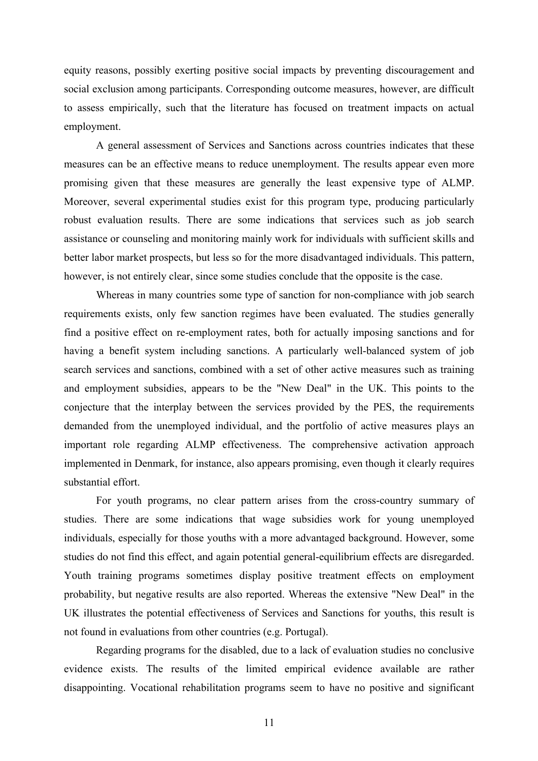equity reasons, possibly exerting positive social impacts by preventing discouragement and social exclusion among participants. Corresponding outcome measures, however, are difficult to assess empirically, such that the literature has focused on treatment impacts on actual employment.

A general assessment of Services and Sanctions across countries indicates that these measures can be an effective means to reduce unemployment. The results appear even more promising given that these measures are generally the least expensive type of ALMP. Moreover, several experimental studies exist for this program type, producing particularly robust evaluation results. There are some indications that services such as job search assistance or counseling and monitoring mainly work for individuals with sufficient skills and better labor market prospects, but less so for the more disadvantaged individuals. This pattern, however, is not entirely clear, since some studies conclude that the opposite is the case.

Whereas in many countries some type of sanction for non-compliance with job search requirements exists, only few sanction regimes have been evaluated. The studies generally find a positive effect on re-employment rates, both for actually imposing sanctions and for having a benefit system including sanctions. A particularly well-balanced system of job search services and sanctions, combined with a set of other active measures such as training and employment subsidies, appears to be the "New Deal" in the UK. This points to the conjecture that the interplay between the services provided by the PES, the requirements demanded from the unemployed individual, and the portfolio of active measures plays an important role regarding ALMP effectiveness. The comprehensive activation approach implemented in Denmark, for instance, also appears promising, even though it clearly requires substantial effort.

For youth programs, no clear pattern arises from the cross-country summary of studies. There are some indications that wage subsidies work for young unemployed individuals, especially for those youths with a more advantaged background. However, some studies do not find this effect, and again potential general-equilibrium effects are disregarded. Youth training programs sometimes display positive treatment effects on employment probability, but negative results are also reported. Whereas the extensive "New Deal" in the UK illustrates the potential effectiveness of Services and Sanctions for youths, this result is not found in evaluations from other countries (e.g. Portugal).

Regarding programs for the disabled, due to a lack of evaluation studies no conclusive evidence exists. The results of the limited empirical evidence available are rather disappointing. Vocational rehabilitation programs seem to have no positive and significant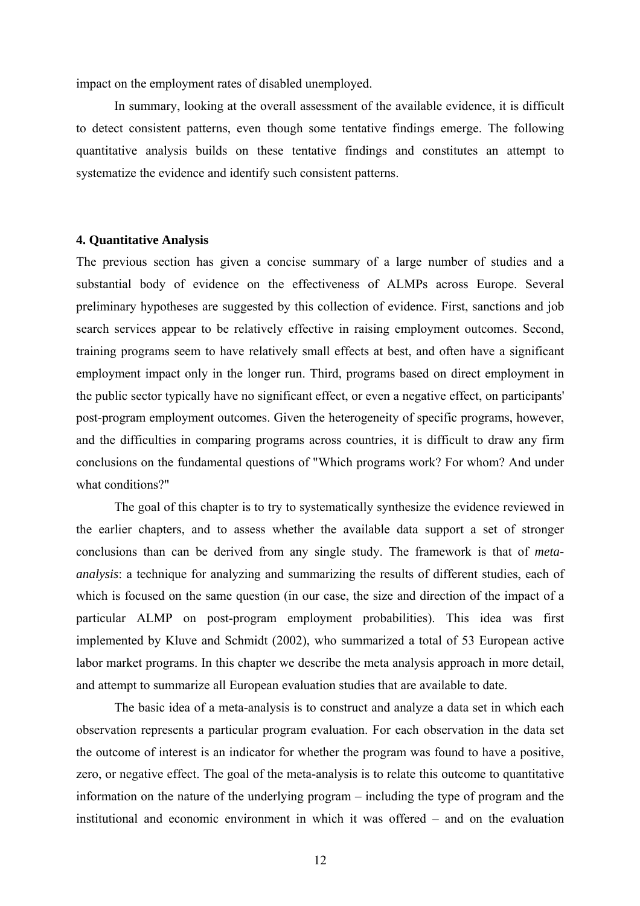impact on the employment rates of disabled unemployed.

In summary, looking at the overall assessment of the available evidence, it is difficult to detect consistent patterns, even though some tentative findings emerge. The following quantitative analysis builds on these tentative findings and constitutes an attempt to systematize the evidence and identify such consistent patterns.

### 4. Quantitative Analysis

The previous section has given a concise summary of a large number of studies and a substantial body of evidence on the effectiveness of ALMPs across Europe. Several preliminary hypotheses are suggested by this collection of evidence. First, sanctions and job search services appear to be relatively effective in raising employment outcomes. Second, training programs seem to have relatively small effects at best, and often have a significant employment impact only in the longer run. Third, programs based on direct employment in the public sector typically have no significant effect, or even a negative effect, on participants' post-program employment outcomes. Given the heterogeneity of specific programs, however, and the difficulties in comparing programs across countries, it is difficult to draw any firm conclusions on the fundamental questions of "Which programs work? For whom? And under what conditions?"

The goal of this chapter is to try to systematically synthesize the evidence reviewed in the earlier chapters, and to assess whether the available data support a set of stronger conclusions than can be derived from any single study. The framework is that of *meta-analysis*: a technique for analyzing and summarizing the results of different studies, each of which is focused on the same question (in our case, the size and direction of the impact of a particular ALMP on post-program employment probabilities). This idea was first implemented by Kluve and Schmidt (2002), who summarized a total of 53 European active labor market programs. In this chapter we describe the meta analysis approach in more detail, and attempt to summarize all European evaluation studies that are available to date.

The basic idea of a meta-analysis is to construct and analyze a data set in which each observation represents a particular program evaluation. For each observation in the data set the outcome of interest is an indicator for whether the program was found to have a positive, zero, or negative effect. The goal of the meta-analysis is to relate this outcome to quantitative information on the nature of the underlying program – including the type of program and the institutional and economic environment in which it was offered – and on the evaluation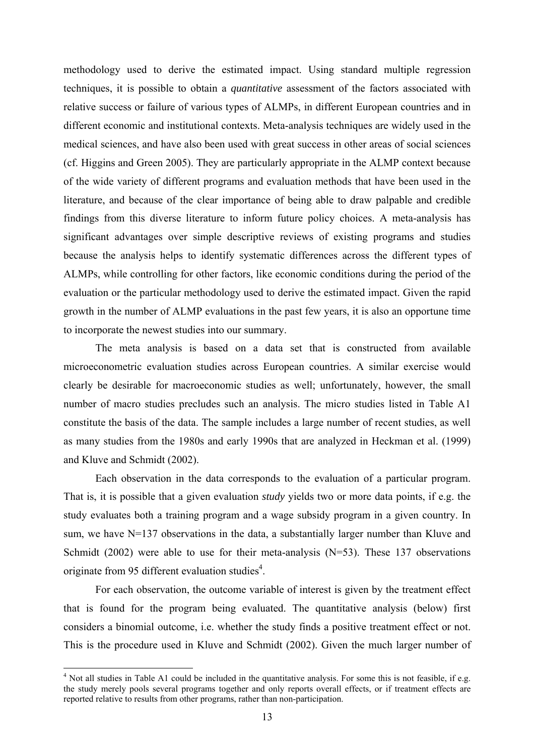methodology used to derive the estimated impact. Using standard multiple regression techniques, it is possible to obtain a *quantitative* assessment of the factors associated with relative success or failure of various types of ALMPs, in different European countries and in different economic and institutional contexts. Meta-analysis techniques are widely used in the medical sciences, and have also been used with great success in other areas of social sciences (cf. Higgins and Green 2005). They are particularly appropriate in the ALMP context because of the wide variety of different programs and evaluation methods that have been used in the literature, and because of the clear importance of being able to draw palpable and credible findings from this diverse literature to inform future policy choices. A meta-analysis has significant advantages over simple descriptive reviews of existing programs and studies because the analysis helps to identify systematic differences across the different types of ALMPs, while controlling for other factors, like economic conditions during the period of the evaluation or the particular methodology used to derive the estimated impact. Given the rapid growth in the number of ALMP evaluations in the past few years, it is also an opportune time to incorporate the newest studies into our summary.

The meta analysis is based on a data set that is constructed from available microeconometric evaluation studies across European countries. A similar exercise would clearly be desirable for macroeconomic studies as well; unfortunately, however, the small number of macro studies precludes such an analysis. The micro studies listed in Table A1 constitute the basis of the data. The sample includes a large number of recent studies, as well as many studies from the 1980s and early 1990s that are analyzed in Heckman et al. (1999) and Kluve and Schmidt (2002).

Each observation in the data corresponds to the evaluation of a particular program. That is, it is possible that a given evaluation *study* yields two or more data points, if e.g. the study evaluates both a training program and a wage subsidy program in a given country. In sum, we have N=137 observations in the data, a substantially larger number than Kluve and Schmidt (2002) were able to use for their meta-analysis (N=53). These 137 observations originate from 95 different evaluation studies[4].

For each observation, the outcome variable of interest is given by the treatment effect that is found for the program being evaluated. The quantitative analysis (below) first considers a binomial outcome, i.e. whether the study finds a positive treatment effect or not. This is the procedure used in Kluve and Schmidt (2002). Given the much larger number of

[4] Not all studies in Table A1 could be included in the quantitative analysis. For some this is not feasible, if e.g. the study merely pools several programs together and only reports overall effects, or if treatment effects are reported relative to results from other programs, rather than non-participation.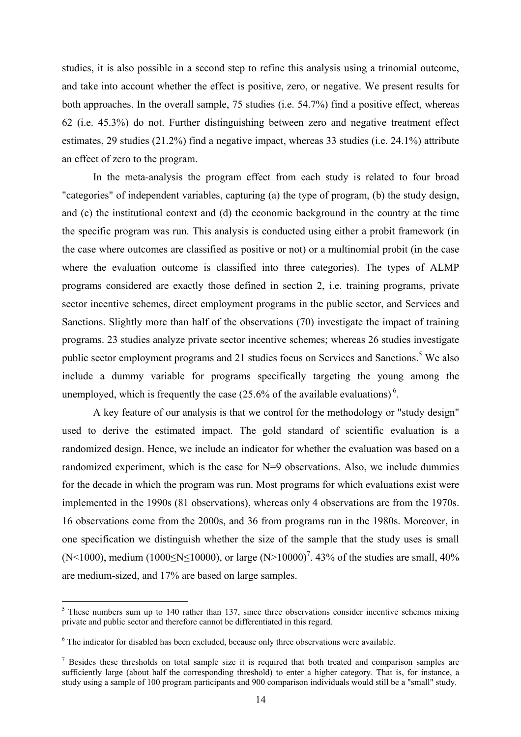studies, it is also possible in a second step to refine this analysis using a trinomial outcome, and take into account whether the effect is positive, zero, or negative. We present results for both approaches. In the overall sample, 75 studies (i.e. 54.7%) find a positive effect, whereas 62 (i.e. 45.3%) do not. Further distinguishing between zero and negative treatment effect estimates, 29 studies (21.2%) find a negative impact, whereas 33 studies (i.e. 24.1%) attribute an effect of zero to the program.

In the meta-analysis the program effect from each study is related to four broad "categories" of independent variables, capturing (a) the type of program, (b) the study design, and (c) the institutional context and (d) the economic background in the country at the time the specific program was run. This analysis is conducted using either a probit framework (in the case where outcomes are classified as positive or not) or a multinomial probit (in the case where the evaluation outcome is classified into three categories). The types of ALMP programs considered are exactly those defined in section 2, i.e. training programs, private sector incentive schemes, direct employment programs in the public sector, and Services and Sanctions. Slightly more than half of the observations (70) investigate the impact of training programs. 23 studies analyze private sector incentive schemes; whereas 26 studies investigate public sector employment programs and 21 studies focus on Services and Sanctions.[5] We also include a dummy variable for programs specifically targeting the young among the unemployed, which is frequently the case (25.6% of the available evaluations)[6].

A key feature of our analysis is that we control for the methodology or "study design" used to derive the estimated impact. The gold standard of scientific evaluation is a randomized design. Hence, we include an indicator for whether the evaluation was based on a randomized experiment, which is the case for N=9 observations. Also, we include dummies for the decade in which the program was run. Most programs for which evaluations exist were implemented in the 1990s (81 observations), whereas only 4 observations are from the 1970s. 16 observations come from the 2000s, and 36 from programs run in the 1980s. Moreover, in one specification we distinguish whether the size of the sample that the study uses is small ($N<1000$), medium ($1000 \leq N \leq 10000$), or large ($N>10000$)[7]. 43% of the studies are small, 40% are medium-sized, and 17% are based on large samples.

---

[5] These numbers sum up to 140 rather than 137, since three observations consider incentive schemes mixing private and public sector and therefore cannot be differentiated in this regard.

[6] The indicator for disabled has been excluded, because only three observations were available.

[7] Besides these thresholds on total sample size it is required that both treated and comparison samples are sufficiently large (about half the corresponding threshold) to enter a higher category. That is, for instance, a study using a sample of 100 program participants and 900 comparison individuals would still be a "small" study.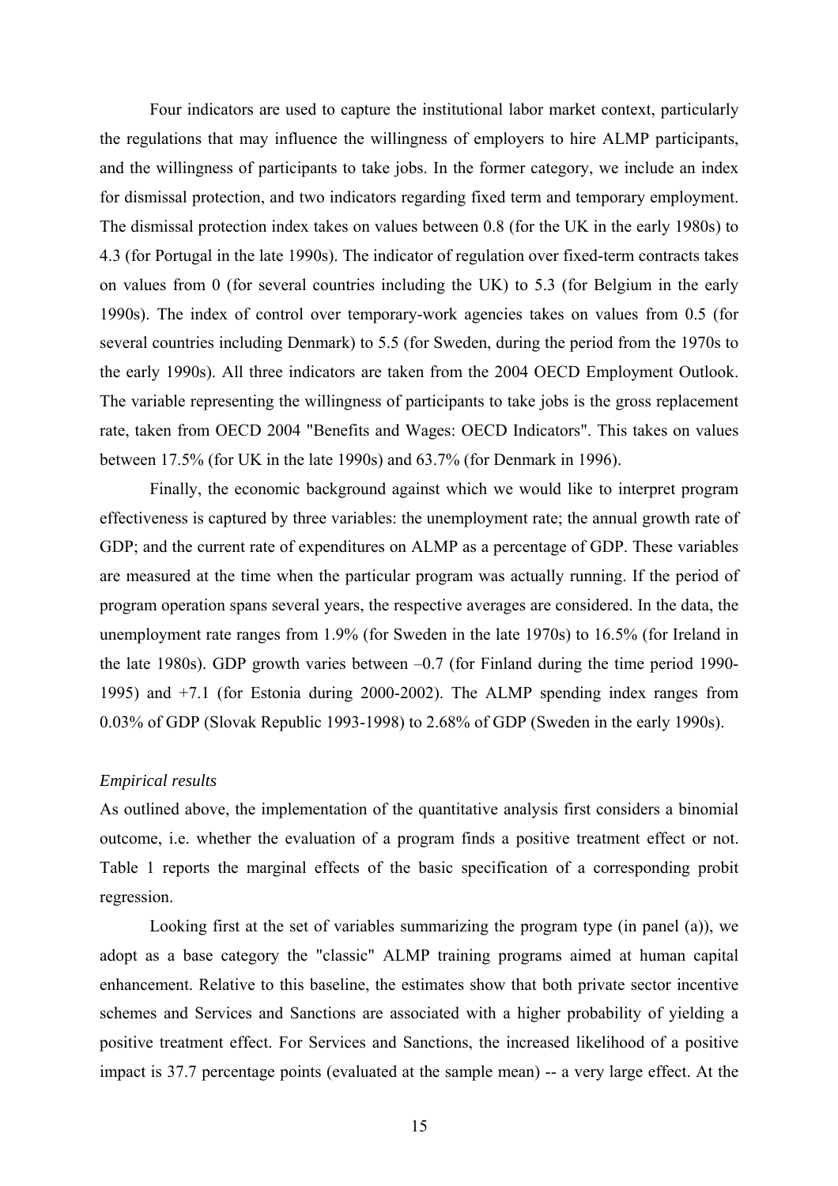Four indicators are used to capture the institutional labor market context, particularly the regulations that may influence the willingness of employers to hire ALMP participants, and the willingness of participants to take jobs. In the former category, we include an index for dismissal protection, and two indicators regarding fixed term and temporary employment. The dismissal protection index takes on values between 0.8 (for the UK in the early 1980s) to 4.3 (for Portugal in the late 1990s). The indicator of regulation over fixed-term contracts takes on values from 0 (for several countries including the UK) to 5.3 (for Belgium in the early 1990s). The index of control over temporary-work agencies takes on values from 0.5 (for several countries including Denmark) to 5.5 (for Sweden, during the period from the 1970s to the early 1990s). All three indicators are taken from the 2004 OECD Employment Outlook. The variable representing the willingness of participants to take jobs is the gross replacement rate, taken from OECD 2004 "Benefits and Wages: OECD Indicators". This takes on values between 17.5% (for UK in the late 1990s) and 63.7% (for Denmark in 1996).

Finally, the economic background against which we would like to interpret program effectiveness is captured by three variables: the unemployment rate; the annual growth rate of GDP; and the current rate of expenditures on ALMP as a percentage of GDP. These variables are measured at the time when the particular program was actually running. If the period of program operation spans several years, the respective averages are considered. In the data, the unemployment rate ranges from 1.9% (for Sweden in the late 1970s) to 16.5% (for Ireland in the late 1980s). GDP growth varies between –0.7 (for Finland during the time period 1990-1995) and +7.1 (for Estonia during 2000-2002). The ALMP spending index ranges from 0.03% of GDP (Slovak Republic 1993-1998) to 2.68% of GDP (Sweden in the early 1990s).

*Empirical results*

As outlined above, the implementation of the quantitative analysis first considers a binomial outcome, i.e. whether the evaluation of a program finds a positive treatment effect or not. Table 1 reports the marginal effects of the basic specification of a corresponding probit regression.

Looking first at the set of variables summarizing the program type (in panel (a)), we adopt as a base category the "classic" ALMP training programs aimed at human capital enhancement. Relative to this baseline, the estimates show that both private sector incentive schemes and Services and Sanctions are associated with a higher probability of yielding a positive treatment effect. For Services and Sanctions, the increased likelihood of a positive impact is 37.7 percentage points (evaluated at the sample mean) -- a very large effect. At the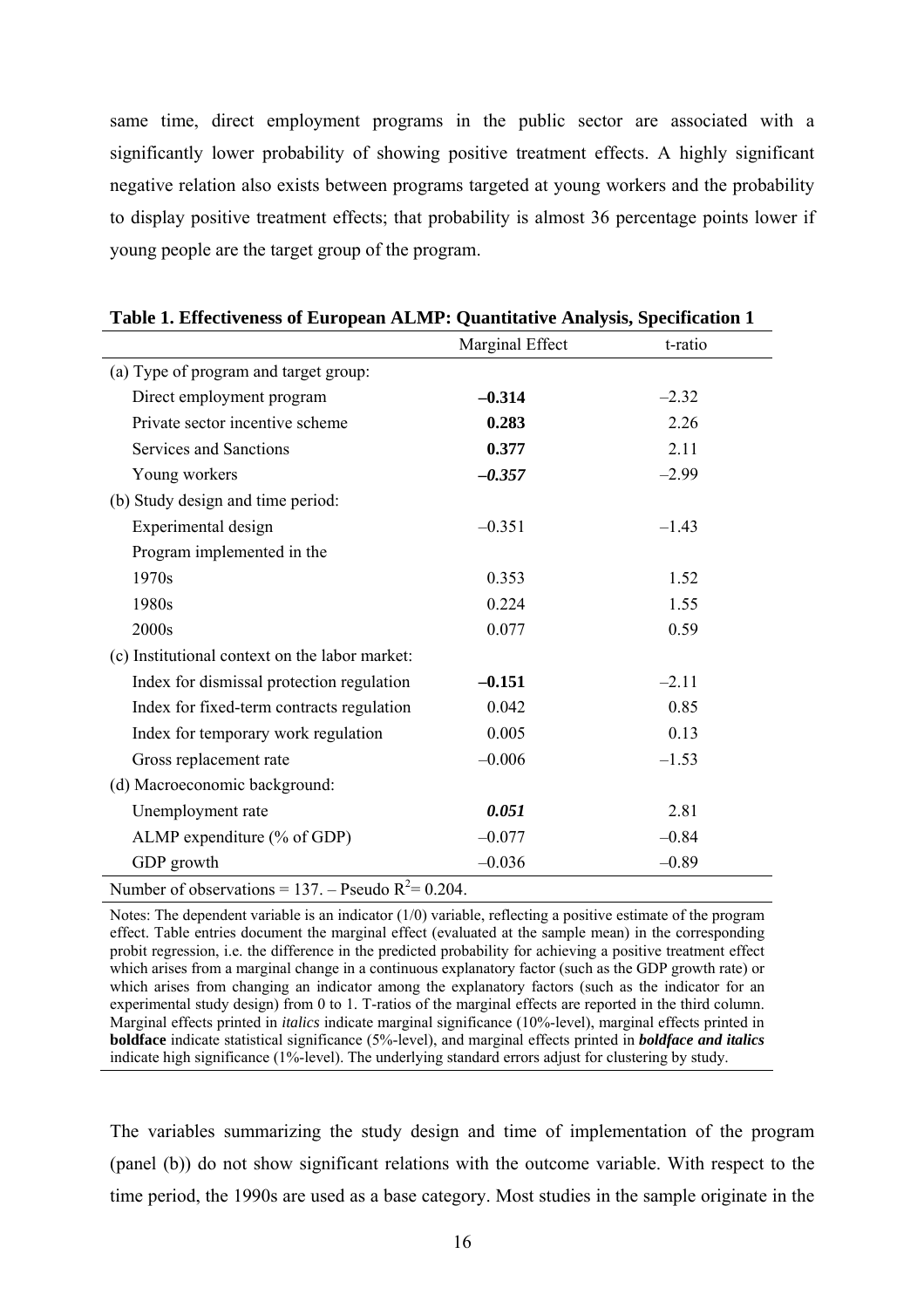same time, direct employment programs in the public sector are associated with a significantly lower probability of showing positive treatment effects. A highly significant negative relation also exists between programs targeted at young workers and the probability to display positive treatment effects; that probability is almost 36 percentage points lower if young people are the target group of the program.

**Table 1. Effectiveness of European ALMP: Quantitative Analysis, Specification 1**

| | Marginal Effect | t-ratio |
|---|---|---|
| (a) Type of program and target group: | | |
| Direct employment program | **–0.314** | –2.32 |
| Private sector incentive scheme | **0.283** | 2.26 |
| Services and Sanctions | **0.377** | 2.11 |
| Young workers | ***–0.357*** | –2.99 |
| (b) Study design and time period: | | |
| Experimental design | –0.351 | –1.43 |
| Program implemented in the | | |
| 1970s | 0.353 | 1.52 |
| 1980s | 0.224 | 1.55 |
| 2000s | 0.077 | 0.59 |
| (c) Institutional context on the labor market: | | |
| Index for dismissal protection regulation | **–0.151** | –2.11 |
| Index for fixed-term contracts regulation | 0.042 | 0.85 |
| Index for temporary work regulation | 0.005 | 0.13 |
| Gross replacement rate | –0.006 | –1.53 |
| (d) Macroeconomic background: | | |
| Unemployment rate | ***0.051*** | 2.81 |
| ALMP expenditure (% of GDP) | –0.077 | –0.84 |
| GDP growth | –0.036 | –0.89 |
| Number of observations = 137. – Pseudo $R^2$ = 0.204. | | |

Notes: The dependent variable is an indicator (1/0) variable, reflecting a positive estimate of the program effect. Table entries document the marginal effect (evaluated at the sample mean) in the corresponding probit regression, i.e. the difference in the predicted probability for achieving a positive treatment effect which arises from a marginal change in a continuous explanatory factor (such as the GDP growth rate) or which arises from changing an indicator among the explanatory factors (such as the indicator for an experimental study design) from 0 to 1. T-ratios of the marginal effects are reported in the third column. Marginal effects printed in *italics* indicate marginal significance (10%-level), marginal effects printed in **boldface** indicate statistical significance (5%-level), and marginal effects printed in ***boldface and italics*** indicate high significance (1%-level). The underlying standard errors adjust for clustering by study.

The variables summarizing the study design and time of implementation of the program (panel (b)) do not show significant relations with the outcome variable. With respect to the time period, the 1990s are used as a base category. Most studies in the sample originate in the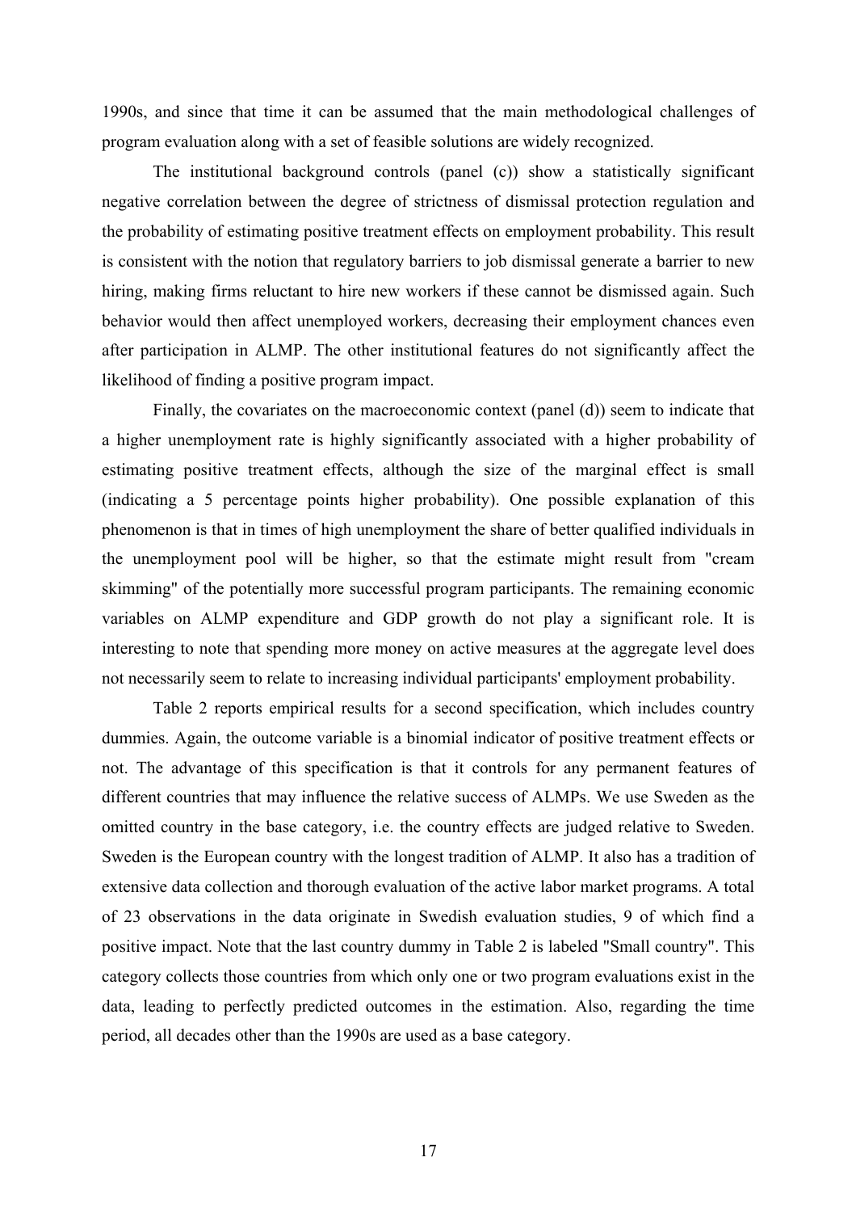1990s, and since that time it can be assumed that the main methodological challenges of program evaluation along with a set of feasible solutions are widely recognized.

The institutional background controls (panel (c)) show a statistically significant negative correlation between the degree of strictness of dismissal protection regulation and the probability of estimating positive treatment effects on employment probability. This result is consistent with the notion that regulatory barriers to job dismissal generate a barrier to new hiring, making firms reluctant to hire new workers if these cannot be dismissed again. Such behavior would then affect unemployed workers, decreasing their employment chances even after participation in ALMP. The other institutional features do not significantly affect the likelihood of finding a positive program impact.

Finally, the covariates on the macroeconomic context (panel (d)) seem to indicate that a higher unemployment rate is highly significantly associated with a higher probability of estimating positive treatment effects, although the size of the marginal effect is small (indicating a 5 percentage points higher probability). One possible explanation of this phenomenon is that in times of high unemployment the share of better qualified individuals in the unemployment pool will be higher, so that the estimate might result from "cream skimming" of the potentially more successful program participants. The remaining economic variables on ALMP expenditure and GDP growth do not play a significant role. It is interesting to note that spending more money on active measures at the aggregate level does not necessarily seem to relate to increasing individual participants' employment probability.

Table 2 reports empirical results for a second specification, which includes country dummies. Again, the outcome variable is a binomial indicator of positive treatment effects or not. The advantage of this specification is that it controls for any permanent features of different countries that may influence the relative success of ALMPs. We use Sweden as the omitted country in the base category, i.e. the country effects are judged relative to Sweden. Sweden is the European country with the longest tradition of ALMP. It also has a tradition of extensive data collection and thorough evaluation of the active labor market programs. A total of 23 observations in the data originate in Swedish evaluation studies, 9 of which find a positive impact. Note that the last country dummy in Table 2 is labeled "Small country". This category collects those countries from which only one or two program evaluations exist in the data, leading to perfectly predicted outcomes in the estimation. Also, regarding the time period, all decades other than the 1990s are used as a base category.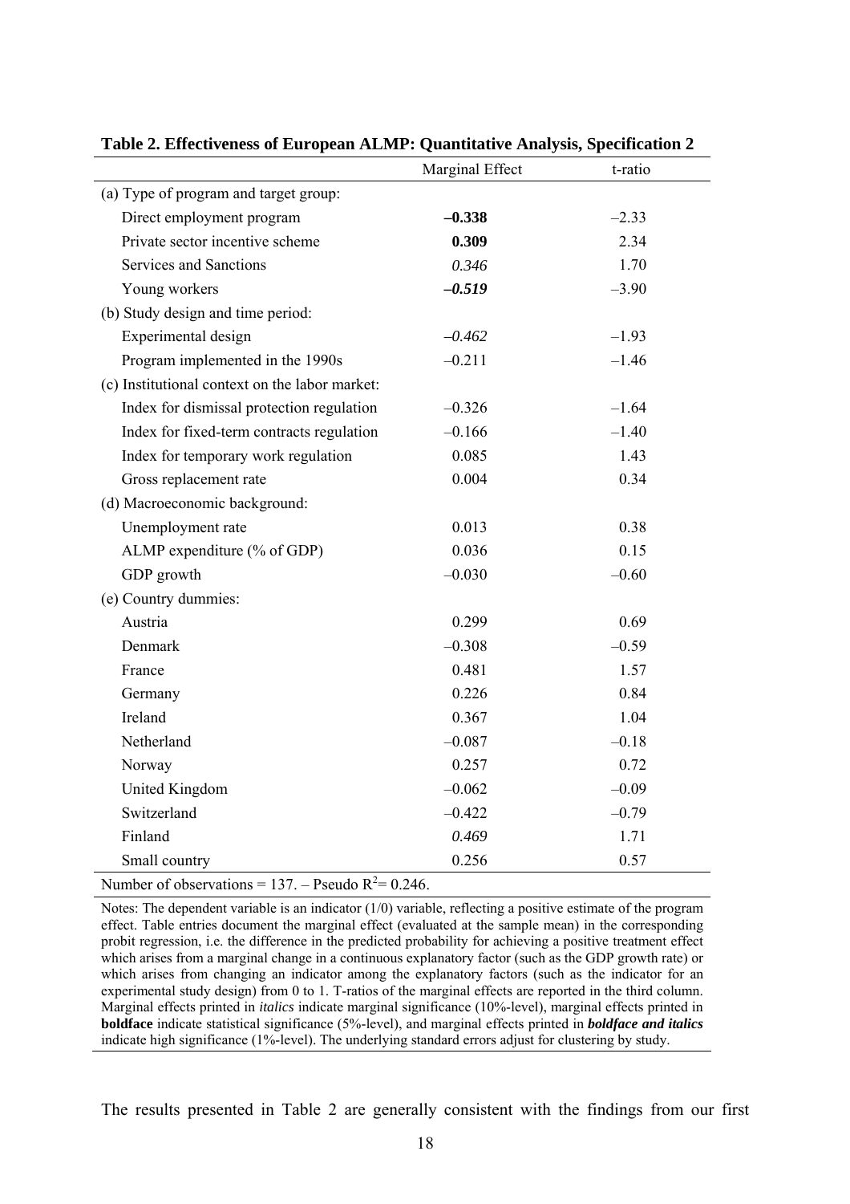**Table 2. Effectiveness of European ALMP: Quantitative Analysis, Specification 2**

| | Marginal Effect | t-ratio |
|---|---|---|
| (a) Type of program and target group: | | |
| Direct employment program | **–0.338** | –2.33 |
| Private sector incentive scheme | **0.309** | 2.34 |
| Services and Sanctions | *0.346* | 1.70 |
| Young workers | ***–0.519*** | –3.90 |
| (b) Study design and time period: | | |
| Experimental design | *–0.462* | –1.93 |
| Program implemented in the 1990s | –0.211 | –1.46 |
| (c) Institutional context on the labor market: | | |
| Index for dismissal protection regulation | –0.326 | –1.64 |
| Index for fixed-term contracts regulation | –0.166 | –1.40 |
| Index for temporary work regulation | 0.085 | 1.43 |
| Gross replacement rate | 0.004 | 0.34 |
| (d) Macroeconomic background: | | |
| Unemployment rate | 0.013 | 0.38 |
| ALMP expenditure (% of GDP) | 0.036 | 0.15 |
| GDP growth | –0.030 | –0.60 |
| (e) Country dummies: | | |
| Austria | 0.299 | 0.69 |
| Denmark | –0.308 | –0.59 |
| France | 0.481 | 1.57 |
| Germany | 0.226 | 0.84 |
| Ireland | 0.367 | 1.04 |
| Netherland | –0.087 | –0.18 |
| Norway | 0.257 | 0.72 |
| United Kingdom | –0.062 | –0.09 |
| Switzerland | –0.422 | –0.79 |
| Finland | *0.469* | 1.71 |
| Small country | 0.256 | 0.57 |

Number of observations = 137. – Pseudo $R^2$= 0.246.

Notes: The dependent variable is an indicator (1/0) variable, reflecting a positive estimate of the program effect. Table entries document the marginal effect (evaluated at the sample mean) in the corresponding probit regression, i.e. the difference in the predicted probability for achieving a positive treatment effect which arises from a marginal change in a continuous explanatory factor (such as the GDP growth rate) or which arises from changing an indicator among the explanatory factors (such as the indicator for an experimental study design) from 0 to 1. T-ratios of the marginal effects are reported in the third column. Marginal effects printed in *italics* indicate marginal significance (10%-level), marginal effects printed in **boldface** indicate statistical significance (5%-level), and marginal effects printed in ***boldface and italics*** indicate high significance (1%-level). The underlying standard errors adjust for clustering by study.

The results presented in Table 2 are generally consistent with the findings from our first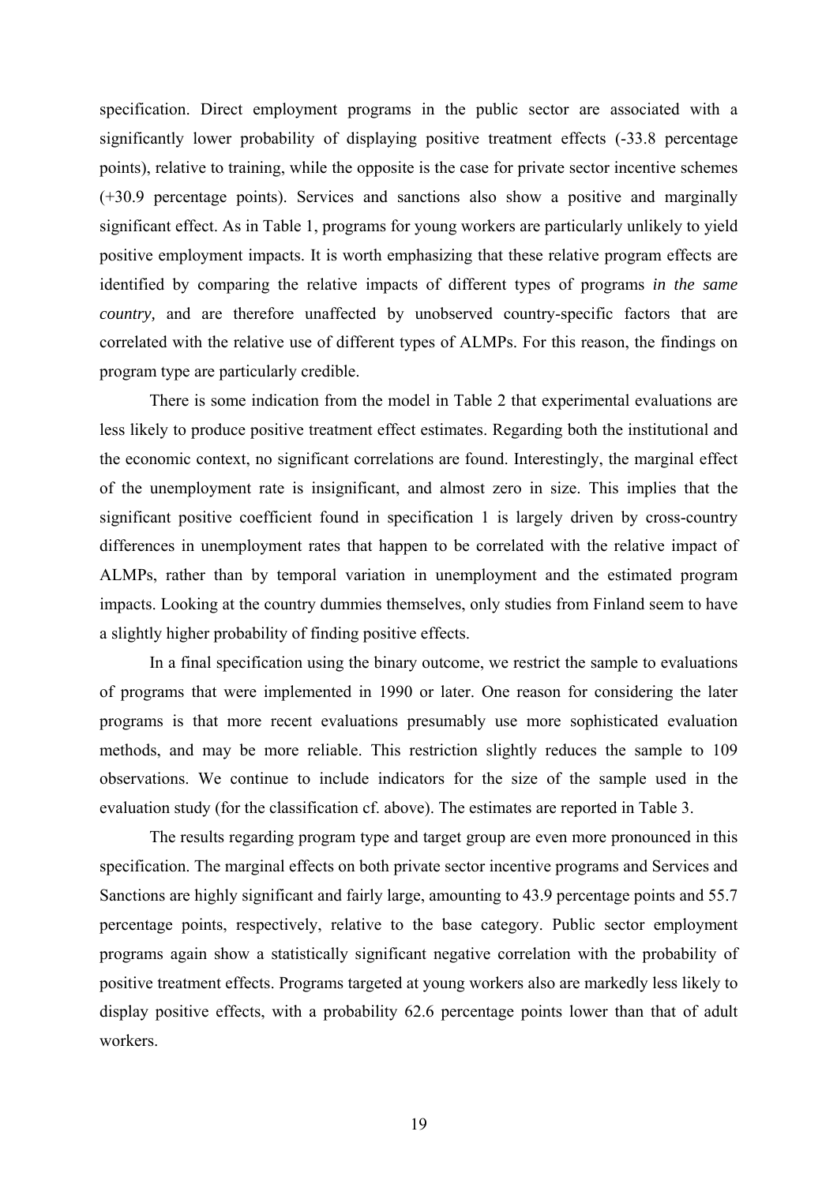specification. Direct employment programs in the public sector are associated with a significantly lower probability of displaying positive treatment effects (-33.8 percentage points), relative to training, while the opposite is the case for private sector incentive schemes (+30.9 percentage points). Services and sanctions also show a positive and marginally significant effect. As in Table 1, programs for young workers are particularly unlikely to yield positive employment impacts. It is worth emphasizing that these relative program effects are identified by comparing the relative impacts of different types of programs *in the same country,* and are therefore unaffected by unobserved country-specific factors that are correlated with the relative use of different types of ALMPs. For this reason, the findings on program type are particularly credible.

There is some indication from the model in Table 2 that experimental evaluations are less likely to produce positive treatment effect estimates. Regarding both the institutional and the economic context, no significant correlations are found. Interestingly, the marginal effect of the unemployment rate is insignificant, and almost zero in size. This implies that the significant positive coefficient found in specification 1 is largely driven by cross-country differences in unemployment rates that happen to be correlated with the relative impact of ALMPs, rather than by temporal variation in unemployment and the estimated program impacts. Looking at the country dummies themselves, only studies from Finland seem to have a slightly higher probability of finding positive effects.

In a final specification using the binary outcome, we restrict the sample to evaluations of programs that were implemented in 1990 or later. One reason for considering the later programs is that more recent evaluations presumably use more sophisticated evaluation methods, and may be more reliable. This restriction slightly reduces the sample to 109 observations. We continue to include indicators for the size of the sample used in the evaluation study (for the classification cf. above). The estimates are reported in Table 3.

The results regarding program type and target group are even more pronounced in this specification. The marginal effects on both private sector incentive programs and Services and Sanctions are highly significant and fairly large, amounting to 43.9 percentage points and 55.7 percentage points, respectively, relative to the base category. Public sector employment programs again show a statistically significant negative correlation with the probability of positive treatment effects. Programs targeted at young workers also are markedly less likely to display positive effects, with a probability 62.6 percentage points lower than that of adult workers.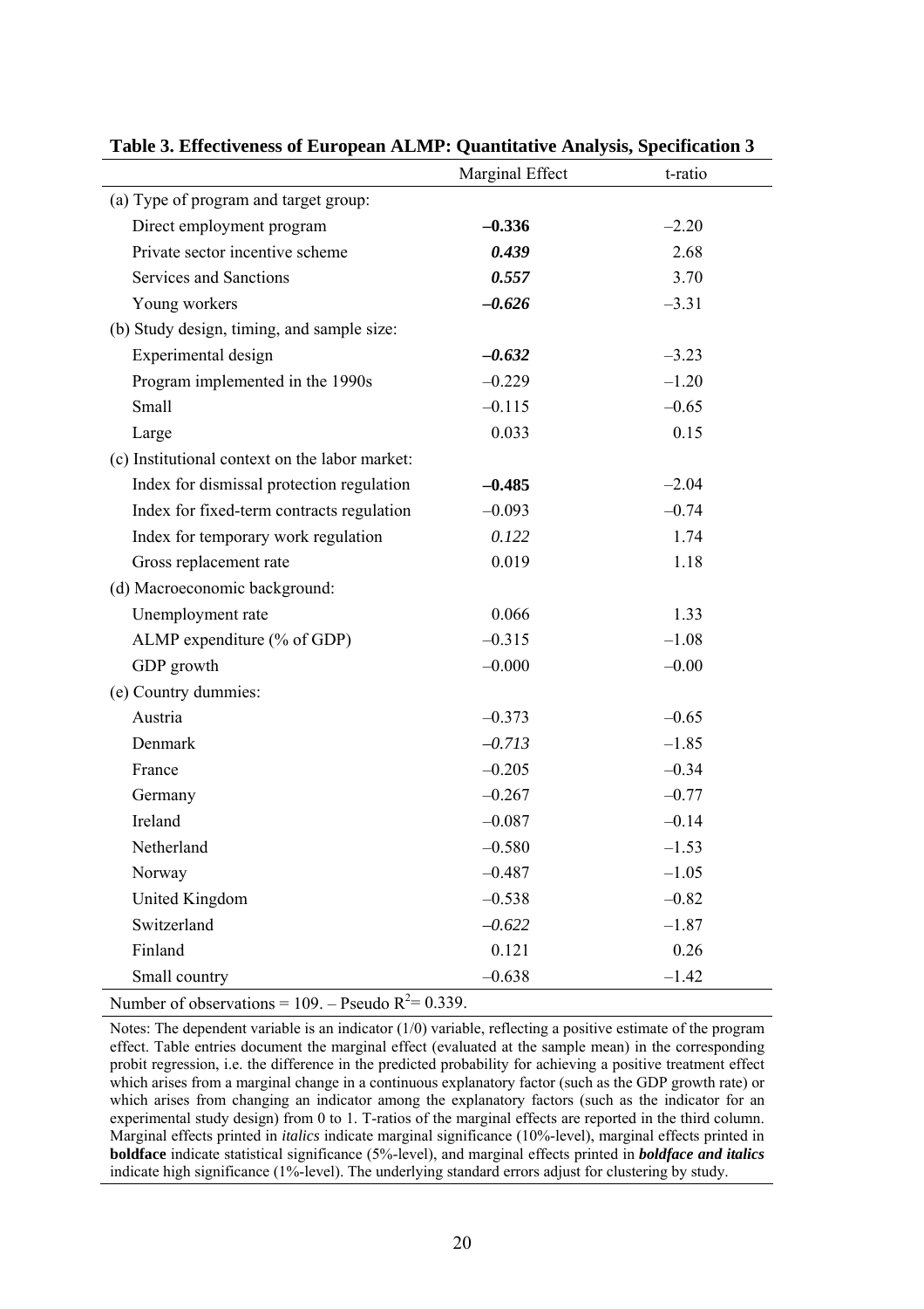**Table 3. Effectiveness of European ALMP: Quantitative Analysis, Specification 3**

| | Marginal Effect | t-ratio |
|---|---|---|
| (a) Type of program and target group: | | |
| Direct employment program | **–0.336** | –2.20 |
| Private sector incentive scheme | ***0.439*** | 2.68 |
| Services and Sanctions | ***0.557*** | 3.70 |
| Young workers | ***–0.626*** | –3.31 |
| (b) Study design, timing, and sample size: | | |
| Experimental design | ***–0.632*** | –3.23 |
| Program implemented in the 1990s | –0.229 | –1.20 |
| Small | –0.115 | –0.65 |
| Large | 0.033 | 0.15 |
| (c) Institutional context on the labor market: | | |
| Index for dismissal protection regulation | **–0.485** | –2.04 |
| Index for fixed-term contracts regulation | –0.093 | –0.74 |
| Index for temporary work regulation | *0.122* | 1.74 |
| Gross replacement rate | 0.019 | 1.18 |
| (d) Macroeconomic background: | | |
| Unemployment rate | 0.066 | 1.33 |
| ALMP expenditure (% of GDP) | –0.315 | –1.08 |
| GDP growth | –0.000 | –0.00 |
| (e) Country dummies: | | |
| Austria | –0.373 | –0.65 |
| Denmark | *–0.713* | –1.85 |
| France | –0.205 | –0.34 |
| Germany | –0.267 | –0.77 |
| Ireland | –0.087 | –0.14 |
| Netherland | –0.580 | –1.53 |
| Norway | –0.487 | –1.05 |
| United Kingdom | –0.538 | –0.82 |
| Switzerland | *–0.622* | –1.87 |
| Finland | 0.121 | 0.26 |
| Small country | –0.638 | –1.42 |

Number of observations = 109. – Pseudo $R^2$= 0.339.

Notes: The dependent variable is an indicator (1/0) variable, reflecting a positive estimate of the program effect. Table entries document the marginal effect (evaluated at the sample mean) in the corresponding probit regression, i.e. the difference in the predicted probability for achieving a positive treatment effect which arises from a marginal change in a continuous explanatory factor (such as the GDP growth rate) or which arises from changing an indicator among the explanatory factors (such as the indicator for an experimental study design) from 0 to 1. T-ratios of the marginal effects are reported in the third column. Marginal effects printed in *italics* indicate marginal significance (10%-level), marginal effects printed in **boldface** indicate statistical significance (5%-level), and marginal effects printed in ***boldface and italics*** indicate high significance (1%-level). The underlying standard errors adjust for clustering by study.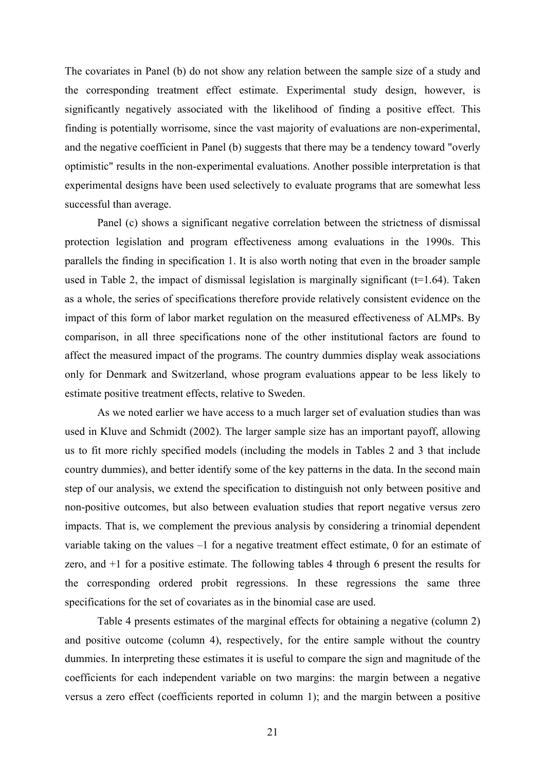The covariates in Panel (b) do not show any relation between the sample size of a study and the corresponding treatment effect estimate. Experimental study design, however, is significantly negatively associated with the likelihood of finding a positive effect. This finding is potentially worrisome, since the vast majority of evaluations are non-experimental, and the negative coefficient in Panel (b) suggests that there may be a tendency toward "overly optimistic" results in the non-experimental evaluations. Another possible interpretation is that experimental designs have been used selectively to evaluate programs that are somewhat less successful than average.

Panel (c) shows a significant negative correlation between the strictness of dismissal protection legislation and program effectiveness among evaluations in the 1990s. This parallels the finding in specification 1. It is also worth noting that even in the broader sample used in Table 2, the impact of dismissal legislation is marginally significant (t=1.64). Taken as a whole, the series of specifications therefore provide relatively consistent evidence on the impact of this form of labor market regulation on the measured effectiveness of ALMPs. By comparison, in all three specifications none of the other institutional factors are found to affect the measured impact of the programs. The country dummies display weak associations only for Denmark and Switzerland, whose program evaluations appear to be less likely to estimate positive treatment effects, relative to Sweden.

As we noted earlier we have access to a much larger set of evaluation studies than was used in Kluve and Schmidt (2002). The larger sample size has an important payoff, allowing us to fit more richly specified models (including the models in Tables 2 and 3 that include country dummies), and better identify some of the key patterns in the data. In the second main step of our analysis, we extend the specification to distinguish not only between positive and non-positive outcomes, but also between evaluation studies that report negative versus zero impacts. That is, we complement the previous analysis by considering a trinomial dependent variable taking on the values –1 for a negative treatment effect estimate, 0 for an estimate of zero, and +1 for a positive estimate. The following tables 4 through 6 present the results for the corresponding ordered probit regressions. In these regressions the same three specifications for the set of covariates as in the binomial case are used.

Table 4 presents estimates of the marginal effects for obtaining a negative (column 2) and positive outcome (column 4), respectively, for the entire sample without the country dummies. In interpreting these estimates it is useful to compare the sign and magnitude of the coefficients for each independent variable on two margins: the margin between a negative versus a zero effect (coefficients reported in column 1); and the margin between a positive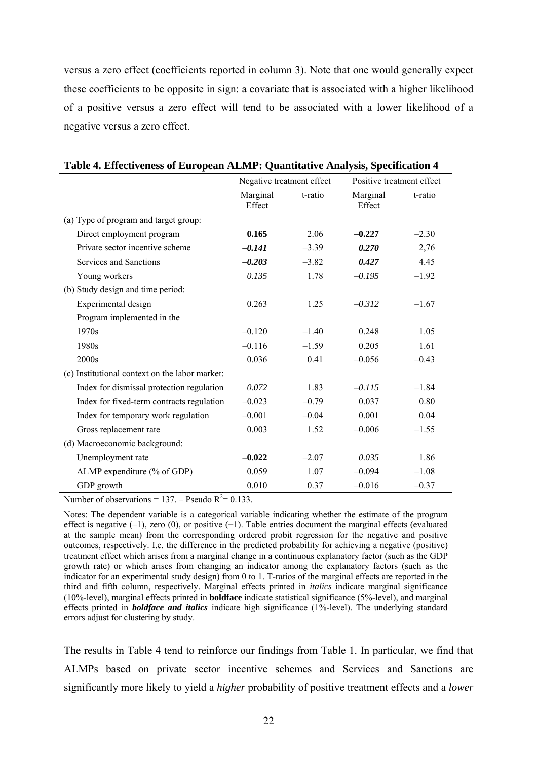versus a zero effect (coefficients reported in column 3). Note that one would generally expect these coefficients to be opposite in sign: a covariate that is associated with a higher likelihood of a positive versus a zero effect will tend to be associated with a lower likelihood of a negative versus a zero effect.

**Table 4. Effectiveness of European ALMP: Quantitative Analysis, Specification 4**

| | Negative treatment effect | | Positive treatment effect | |
|---|---|---|---|---|
| | Marginal Effect | t-ratio | Marginal Effect | t-ratio |
| (a) Type of program and target group: | | | | |
| Direct employment program | **0.165** | 2.06 | **–0.227** | –2.30 |
| Private sector incentive scheme | ***–0.141*** | –3.39 | ***0.270*** | 2,76 |
| Services and Sanctions | ***–0.203*** | –3.82 | ***0.427*** | 4.45 |
| Young workers | *0.135* | 1.78 | *–0.195* | –1.92 |
| (b) Study design and time period: | | | | |
| Experimental design | 0.263 | 1.25 | *–0.312* | –1.67 |
| Program implemented in the | | | | |
| 1970s | –0.120 | –1.40 | 0.248 | 1.05 |
| 1980s | –0.116 | –1.59 | 0.205 | 1.61 |
| 2000s | 0.036 | 0.41 | –0.056 | –0.43 |
| (c) Institutional context on the labor market: | | | | |
| Index for dismissal protection regulation | *0.072* | 1.83 | *–0.115* | –1.84 |
| Index for fixed-term contracts regulation | –0.023 | –0.79 | 0.037 | 0.80 |
| Index for temporary work regulation | –0.001 | –0.04 | 0.001 | 0.04 |
| Gross replacement rate | 0.003 | 1.52 | –0.006 | –1.55 |
| (d) Macroeconomic background: | | | | |
| Unemployment rate | **–0.022** | –2.07 | *0.035* | 1.86 |
| ALMP expenditure (% of GDP) | 0.059 | 1.07 | –0.094 | –1.08 |
| GDP growth | 0.010 | 0.37 | –0.016 | –0.37 |

Number of observations = 137. – Pseudo $R^2$= 0.133.

Notes: The dependent variable is a categorical variable indicating whether the estimate of the program effect is negative (–1), zero (0), or positive (+1). Table entries document the marginal effects (evaluated at the sample mean) from the corresponding ordered probit regression for the negative and positive outcomes, respectively. I.e. the difference in the predicted probability for achieving a negative (positive) treatment effect which arises from a marginal change in a continuous explanatory factor (such as the GDP growth rate) or which arises from changing an indicator among the explanatory factors (such as the indicator for an experimental study design) from 0 to 1. T-ratios of the marginal effects are reported in the third and fifth column, respectively. Marginal effects printed in *italics* indicate marginal significance (10%-level), marginal effects printed in **boldface** indicate statistical significance (5%-level), and marginal effects printed in ***boldface and italics*** indicate high significance (1%-level). The underlying standard errors adjust for clustering by study.

The results in Table 4 tend to reinforce our findings from Table 1. In particular, we find that ALMPs based on private sector incentive schemes and Services and Sanctions are significantly more likely to yield a *higher* probability of positive treatment effects and a *lower*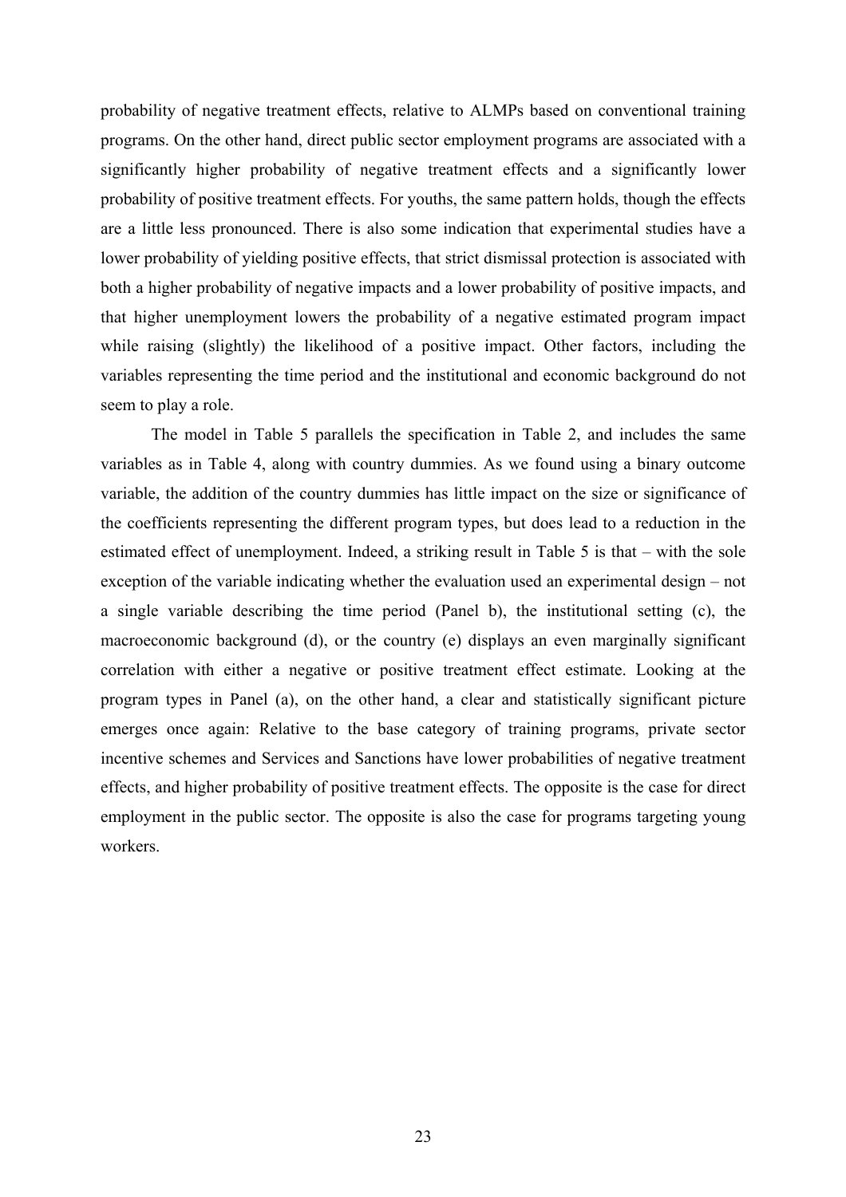probability of negative treatment effects, relative to ALMPs based on conventional training programs. On the other hand, direct public sector employment programs are associated with a significantly higher probability of negative treatment effects and a significantly lower probability of positive treatment effects. For youths, the same pattern holds, though the effects are a little less pronounced. There is also some indication that experimental studies have a lower probability of yielding positive effects, that strict dismissal protection is associated with both a higher probability of negative impacts and a lower probability of positive impacts, and that higher unemployment lowers the probability of a negative estimated program impact while raising (slightly) the likelihood of a positive impact. Other factors, including the variables representing the time period and the institutional and economic background do not seem to play a role.

The model in Table 5 parallels the specification in Table 2, and includes the same variables as in Table 4, along with country dummies. As we found using a binary outcome variable, the addition of the country dummies has little impact on the size or significance of the coefficients representing the different program types, but does lead to a reduction in the estimated effect of unemployment. Indeed, a striking result in Table 5 is that – with the sole exception of the variable indicating whether the evaluation used an experimental design – not a single variable describing the time period (Panel b), the institutional setting (c), the macroeconomic background (d), or the country (e) displays an even marginally significant correlation with either a negative or positive treatment effect estimate. Looking at the program types in Panel (a), on the other hand, a clear and statistically significant picture emerges once again: Relative to the base category of training programs, private sector incentive schemes and Services and Sanctions have lower probabilities of negative treatment effects, and higher probability of positive treatment effects. The opposite is the case for direct employment in the public sector. The opposite is also the case for programs targeting young workers.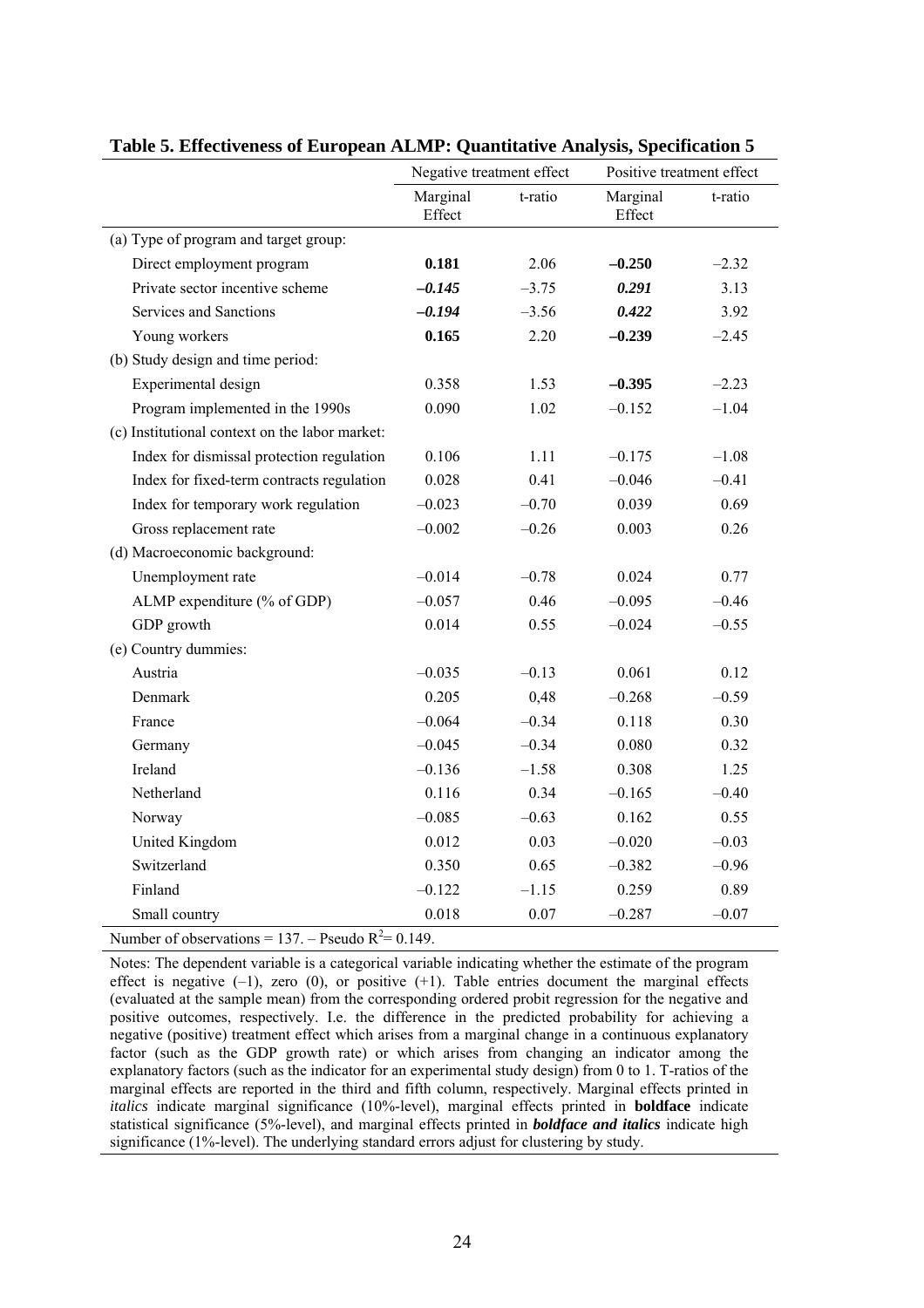**Table 5. Effectiveness of European ALMP: Quantitative Analysis, Specification 5**

| | Negative treatment effect | | Positive treatment effect | |
|---|---|---|---|---|
| | Marginal Effect | t-ratio | Marginal Effect | t-ratio |
| (a) Type of program and target group: | | | | |
| Direct employment program | **0.181** | 2.06 | **–0.250** | –2.32 |
| Private sector incentive scheme | ***–0.145*** | –3.75 | ***0.291*** | 3.13 |
| Services and Sanctions | ***–0.194*** | –3.56 | ***0.422*** | 3.92 |
| Young workers | **0.165** | 2.20 | **–0.239** | –2.45 |
| (b) Study design and time period: | | | | |
| Experimental design | 0.358 | 1.53 | **–0.395** | –2.23 |
| Program implemented in the 1990s | 0.090 | 1.02 | –0.152 | –1.04 |
| (c) Institutional context on the labor market: | | | | |
| Index for dismissal protection regulation | 0.106 | 1.11 | –0.175 | –1.08 |
| Index for fixed-term contracts regulation | 0.028 | 0.41 | –0.046 | –0.41 |
| Index for temporary work regulation | –0.023 | –0.70 | 0.039 | 0.69 |
| Gross replacement rate | –0.002 | –0.26 | 0.003 | 0.26 |
| (d) Macroeconomic background: | | | | |
| Unemployment rate | –0.014 | –0.78 | 0.024 | 0.77 |
| ALMP expenditure (% of GDP) | –0.057 | 0.46 | –0.095 | –0.46 |
| GDP growth | 0.014 | 0.55 | –0.024 | –0.55 |
| (e) Country dummies: | | | | |
| Austria | –0.035 | –0.13 | 0.061 | 0.12 |
| Denmark | 0.205 | 0,48 | –0.268 | –0.59 |
| France | –0.064 | –0.34 | 0.118 | 0.30 |
| Germany | –0.045 | –0.34 | 0.080 | 0.32 |
| Ireland | –0.136 | –1.58 | 0.308 | 1.25 |
| Netherland | 0.116 | 0.34 | –0.165 | –0.40 |
| Norway | –0.085 | –0.63 | 0.162 | 0.55 |
| United Kingdom | 0.012 | 0.03 | –0.020 | –0.03 |
| Switzerland | 0.350 | 0.65 | –0.382 | –0.96 |
| Finland | –0.122 | –1.15 | 0.259 | 0.89 |
| Small country | 0.018 | 0.07 | –0.287 | –0.07 |

Number of observations = 137. – Pseudo $R^2$= 0.149.

Notes: The dependent variable is a categorical variable indicating whether the estimate of the program effect is negative (–1), zero (0), or positive (+1). Table entries document the marginal effects (evaluated at the sample mean) from the corresponding ordered probit regression for the negative and positive outcomes, respectively. I.e. the difference in the predicted probability for achieving a negative (positive) treatment effect which arises from a marginal change in a continuous explanatory factor (such as the GDP growth rate) or which arises from changing an indicator among the explanatory factors (such as the indicator for an experimental study design) from 0 to 1. T-ratios of the marginal effects are reported in the third and fifth column, respectively. Marginal effects printed in *italics* indicate marginal significance (10%-level), marginal effects printed in **boldface** indicate statistical significance (5%-level), and marginal effects printed in ***boldface and italics*** indicate high significance (1%-level). The underlying standard errors adjust for clustering by study.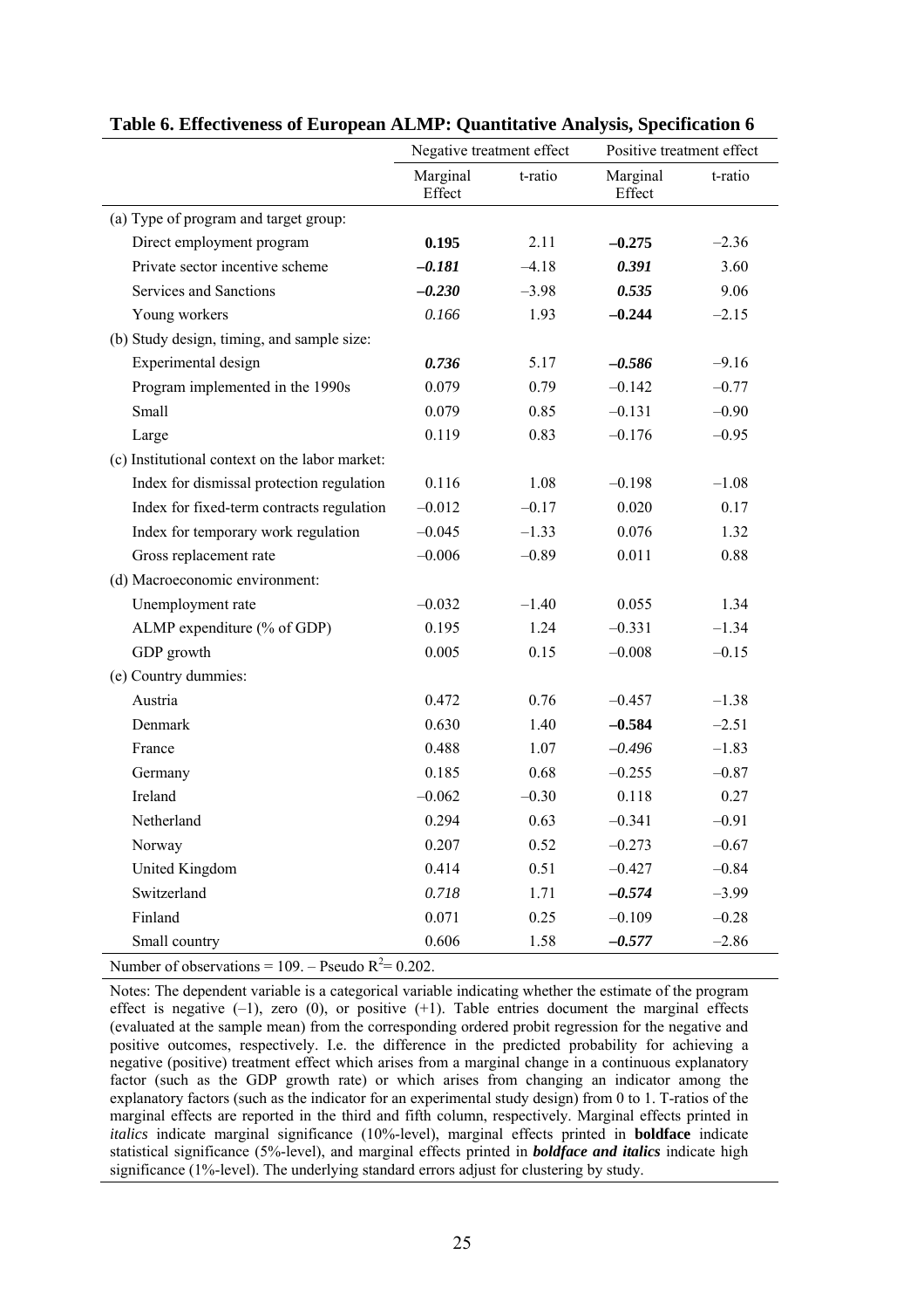**Table 6. Effectiveness of European ALMP: Quantitative Analysis, Specification 6**

| | Negative treatment effect | | Positive treatment effect | |
|---|---|---|---|---|
| | Marginal Effect | t-ratio | Marginal Effect | t-ratio |
| (a) Type of program and target group: | | | | |
| Direct employment program | **0.195** | 2.11 | **–0.275** | –2.36 |
| Private sector incentive scheme | ***–0.181*** | –4.18 | ***0.391*** | 3.60 |
| Services and Sanctions | ***–0.230*** | –3.98 | ***0.535*** | 9.06 |
| Young workers | *0.166* | 1.93 | **–0.244** | –2.15 |
| (b) Study design, timing, and sample size: | | | | |
| Experimental design | ***0.736*** | 5.17 | ***–0.586*** | –9.16 |
| Program implemented in the 1990s | 0.079 | 0.79 | –0.142 | –0.77 |
| Small | 0.079 | 0.85 | –0.131 | –0.90 |
| Large | 0.119 | 0.83 | –0.176 | –0.95 |
| (c) Institutional context on the labor market: | | | | |
| Index for dismissal protection regulation | 0.116 | 1.08 | –0.198 | –1.08 |
| Index for fixed-term contracts regulation | –0.012 | –0.17 | 0.020 | 0.17 |
| Index for temporary work regulation | –0.045 | –1.33 | 0.076 | 1.32 |
| Gross replacement rate | –0.006 | –0.89 | 0.011 | 0.88 |
| (d) Macroeconomic environment: | | | | |
| Unemployment rate | –0.032 | –1.40 | 0.055 | 1.34 |
| ALMP expenditure (% of GDP) | 0.195 | 1.24 | –0.331 | –1.34 |
| GDP growth | 0.005 | 0.15 | –0.008 | –0.15 |
| (e) Country dummies: | | | | |
| Austria | 0.472 | 0.76 | –0.457 | –1.38 |
| Denmark | 0.630 | 1.40 | **–0.584** | –2.51 |
| France | 0.488 | 1.07 | *–0.496* | –1.83 |
| Germany | 0.185 | 0.68 | –0.255 | –0.87 |
| Ireland | –0.062 | –0.30 | 0.118 | 0.27 |
| Netherland | 0.294 | 0.63 | –0.341 | –0.91 |
| Norway | 0.207 | 0.52 | –0.273 | –0.67 |
| United Kingdom | 0.414 | 0.51 | –0.427 | –0.84 |
| Switzerland | *0.718* | 1.71 | ***–0.574*** | –3.99 |
| Finland | 0.071 | 0.25 | –0.109 | –0.28 |
| Small country | 0.606 | 1.58 | ***–0.577*** | –2.86 |

Number of observations = 109. – Pseudo $R^2$= 0.202.

Notes: The dependent variable is a categorical variable indicating whether the estimate of the program effect is negative (–1), zero (0), or positive (+1). Table entries document the marginal effects (evaluated at the sample mean) from the corresponding ordered probit regression for the negative and positive outcomes, respectively. I.e. the difference in the predicted probability for achieving a negative (positive) treatment effect which arises from a marginal change in a continuous explanatory factor (such as the GDP growth rate) or which arises from changing an indicator among the explanatory factors (such as the indicator for an experimental study design) from 0 to 1. T-ratios of the marginal effects are reported in the third and fifth column, respectively. Marginal effects printed in *italics* indicate marginal significance (10%-level), marginal effects printed in **boldface** indicate statistical significance (5%-level), and marginal effects printed in ***boldface and italics*** indicate high significance (1%-level). The underlying standard errors adjust for clustering by study.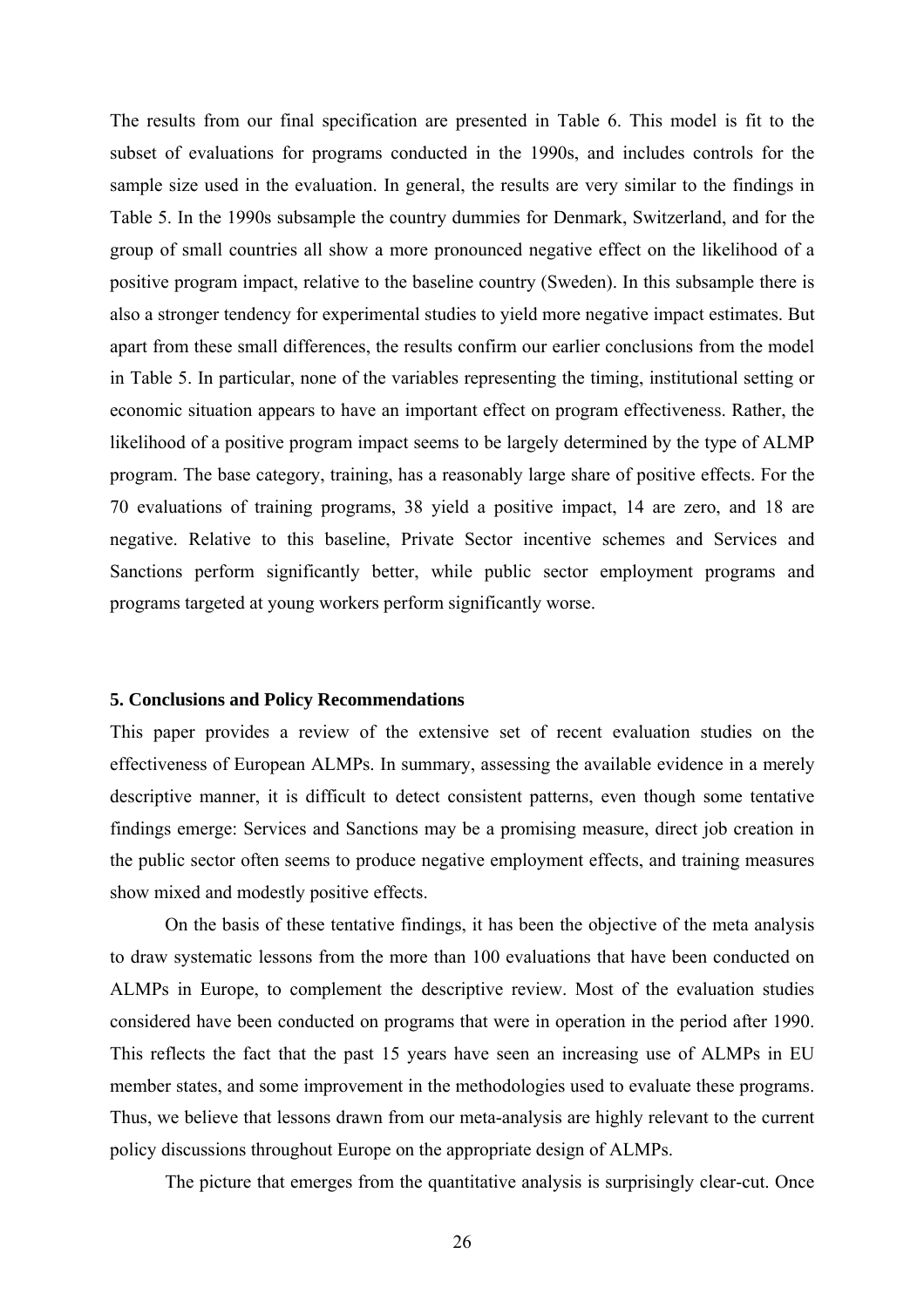The results from our final specification are presented in Table 6. This model is fit to the subset of evaluations for programs conducted in the 1990s, and includes controls for the sample size used in the evaluation. In general, the results are very similar to the findings in Table 5. In the 1990s subsample the country dummies for Denmark, Switzerland, and for the group of small countries all show a more pronounced negative effect on the likelihood of a positive program impact, relative to the baseline country (Sweden). In this subsample there is also a stronger tendency for experimental studies to yield more negative impact estimates. But apart from these small differences, the results confirm our earlier conclusions from the model in Table 5. In particular, none of the variables representing the timing, institutional setting or economic situation appears to have an important effect on program effectiveness. Rather, the likelihood of a positive program impact seems to be largely determined by the type of ALMP program. The base category, training, has a reasonably large share of positive effects. For the 70 evaluations of training programs, 38 yield a positive impact, 14 are zero, and 18 are negative. Relative to this baseline, Private Sector incentive schemes and Services and Sanctions perform significantly better, while public sector employment programs and programs targeted at young workers perform significantly worse.

## 5. Conclusions and Policy Recommendations

This paper provides a review of the extensive set of recent evaluation studies on the effectiveness of European ALMPs. In summary, assessing the available evidence in a merely descriptive manner, it is difficult to detect consistent patterns, even though some tentative findings emerge: Services and Sanctions may be a promising measure, direct job creation in the public sector often seems to produce negative employment effects, and training measures show mixed and modestly positive effects.

On the basis of these tentative findings, it has been the objective of the meta analysis to draw systematic lessons from the more than 100 evaluations that have been conducted on ALMPs in Europe, to complement the descriptive review. Most of the evaluation studies considered have been conducted on programs that were in operation in the period after 1990. This reflects the fact that the past 15 years have seen an increasing use of ALMPs in EU member states, and some improvement in the methodologies used to evaluate these programs. Thus, we believe that lessons drawn from our meta-analysis are highly relevant to the current policy discussions throughout Europe on the appropriate design of ALMPs.

The picture that emerges from the quantitative analysis is surprisingly clear-cut. Once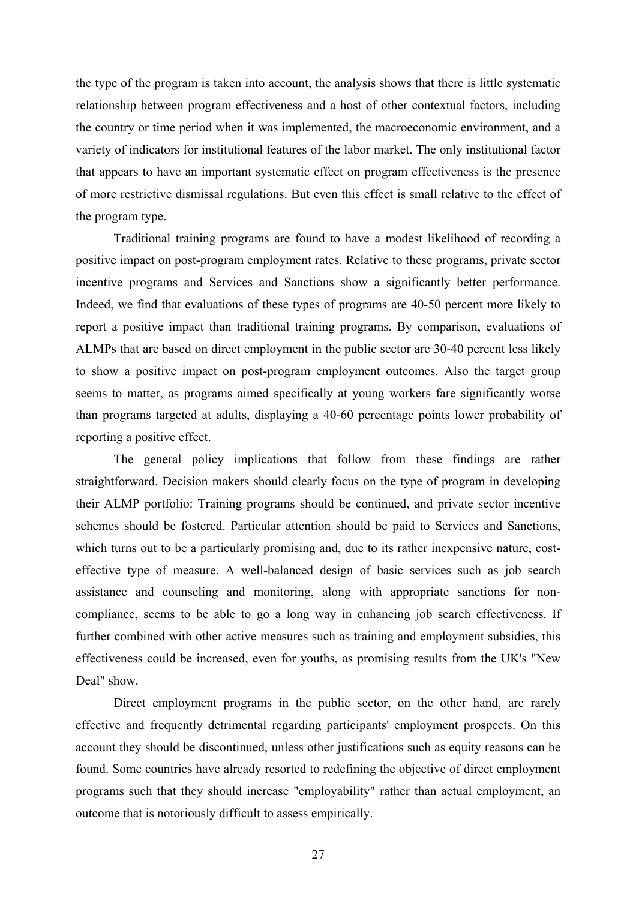the type of the program is taken into account, the analysis shows that there is little systematic relationship between program effectiveness and a host of other contextual factors, including the country or time period when it was implemented, the macroeconomic environment, and a variety of indicators for institutional features of the labor market. The only institutional factor that appears to have an important systematic effect on program effectiveness is the presence of more restrictive dismissal regulations. But even this effect is small relative to the effect of the program type.

Traditional training programs are found to have a modest likelihood of recording a positive impact on post-program employment rates. Relative to these programs, private sector incentive programs and Services and Sanctions show a significantly better performance. Indeed, we find that evaluations of these types of programs are 40-50 percent more likely to report a positive impact than traditional training programs. By comparison, evaluations of ALMPs that are based on direct employment in the public sector are 30-40 percent less likely to show a positive impact on post-program employment outcomes. Also the target group seems to matter, as programs aimed specifically at young workers fare significantly worse than programs targeted at adults, displaying a 40-60 percentage points lower probability of reporting a positive effect.

The general policy implications that follow from these findings are rather straightforward. Decision makers should clearly focus on the type of program in developing their ALMP portfolio: Training programs should be continued, and private sector incentive schemes should be fostered. Particular attention should be paid to Services and Sanctions, which turns out to be a particularly promising and, due to its rather inexpensive nature, cost-effective type of measure. A well-balanced design of basic services such as job search assistance and counseling and monitoring, along with appropriate sanctions for non-compliance, seems to be able to go a long way in enhancing job search effectiveness. If further combined with other active measures such as training and employment subsidies, this effectiveness could be increased, even for youths, as promising results from the UK's "New Deal" show.

Direct employment programs in the public sector, on the other hand, are rarely effective and frequently detrimental regarding participants' employment prospects. On this account they should be discontinued, unless other justifications such as equity reasons can be found. Some countries have already resorted to redefining the objective of direct employment programs such that they should increase "employability" rather than actual employment, an outcome that is notoriously difficult to assess empirically.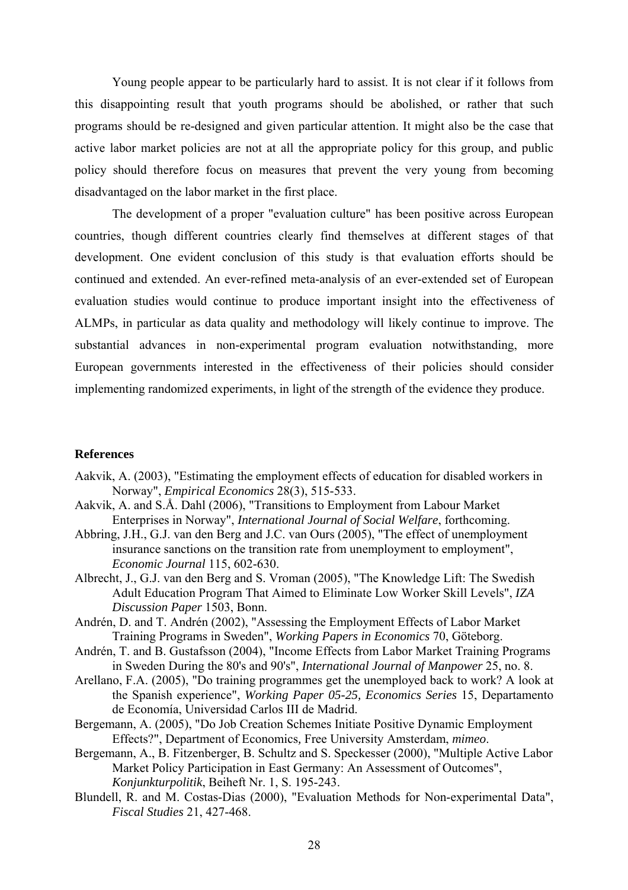Young people appear to be particularly hard to assist. It is not clear if it follows from this disappointing result that youth programs should be abolished, or rather that such programs should be re-designed and given particular attention. It might also be the case that active labor market policies are not at all the appropriate policy for this group, and public policy should therefore focus on measures that prevent the very young from becoming disadvantaged on the labor market in the first place.

The development of a proper "evaluation culture" has been positive across European countries, though different countries clearly find themselves at different stages of that development. One evident conclusion of this study is that evaluation efforts should be continued and extended. An ever-refined meta-analysis of an ever-extended set of European evaluation studies would continue to produce important insight into the effectiveness of ALMPs, in particular as data quality and methodology will likely continue to improve. The substantial advances in non-experimental program evaluation notwithstanding, more European governments interested in the effectiveness of their policies should consider implementing randomized experiments, in light of the strength of the evidence they produce.

**References**

Aakvik, A. (2003), "Estimating the employment effects of education for disabled workers in Norway", *Empirical Economics* 28(3), 515-533.

Aakvik, A. and S.Å. Dahl (2006), "Transitions to Employment from Labour Market Enterprises in Norway", *International Journal of Social Welfare*, forthcoming.

Abbring, J.H., G.J. van den Berg and J.C. van Ours (2005), "The effect of unemployment insurance sanctions on the transition rate from unemployment to employment", *Economic Journal* 115, 602-630.

Albrecht, J., G.J. van den Berg and S. Vroman (2005), "The Knowledge Lift: The Swedish Adult Education Program That Aimed to Eliminate Low Worker Skill Levels", *IZA Discussion Paper* 1503, Bonn.

Andrén, D. and T. Andrén (2002), "Assessing the Employment Effects of Labor Market Training Programs in Sweden", *Working Papers in Economics* 70, Göteborg.

Andrén, T. and B. Gustafsson (2004), "Income Effects from Labor Market Training Programs in Sweden During the 80's and 90's", *International Journal of Manpower* 25, no. 8.

Arellano, F.A. (2005), "Do training programmes get the unemployed back to work? A look at the Spanish experience", *Working Paper 05-25, Economics Series* 15, Departamento de Economía, Universidad Carlos III de Madrid.

Bergemann, A. (2005), "Do Job Creation Schemes Initiate Positive Dynamic Employment Effects?", Department of Economics, Free University Amsterdam, *mimeo*.

Bergemann, A., B. Fitzenberger, B. Schultz and S. Speckesser (2000), "Multiple Active Labor Market Policy Participation in East Germany: An Assessment of Outcomes", *Konjunkturpolitik*, Beiheft Nr. 1, S. 195-243.

Blundell, R. and M. Costas-Dias (2000), "Evaluation Methods for Non-experimental Data", *Fiscal Studies* 21, 427-468.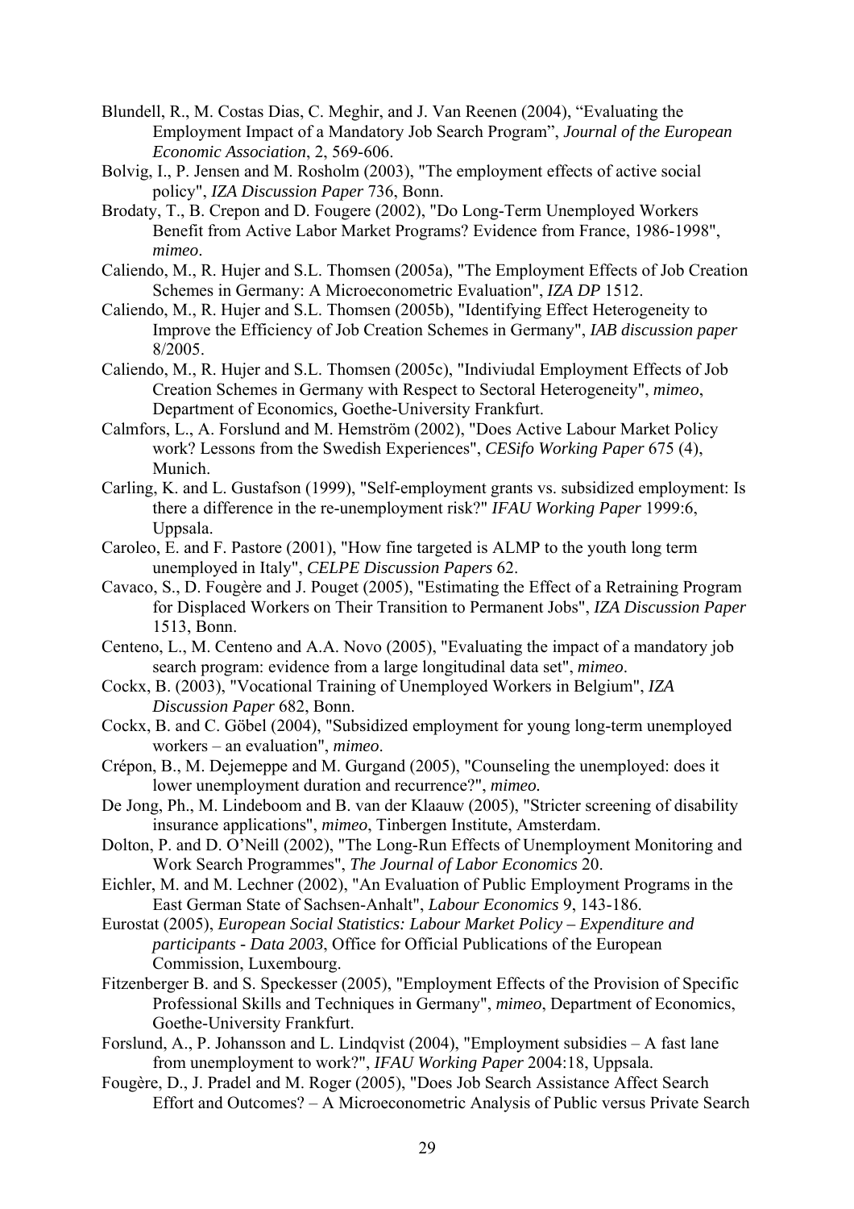Blundell, R., M. Costas Dias, C. Meghir, and J. Van Reenen (2004), “Evaluating the Employment Impact of a Mandatory Job Search Program”, *Journal of the European Economic Association*, 2, 569-606.

Bolvig, I., P. Jensen and M. Rosholm (2003), "The employment effects of active social policy", *IZA Discussion Paper* 736, Bonn.

Brodaty, T., B. Crepon and D. Fougere (2002), "Do Long-Term Unemployed Workers Benefit from Active Labor Market Programs? Evidence from France, 1986-1998", *mimeo*.

Caliendo, M., R. Hujer and S.L. Thomsen (2005a), "The Employment Effects of Job Creation Schemes in Germany: A Microeconometric Evaluation", *IZA DP* 1512.

Caliendo, M., R. Hujer and S.L. Thomsen (2005b), "Identifying Effect Heterogeneity to Improve the Efficiency of Job Creation Schemes in Germany", *IAB discussion paper* 8/2005.

Caliendo, M., R. Hujer and S.L. Thomsen (2005c), "Indiviudal Employment Effects of Job Creation Schemes in Germany with Respect to Sectoral Heterogeneity", *mimeo*, Department of Economics, Goethe-University Frankfurt.

Calmfors, L., A. Forslund and M. Hemström (2002), "Does Active Labour Market Policy work? Lessons from the Swedish Experiences", *CESifo Working Paper* 675 (4), Munich.

Carling, K. and L. Gustafson (1999), "Self-employment grants vs. subsidized employment: Is there a difference in the re-unemployment risk?" *IFAU Working Paper* 1999:6, Uppsala.

Caroleo, E. and F. Pastore (2001), "How fine targeted is ALMP to the youth long term unemployed in Italy", *CELPE Discussion Papers* 62.

Cavaco, S., D. Fougère and J. Pouget (2005), "Estimating the Effect of a Retraining Program for Displaced Workers on Their Transition to Permanent Jobs", *IZA Discussion Paper* 1513, Bonn.

Centeno, L., M. Centeno and A.A. Novo (2005), "Evaluating the impact of a mandatory job search program: evidence from a large longitudinal data set", *mimeo*.

Cockx, B. (2003), "Vocational Training of Unemployed Workers in Belgium", *IZA Discussion Paper* 682, Bonn.

Cockx, B. and C. Göbel (2004), "Subsidized employment for young long-term unemployed workers – an evaluation", *mimeo*.

Crépon, B., M. Dejemeppe and M. Gurgand (2005), "Counseling the unemployed: does it lower unemployment duration and recurrence?", *mimeo*.

De Jong, Ph., M. Lindeboom and B. van der Klaauw (2005), "Stricter screening of disability insurance applications", *mimeo*, Tinbergen Institute, Amsterdam.

Dolton, P. and D. O’Neill (2002), "The Long-Run Effects of Unemployment Monitoring and Work Search Programmes", *The Journal of Labor Economics* 20.

Eichler, M. and M. Lechner (2002), "An Evaluation of Public Employment Programs in the East German State of Sachsen-Anhalt", *Labour Economics* 9, 143-186.

Eurostat (2005), *European Social Statistics: Labour Market Policy – Expenditure and participants - Data 2003*, Office for Official Publications of the European Commission, Luxembourg.

Fitzenberger B. and S. Speckesser (2005), "Employment Effects of the Provision of Specific Professional Skills and Techniques in Germany", *mimeo*, Department of Economics, Goethe-University Frankfurt.

Forslund, A., P. Johansson and L. Lindqvist (2004), "Employment subsidies – A fast lane from unemployment to work?", *IFAU Working Paper* 2004:18, Uppsala.

Fougère, D., J. Pradel and M. Roger (2005), "Does Job Search Assistance Affect Search Effort and Outcomes? – A Microeconometric Analysis of Public versus Private Search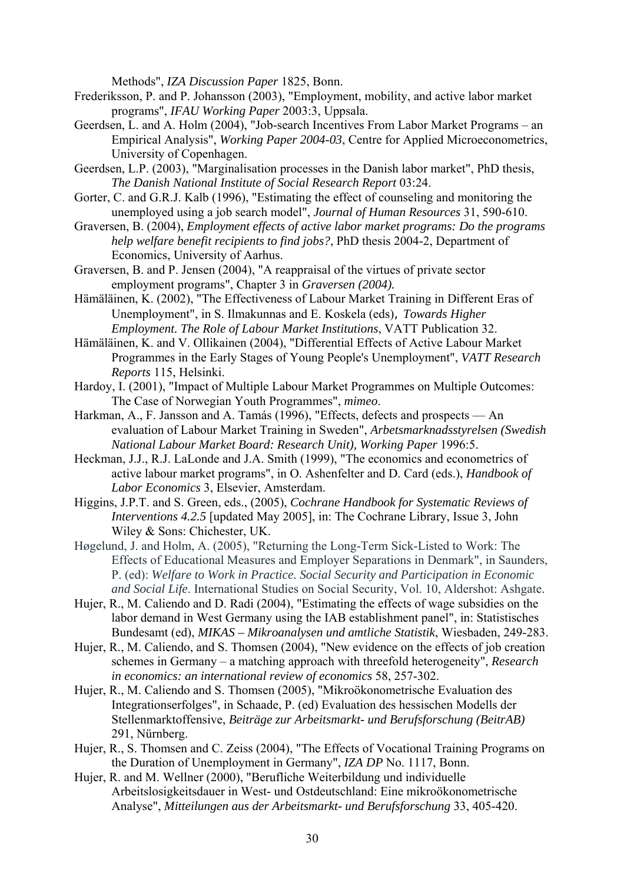Methods", *IZA Discussion Paper* 1825, Bonn.

Frederiksson, P. and P. Johansson (2003), "Employment, mobility, and active labor market programs", *IFAU Working Paper* 2003:3, Uppsala.

Geerdsen, L. and A. Holm (2004), "Job-search Incentives From Labor Market Programs – an Empirical Analysis", *Working Paper 2004-03*, Centre for Applied Microeconometrics, University of Copenhagen.

Geerdsen, L.P. (2003), "Marginalisation processes in the Danish labor market", PhD thesis, *The Danish National Institute of Social Research Report* 03:24.

Gorter, C. and G.R.J. Kalb (1996), "Estimating the effect of counseling and monitoring the unemployed using a job search model", *Journal of Human Resources* 31, 590-610.

Graversen, B. (2004), *Employment effects of active labor market programs: Do the programs help welfare benefit recipients to find jobs?*, PhD thesis 2004-2, Department of Economics, University of Aarhus.

Graversen, B. and P. Jensen (2004), "A reappraisal of the virtues of private sector employment programs", Chapter 3 in *Graversen (2004).*

Hämäläinen, K. (2002), "The Effectiveness of Labour Market Training in Different Eras of Unemployment", in S. Ilmakunnas and E. Koskela (eds), *Towards Higher Employment. The Role of Labour Market Institutions*, VATT Publication 32.

Hämäläinen, K. and V. Ollikainen (2004), "Differential Effects of Active Labour Market Programmes in the Early Stages of Young People's Unemployment", *VATT Research Reports* 115, Helsinki.

Hardoy, I. (2001), "Impact of Multiple Labour Market Programmes on Multiple Outcomes: The Case of Norwegian Youth Programmes", *mimeo*.

Harkman, A., F. Jansson and A. Tamás (1996), "Effects, defects and prospects — An evaluation of Labour Market Training in Sweden", *Arbetsmarknadsstyrelsen (Swedish National Labour Market Board: Research Unit), Working Paper* 1996:5.

Heckman, J.J., R.J. LaLonde and J.A. Smith (1999), "The economics and econometrics of active labour market programs", in O. Ashenfelter and D. Card (eds.), *Handbook of Labor Economics* 3, Elsevier, Amsterdam.

Higgins, J.P.T. and S. Green, eds., (2005), *Cochrane Handbook for Systematic Reviews of Interventions 4.2.5* [updated May 2005], in: The Cochrane Library, Issue 3, John Wiley & Sons: Chichester, UK.

Høgelund, J. and Holm, A. (2005), "Returning the Long-Term Sick-Listed to Work: The Effects of Educational Measures and Employer Separations in Denmark", in Saunders, P. (ed): *Welfare to Work in Practice. Social Security and Participation in Economic and Social Life*. International Studies on Social Security, Vol. 10, Aldershot: Ashgate.

Hujer, R., M. Caliendo and D. Radi (2004), "Estimating the effects of wage subsidies on the labor demand in West Germany using the IAB establishment panel", in: Statistisches Bundesamt (ed), *MIKAS – Mikroanalysen und amtliche Statistik*, Wiesbaden, 249-283.

Hujer, R., M. Caliendo, and S. Thomsen (2004), "New evidence on the effects of job creation schemes in Germany – a matching approach with threefold heterogeneity", *Research in economics: an international review of economics* 58, 257-302.

Hujer, R., M. Caliendo and S. Thomsen (2005), "Mikroökonometrische Evaluation des Integrationserfolges", in Schaade, P. (ed) Evaluation des hessischen Modells der Stellenmarktoffensive, *Beiträge zur Arbeitsmarkt- und Berufsforschung (BeitrAB)* 291, Nürnberg.

Hujer, R., S. Thomsen and C. Zeiss (2004), "The Effects of Vocational Training Programs on the Duration of Unemployment in Germany", *IZA DP* No. 1117, Bonn.

Hujer, R. and M. Wellner (2000), "Berufliche Weiterbildung und individuelle Arbeitslosigkeitsdauer in West- und Ostdeutschland: Eine mikroökonometrische Analyse", *Mitteilungen aus der Arbeitsmarkt- und Berufsforschung* 33, 405-420.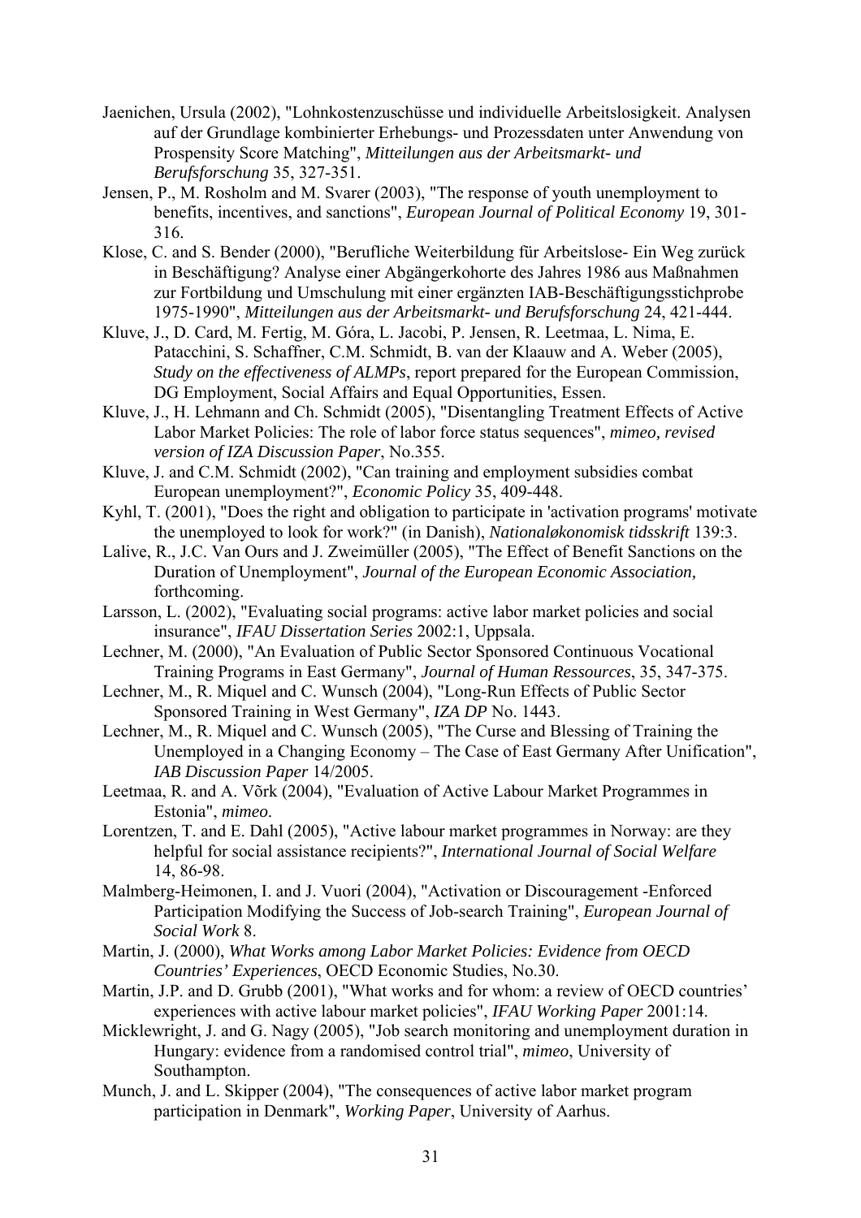Jaenichen, Ursula (2002), "Lohnkostenzuschüsse und individuelle Arbeitslosigkeit. Analysen auf der Grundlage kombinierter Erhebungs- und Prozessdaten unter Anwendung von Prospensity Score Matching", *Mitteilungen aus der Arbeitsmarkt- und Berufsforschung* 35, 327-351.

Jensen, P., M. Rosholm and M. Svarer (2003), "The response of youth unemployment to benefits, incentives, and sanctions", *European Journal of Political Economy* 19, 301-316.

Klose, C. and S. Bender (2000), "Berufliche Weiterbildung für Arbeitslose- Ein Weg zurück in Beschäftigung? Analyse einer Abgängerkohorte des Jahres 1986 aus Maßnahmen zur Fortbildung und Umschulung mit einer ergänzten IAB-Beschäftigungsstichprobe 1975-1990", *Mitteilungen aus der Arbeitsmarkt- und Berufsforschung* 24, 421-444.

Kluve, J., D. Card, M. Fertig, M. Góra, L. Jacobi, P. Jensen, R. Leetmaa, L. Nima, E. Patacchini, S. Schaffner, C.M. Schmidt, B. van der Klaauw and A. Weber (2005), *Study on the effectiveness of ALMPs*, report prepared for the European Commission, DG Employment, Social Affairs and Equal Opportunities, Essen.

Kluve, J., H. Lehmann and Ch. Schmidt (2005), "Disentangling Treatment Effects of Active Labor Market Policies: The role of labor force status sequences", *mimeo, revised version of IZA Discussion Paper*, No.355.

Kluve, J. and C.M. Schmidt (2002), "Can training and employment subsidies combat European unemployment?", *Economic Policy* 35, 409-448.

Kyhl, T. (2001), "Does the right and obligation to participate in 'activation programs' motivate the unemployed to look for work?" (in Danish), *Nationaløkonomisk tidsskrift* 139:3.

Lalive, R., J.C. Van Ours and J. Zweimüller (2005), "The Effect of Benefit Sanctions on the Duration of Unemployment", *Journal of the European Economic Association,* forthcoming.

Larsson, L. (2002), "Evaluating social programs: active labor market policies and social insurance", *IFAU Dissertation Series* 2002:1, Uppsala.

Lechner, M. (2000), "An Evaluation of Public Sector Sponsored Continuous Vocational Training Programs in East Germany", *Journal of Human Ressources*, 35, 347-375.

Lechner, M., R. Miquel and C. Wunsch (2004), "Long-Run Effects of Public Sector Sponsored Training in West Germany", *IZA DP* No. 1443.

Lechner, M., R. Miquel and C. Wunsch (2005), "The Curse and Blessing of Training the Unemployed in a Changing Economy – The Case of East Germany After Unification", *IAB Discussion Paper* 14/2005.

Leetmaa, R. and A. Võrk (2004), "Evaluation of Active Labour Market Programmes in Estonia", *mimeo*.

Lorentzen, T. and E. Dahl (2005), "Active labour market programmes in Norway: are they helpful for social assistance recipients?", *International Journal of Social Welfare* 14, 86-98.

Malmberg-Heimonen, I. and J. Vuori (2004), "Activation or Discouragement -Enforced Participation Modifying the Success of Job-search Training", *European Journal of Social Work* 8.

Martin, J. (2000), *What Works among Labor Market Policies: Evidence from OECD Countries' Experiences*, OECD Economic Studies, No.30.

Martin, J.P. and D. Grubb (2001), "What works and for whom: a review of OECD countries' experiences with active labour market policies", *IFAU Working Paper* 2001:14.

Micklewright, J. and G. Nagy (2005), "Job search monitoring and unemployment duration in Hungary: evidence from a randomised control trial", *mimeo*, University of Southampton.

Munch, J. and L. Skipper (2004), "The consequences of active labor market program participation in Denmark", *Working Paper*, University of Aarhus.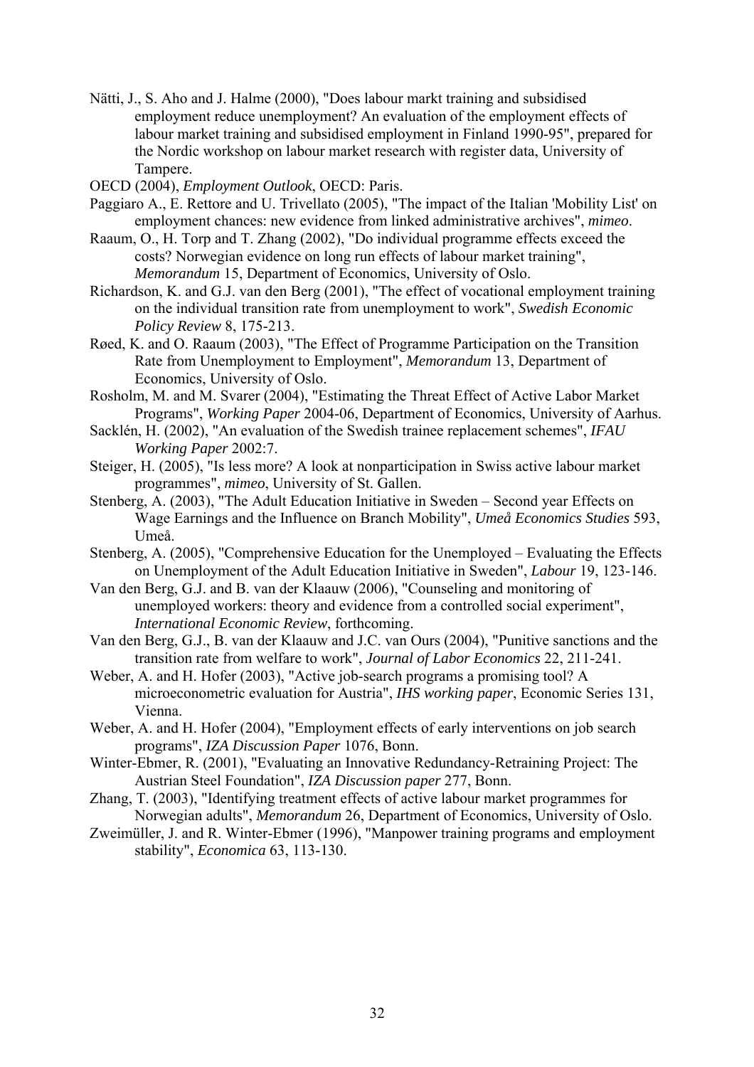Nätti, J., S. Aho and J. Halme (2000), "Does labour markt training and subsidised employment reduce unemployment? An evaluation of the employment effects of labour market training and subsidised employment in Finland 1990-95", prepared for the Nordic workshop on labour market research with register data, University of Tampere.

OECD (2004), *Employment Outlook*, OECD: Paris.

Paggiaro A., E. Rettore and U. Trivellato (2005), "The impact of the Italian 'Mobility List' on employment chances: new evidence from linked administrative archives", *mimeo*.

Raaum, O., H. Torp and T. Zhang (2002), "Do individual programme effects exceed the costs? Norwegian evidence on long run effects of labour market training", *Memorandum* 15, Department of Economics, University of Oslo.

Richardson, K. and G.J. van den Berg (2001), "The effect of vocational employment training on the individual transition rate from unemployment to work", *Swedish Economic Policy Review* 8, 175-213.

Røed, K. and O. Raaum (2003), "The Effect of Programme Participation on the Transition Rate from Unemployment to Employment", *Memorandum* 13, Department of Economics, University of Oslo.

Rosholm, M. and M. Svarer (2004), "Estimating the Threat Effect of Active Labor Market Programs", *Working Paper* 2004-06, Department of Economics, University of Aarhus.

Sacklén, H. (2002), "An evaluation of the Swedish trainee replacement schemes", *IFAU Working Paper* 2002:7.

Steiger, H. (2005), "Is less more? A look at nonparticipation in Swiss active labour market programmes", *mimeo*, University of St. Gallen.

Stenberg, A. (2003), "The Adult Education Initiative in Sweden – Second year Effects on Wage Earnings and the Influence on Branch Mobility", *Umeå Economics Studies* 593, Umeå.

Stenberg, A. (2005), "Comprehensive Education for the Unemployed – Evaluating the Effects on Unemployment of the Adult Education Initiative in Sweden", *Labour* 19, 123-146.

Van den Berg, G.J. and B. van der Klaauw (2006), "Counseling and monitoring of unemployed workers: theory and evidence from a controlled social experiment", *International Economic Review*, forthcoming.

Van den Berg, G.J., B. van der Klaauw and J.C. van Ours (2004), "Punitive sanctions and the transition rate from welfare to work", *Journal of Labor Economics* 22, 211-241.

Weber, A. and H. Hofer (2003), "Active job-search programs a promising tool? A microeconometric evaluation for Austria", *IHS working paper*, Economic Series 131, Vienna.

Weber, A. and H. Hofer (2004), "Employment effects of early interventions on job search programs", *IZA Discussion Paper* 1076, Bonn.

Winter-Ebmer, R. (2001), "Evaluating an Innovative Redundancy-Retraining Project: The Austrian Steel Foundation", *IZA Discussion paper* 277, Bonn.

Zhang, T. (2003), "Identifying treatment effects of active labour market programmes for Norwegian adults", *Memorandum* 26, Department of Economics, University of Oslo.

Zweimüller, J. and R. Winter-Ebmer (1996), "Manpower training programs and employment stability", *Economica* 63, 113-130.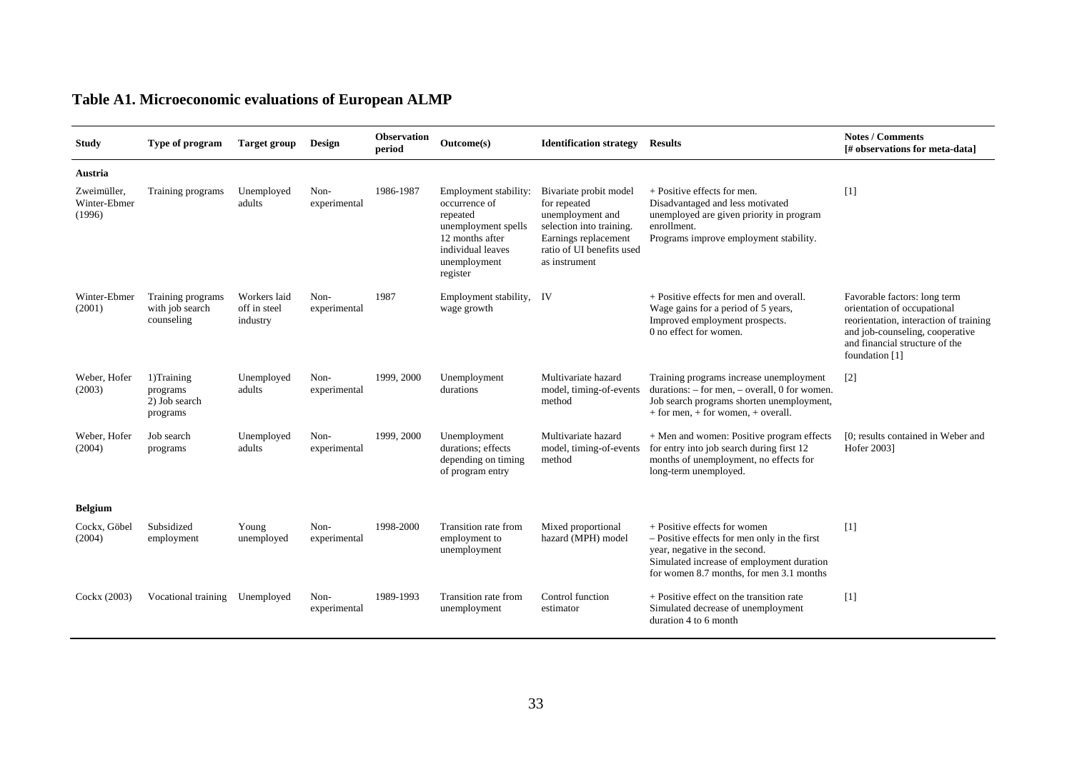## Table A1. Microeconomic evaluations of European ALMP

| Study | Type of program | Target group | Design | Observation period | Outcome(s) | Identification strategy | Results | Notes / Comments [# observations for meta-data] |
|---|---|---|---|---|---|---|---|---|
| **Austria** | | | | | | | | |
| Zweimüller, Winter-Ebmer (1996) | Training programs | Unemployed adults | Non-experimental | 1986-1987 | Employment stability: occurrence of repeated unemployment spells 12 months after individual leaves unemployment register | Bivariate probit model for repeated unemployment and selection into training. Earnings replacement ratio of UI benefits used as instrument | + Positive effects for men. Disadvantaged and less motivated unemployed are given priority in program enrollment. Programs improve employment stability. | [1] |
| Winter-Ebmer (2001) | Training programs with job search counseling | Workers laid off in steel industry | Non-experimental | 1987 | Employment stability, wage growth | IV | + Positive effects for men and overall. Wage gains for a period of 5 years, Improved employment prospects. 0 no effect for women. | Favorable factors: long term orientation of occupational reorientation, interaction of training and job-counseling, cooperative and financial structure of the foundation [1] |
| Weber, Hofer (2003) | 1)Training programs 2) Job search programs | Unemployed adults | Non-experimental | 1999, 2000 | Unemployment durations | Multivariate hazard model, timing-of-events method | Training programs increase unemployment durations: – for men, – overall, 0 for women. Job search programs shorten unemployment, + for men, + for women, + overall. | [2] |
| Weber, Hofer (2004) | Job search programs | Unemployed adults | Non-experimental | 1999, 2000 | Unemployment durations; effects depending on timing of program entry | Multivariate hazard model, timing-of-events method | + Men and women: Positive program effects for entry into job search during first 12 months of unemployment, no effects for long-term unemployed. | [0; results contained in Weber and Hofer 2003] |
| **Belgium** | | | | | | | | |
| Cockx, Göbel (2004) | Subsidized employment | Young unemployed | Non-experimental | 1998-2000 | Transition rate from employment to unemployment | Mixed proportional hazard (MPH) model | + Positive effects for women – Positive effects for men only in the first year, negative in the second. Simulated increase of employment duration for women 8.7 months, for men 3.1 months | [1] |
| Cockx (2003) | Vocational training | Unemployed | Non-experimental | 1989-1993 | Transition rate from unemployment | Control function estimator | + Positive effect on the transition rate Simulated decrease of unemployment duration 4 to 6 month | [1] |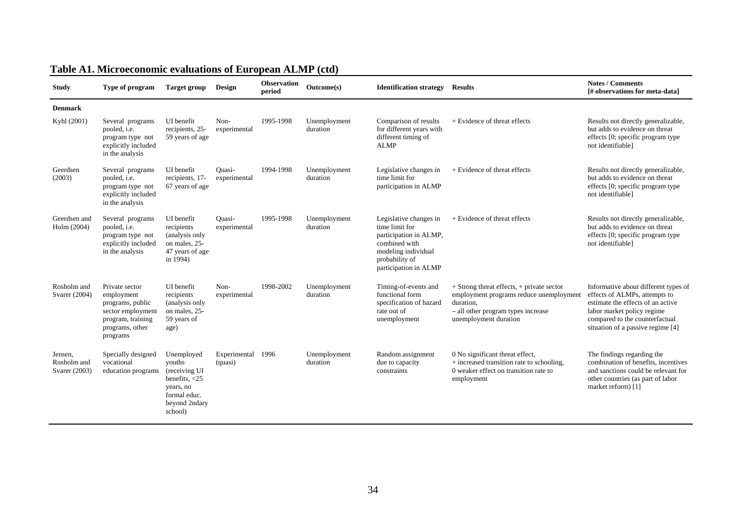## Table A1. Microeconomic evaluations of European ALMP (ctd)

| Study | Type of program | Target group | Design | Observation period | Outcome(s) | Identification strategy | Results | Notes / Comments [# observations for meta-data] |
|---|---|---|---|---|---|---|---|---|
| **Denmark** | | | | | | | | |
| Kyhl (2001) | Several programs pooled, i.e. program type not explicitly included in the analysis | UI benefit recipients, 25-59 years of age | Non-experimental | 1995-1998 | Unemployment duration | Comparison of results for different years with different timing of ALMP | + Evidence of threat effects | Results not directly generalizable, but adds to evidence on threat effects [0; specific program type not identifiable] |
| Geerdsen (2003) | Several programs pooled, i.e. program type not explicitly included in the analysis | UI benefit recipients, 17-67 years of age | Quasi-experimental | 1994-1998 | Unemployment duration | Legislative changes in time limit for participation in ALMP | + Evidence of threat effects | Results not directly generalizable, but adds to evidence on threat effects [0; specific program type not identifiable] |
| Geerdsen and Holm (2004) | Several programs pooled, i.e. program type not explicitly included in the analysis | UI benefit recipients (analysis only on males, 25-47 years of age in 1994) | Quasi-experimental | 1995-1998 | Unemployment duration | Legislative changes in time limit for participation in ALMP, combined with modeling individual probability of participation in ALMP | + Evidence of threat effects | Results not directly generalizable, but adds to evidence on threat effects [0; specific program type not identifiable] |
| Rosholm and Svarer (2004) | Private sector employment programs, public sector employment program, training programs, other programs | UI benefit recipients (analysis only on males, 25-59 years of age) | Non-experimental | 1998-2002 | Unemployment duration | Timing-of-events and functional form specification of hazard rate out of unemployment | + Strong threat effects, + private sector employment programs reduce unemployment duration,<br>– all other program types increase unemployment duration | Informative about different types of effects of ALMPs, attempts to estimate the effects of an active labor market policy regime compared to the counterfactual situation of a passive regime [4] |
| Jensen, Rosholm and Svarer (2003) | Specially designed vocational education programs | Unemployed youths (receiving UI benefits, <25 years, no formal educ. beyond 2ndary school) | Experimental (quasi) | 1996 | Unemployment duration | Random assignment due to capacity constraints | 0 No significant threat effect,<br>+ increased transition rate to schooling,<br>0 weaker effect on transition rate to employment | The findings regarding the combination of benefits, incentives and sanctions could be relevant for other countries (as part of labor market reform) [1] |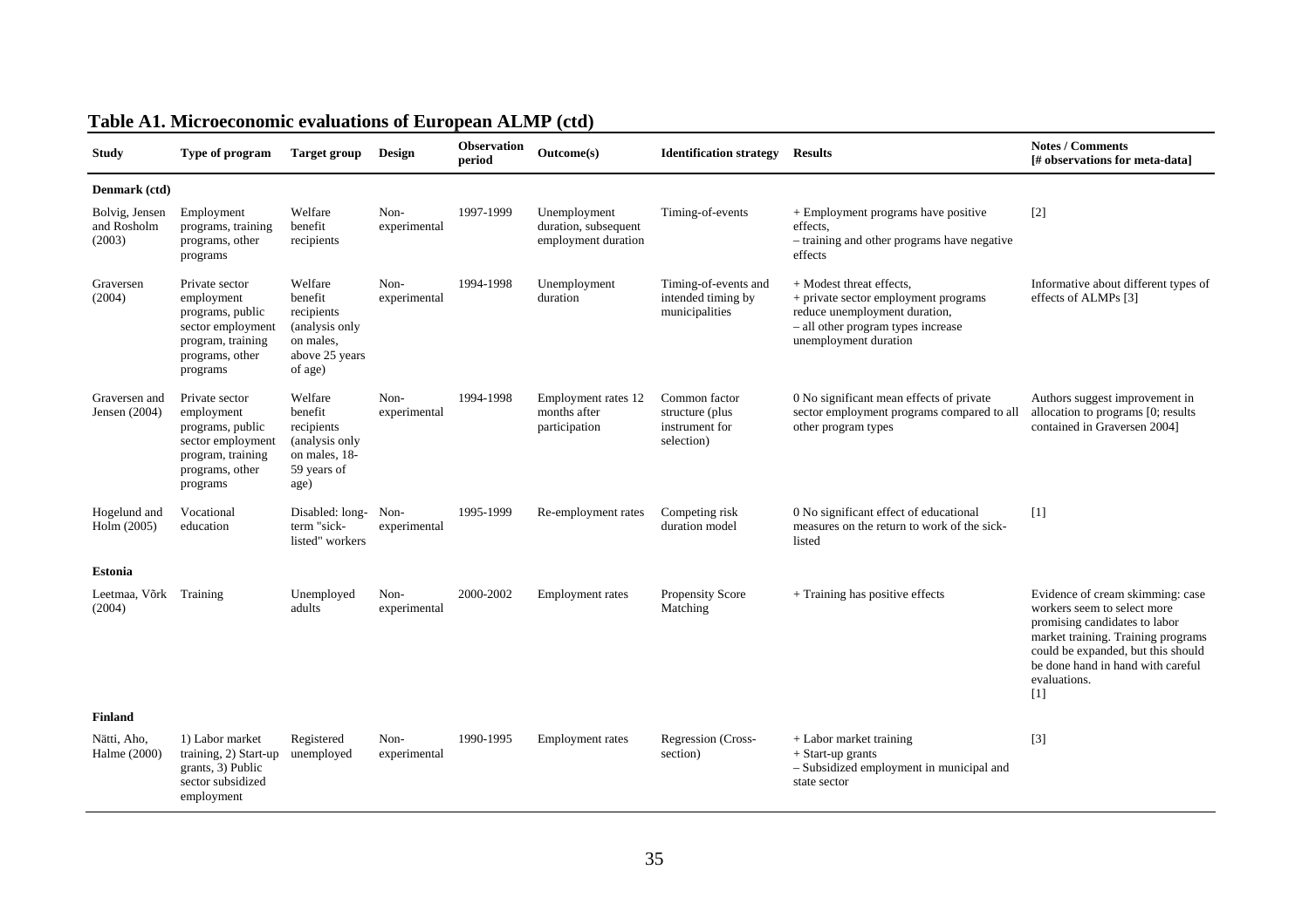## Table A1. Microeconomic evaluations of European ALMP (ctd)

| Study | Type of program | Target group | Design | Observation period | Outcome(s) | Identification strategy | Results | Notes / Comments [# observations for meta-data] |
|---|---|---|---|---|---|---|---|---|
| **Denmark (ctd)** | | | | | | | | |
| Bolvig, Jensen and Rosholm (2003) | Employment programs, training programs, other programs | Welfare benefit recipients | Non-experimental | 1997-1999 | Unemployment duration, subsequent employment duration | Timing-of-events | + Employment programs have positive effects, – training and other programs have negative effects | [2] |
| Graversen (2004) | Private sector employment programs, public sector employment program, training programs, other programs | Welfare benefit recipients (analysis only on males, above 25 years of age) | Non-experimental | 1994-1998 | Unemployment duration | Timing-of-events and intended timing by municipalities | + Modest threat effects, + private sector employment programs reduce unemployment duration, – all other program types increase unemployment duration | Informative about different types of effects of ALMPs [3] |
| Graversen and Jensen (2004) | Private sector employment programs, public sector employment program, training programs, other programs | Welfare benefit recipients (analysis only on males, 18-59 years of age) | Non-experimental | 1994-1998 | Employment rates 12 months after participation | Common factor structure (plus instrument for selection) | 0 No significant mean effects of private sector employment programs compared to all other program types | Authors suggest improvement in allocation to programs [0; results contained in Graversen 2004] |
| Hogelund and Holm (2005) | Vocational education | Disabled: long-term "sick-listed" workers | Non-experimental | 1995-1999 | Re-employment rates | Competing risk duration model | 0 No significant effect of educational measures on the return to work of the sick-listed | [1] |
| **Estonia** | | | | | | | | |
| Leetmaa, Võrk (2004) | Training | Unemployed adults | Non-experimental | 2000-2002 | Employment rates | Propensity Score Matching | + Training has positive effects | Evidence of cream skimming: case workers seem to select more promising candidates to labor market training. Training programs could be expanded, but this should be done hand in hand with careful evaluations. [1] |
| **Finland** | | | | | | | | |
| Nätti, Aho, Halme (2000) | 1) Labor market training, 2) Start-up grants, 3) Public sector subsidized employment | Registered unemployed | Non-experimental | 1990-1995 | Employment rates | Regression (Cross-section) | + Labor market training + Start-up grants – Subsidized employment in municipal and state sector | [3] |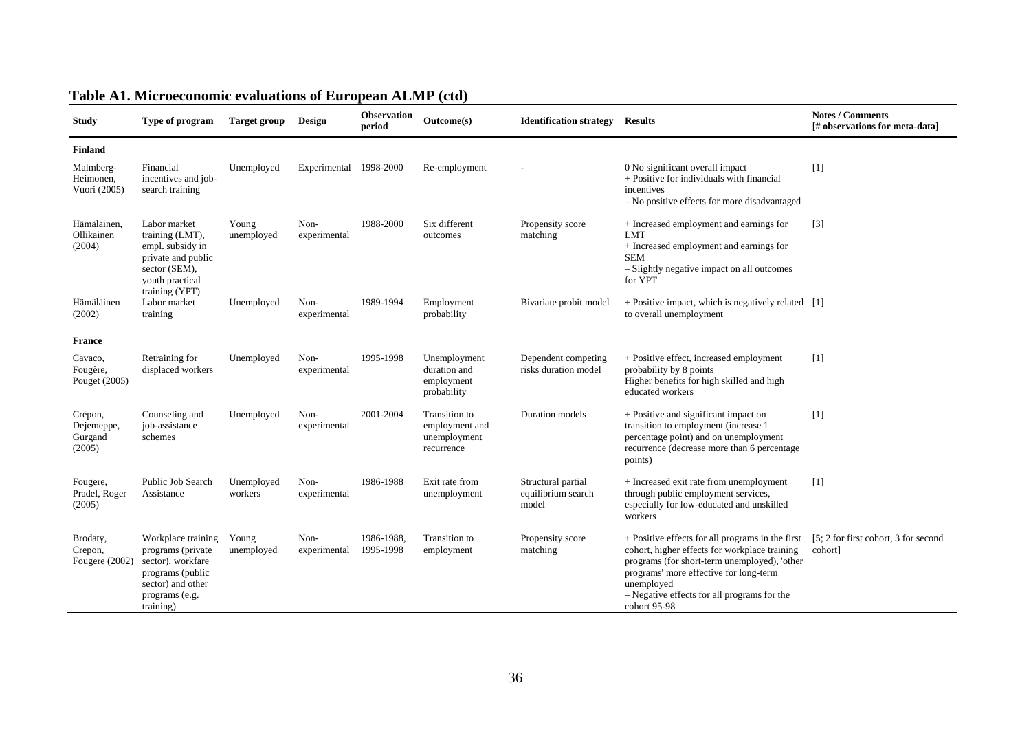## Table A1. Microeconomic evaluations of European ALMP (ctd)

| Study | Type of program | Target group | Design | Observation period | Outcome(s) | Identification strategy | Results | Notes / Comments [# observations for meta-data] |
|---|---|---|---|---|---|---|---|---|
| **Finland** | | | | | | | | |
| Malmberg-Heimonen, Vuori (2005) | Financial incentives and job-search training | Unemployed | Experimental | 1998-2000 | Re-employment | - | 0 No significant overall impact<br>+ Positive for individuals with financial incentives<br>– No positive effects for more disadvantaged | [1] |
| Hämäläinen, Ollikainen (2004) | Labor market training (LMT), empl. subsidy in private and public sector (SEM), youth practical training (YPT) | Young unemployed | Non-experimental | 1988-2000 | Six different outcomes | Propensity score matching | + Increased employment and earnings for LMT<br>+ Increased employment and earnings for SEM<br>– Slightly negative impact on all outcomes for YPT | [3] |
| Hämäläinen (2002) | Labor market training | Unemployed | Non-experimental | 1989-1994 | Employment probability | Bivariate probit model | + Positive impact, which is negatively related to overall unemployment | [1] |
| **France** | | | | | | | | |
| Cavaco, Fougère, Pouget (2005) | Retraining for displaced workers | Unemployed | Non-experimental | 1995-1998 | Unemployment duration and employment probability | Dependent competing risks duration model | + Positive effect, increased employment probability by 8 points<br>Higher benefits for high skilled and high educated workers | [1] |
| Crépon, Dejemeppe, Gurgand (2005) | Counseling and job-assistance schemes | Unemployed | Non-experimental | 2001-2004 | Transition to employment and unemployment recurrence | Duration models | + Positive and significant impact on transition to employment (increase 1 percentage point) and on unemployment recurrence (decrease more than 6 percentage points) | [1] |
| Fougere, Pradel, Roger (2005) | Public Job Search Assistance | Unemployed workers | Non-experimental | 1986-1988 | Exit rate from unemployment | Structural partial equilibrium search model | + Increased exit rate from unemployment through public employment services, especially for low-educated and unskilled workers | [1] |
| Brodaty, Crepon, Fougere (2002) | Workplace training programs (private sector), workfare programs (public sector) and other programs (e.g. training) | Young unemployed | Non-experimental | 1986-1988, 1995-1998 | Transition to employment | Propensity score matching | + Positive effects for all programs in the first cohort, higher effects for workplace training programs (for short-term unemployed), 'other programs' more effective for long-term unemployed<br>– Negative effects for all programs for the cohort 95-98 | [5; 2 for first cohort, 3 for second cohort] |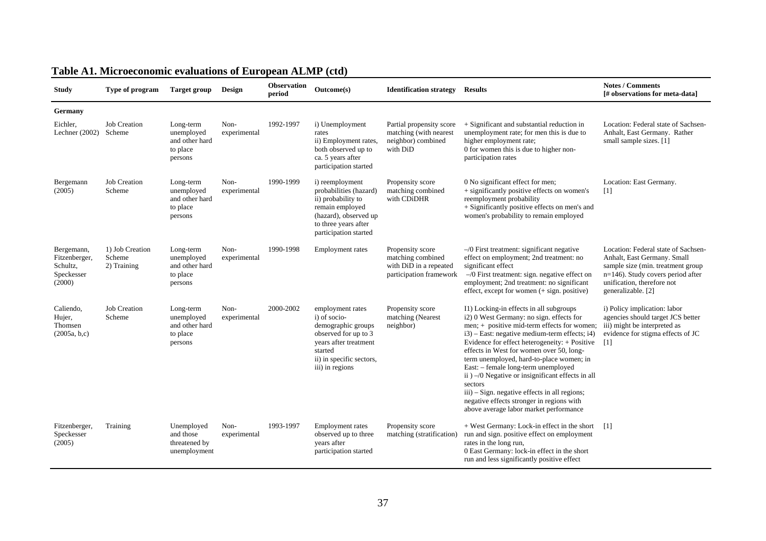## Table A1. Microeconomic evaluations of European ALMP (ctd)

| Study | Type of program | Target group | Design | Observation period | Outcome(s) | Identification strategy | Results | Notes / Comments [# observations for meta-data] |
|---|---|---|---|---|---|---|---|---|
| **Germany** | | | | | | | | |
| Eichler, Lechner (2002) | Job Creation Scheme | Long-term unemployed and other hard to place persons | Non-experimental | 1992-1997 | i) Unemployment rates ii) Employment rates, both observed up to ca. 5 years after participation started | Partial propensity score matching (with nearest neighbor) combined with DiD | + Significant and substantial reduction in unemployment rate; for men this is due to higher employment rate; 0 for women this is due to higher non-participation rates | Location: Federal state of Sachsen-Anhalt, East Germany. Rather small sample sizes. [1] |
| Bergemann (2005) | Job Creation Scheme | Long-term unemployed and other hard to place persons | Non-experimental | 1990-1999 | i) reemployment probabilities (hazard) ii) probability to remain employed (hazard), observed up to three years after participation started | Propensity score matching combined with CDiDHR | 0 No significant effect for men; + significantly positive effects on women's reemployment probability + Significantly positive effects on men's and women's probability to remain employed | Location: East Germany. [1] |
| Bergemann, Fitzenberger, Schultz, Speckesser (2000) | 1) Job Creation Scheme 2) Training | Long-term unemployed and other hard to place persons | Non-experimental | 1990-1998 | Employment rates | Propensity score matching combined with DiD in a repeated participation framework | –/0 First treatment: significant negative effect on employment; 2nd treatment: no significant effect –/0 First treatment: sign. negative effect on employment; 2nd treatment: no significant effect, except for women (+ sign. positive) | Location: Federal state of Sachsen-Anhalt, East Germany. Small sample size (min. treatment group n=146). Study covers period after unification, therefore not generalizable. [2] |
| Caliendo, Hujer, Thomsen (2005a, b,c) | Job Creation Scheme | Long-term unemployed and other hard to place persons | Non-experimental | 2000-2002 | employment rates i) of socio-demographic groups observed for up to 3 years after treatment started ii) in specific sectors, iii) in regions | Propensity score matching (Nearest neighbor) | I1) Locking-in effects in all subgroups i2) 0 West Germany: no sign. effects for men; + positive mid-term effects for women; i3) – East: negative medium-term effects; i4) Evidence for effect heterogeneity: + Positive effects in West for women over 50, long-term unemployed, hard-to-place women; in East: – female long-term unemployed ii ) –/0 Negative or insignificant effects in all sectors iii) – Sign. negative effects in all regions; negative effects stronger in regions with above average labor market performance | i) Policy implication: labor agencies should target JCS better iii) might be interpreted as evidence for stigma effects of JC [1] |
| Fitzenberger, Speckesser (2005) | Training | Unemployed and those threatened by unemployment | Non-experimental | 1993-1997 | Employment rates observed up to three years after participation started | Propensity score matching (stratification) | + West Germany: Lock-in effect in the short run and sign. positive effect on employment rates in the long run, 0 East Germany: lock-in effect in the short run and less significantly positive effect | [1] |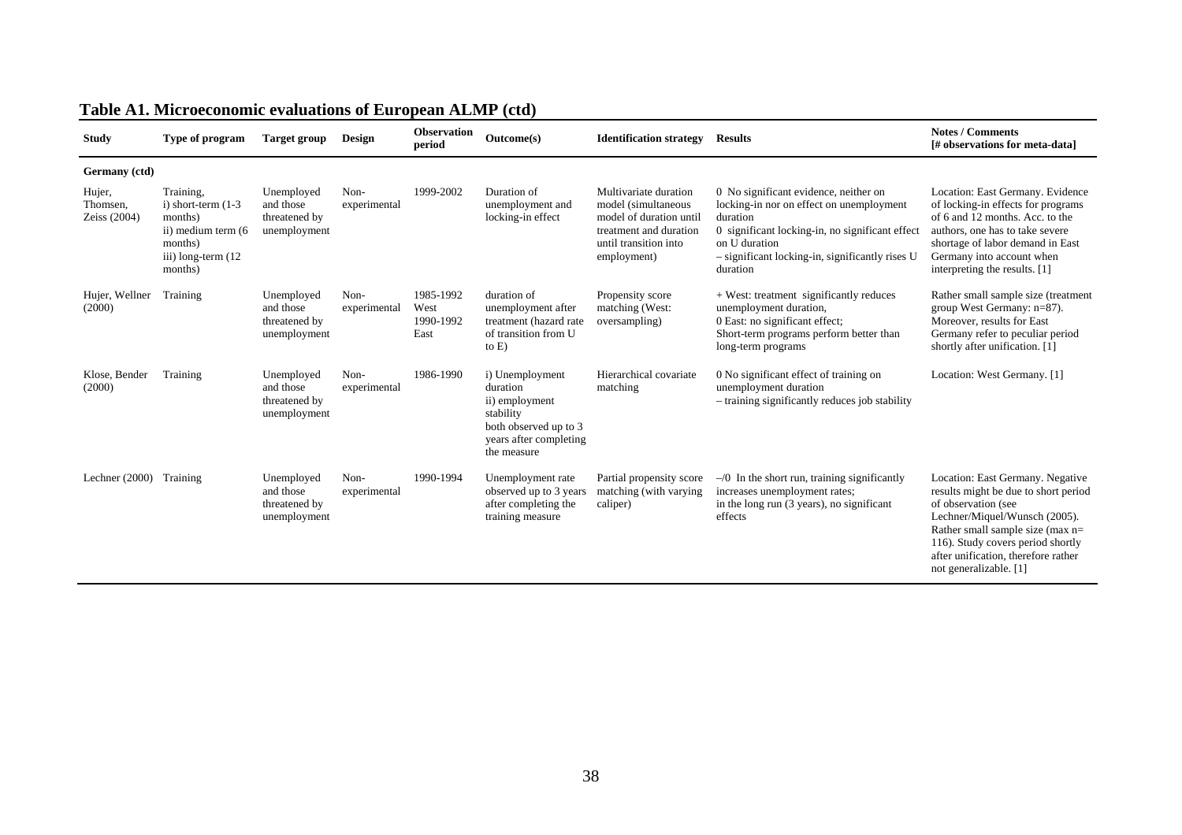## Table A1. Microeconomic evaluations of European ALMP (ctd)

| Study | Type of program | Target group | Design | Observation period | Outcome(s) | Identification strategy | Results | Notes / Comments [# observations for meta-data] |
|---|---|---|---|---|---|---|---|---|
| **Germany (ctd)** | | | | | | | | |
| Hujer, Thomsen, Zeiss (2004) | Training, i) short-term (1-3 months) ii) medium term (6 months) iii) long-term (12 months) | Unemployed and those threatened by unemployment | Non-experimental | 1999-2002 | Duration of unemployment and locking-in effect | Multivariate duration model (simultaneous model of duration until treatment and duration until transition into employment) | 0 No significant evidence, neither on locking-in nor on effect on unemployment duration<br>0 significant locking-in, no significant effect on U duration<br>– significant locking-in, significantly rises U duration | Location: East Germany. Evidence of locking-in effects for programs of 6 and 12 months. Acc. to the authors, one has to take severe shortage of labor demand in East Germany into account when interpreting the results. [1] |
| Hujer, Wellner (2000) | Training | Unemployed and those threatened by unemployment | Non-experimental | 1985-1992 West 1990-1992 East | duration of unemployment after treatment (hazard rate of transition from U to E) | Propensity score matching (West: oversampling) | + West: treatment significantly reduces unemployment duration,<br>0 East: no significant effect;<br>Short-term programs perform better than long-term programs | Rather small sample size (treatment group West Germany: n=87). Moreover, results for East Germany refer to peculiar period shortly after unification. [1] |
| Klose, Bender (2000) | Training | Unemployed and those threatened by unemployment | Non-experimental | 1986-1990 | i) Unemployment duration<br>ii) employment stability<br>both observed up to 3 years after completing the measure | Hierarchical covariate matching | 0 No significant effect of training on unemployment duration<br>– training significantly reduces job stability | Location: West Germany. [1] |
| Lechner (2000) | Training | Unemployed and those threatened by unemployment | Non-experimental | 1990-1994 | Unemployment rate observed up to 3 years after completing the training measure | Partial propensity score matching (with varying caliper) | –/0 In the short run, training significantly increases unemployment rates;<br>in the long run (3 years), no significant effects | Location: East Germany. Negative results might be due to short period of observation (see Lechner/Miquel/Wunsch (2005). Rather small sample size (max n= 116). Study covers period shortly after unification, therefore rather not generalizable. [1] |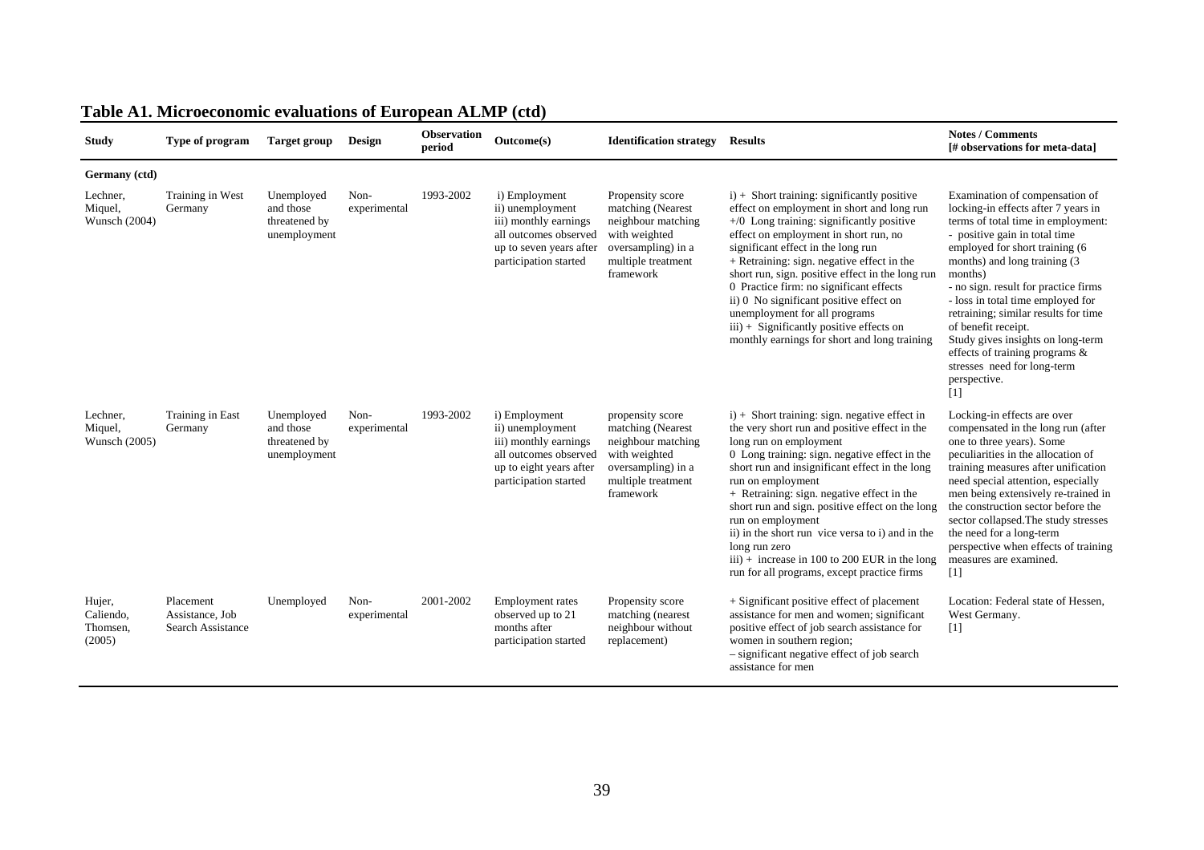**Table A1. Microeconomic evaluations of European ALMP (ctd)**

| Study | Type of program | Target group | Design | Observation period | Outcome(s) | Identification strategy | Results | Notes / Comments [# observations for meta-data] |
|---|---|---|---|---|---|---|---|---|
| **Germany (ctd)** | | | | | | | | |
| Lechner, Miquel, Wunsch (2004) | Training in West Germany | Unemployed and those threatened by unemployment | Non-experimental | 1993-2002 | i) Employment ii) unemployment iii) monthly earnings all outcomes observed up to seven years after participation started | Propensity score matching (Nearest neighbour matching with weighted oversampling) in a multiple treatment framework | i) + Short training: significantly positive effect on employment in short and long run +/0 Long training: significantly positive effect on employment in short run, no significant effect in the long run + Retraining: sign. negative effect in the short run, sign. positive effect in the long run 0 Practice firm: no significant effects ii) 0 No significant positive effect on unemployment for all programs iii) + Significantly positive effects on monthly earnings for short and long training | Examination of compensation of locking-in effects after 7 years in terms of total time in employment: - positive gain in total time employed for short training (6 months) and long training (3 months) - no sign. result for practice firms - loss in total time employed for retraining; similar results for time of benefit receipt. Study gives insights on long-term effects of training programs & stresses need for long-term perspective. [1] |
| Lechner, Miquel, Wunsch (2005) | Training in East Germany | Unemployed and those threatened by unemployment | Non-experimental | 1993-2002 | i) Employment ii) unemployment iii) monthly earnings all outcomes observed up to eight years after participation started | propensity score matching (Nearest neighbour matching with weighted oversampling) in a multiple treatment framework | i) + Short training: sign. negative effect in the very short run and positive effect in the long run on employment 0 Long training: sign. negative effect in the short run and insignificant effect in the long run on employment + Retraining: sign. negative effect in the short run and sign. positive effect on the long run on employment ii) in the short run vice versa to i) and in the long run zero iii) + increase in 100 to 200 EUR in the long run for all programs, except practice firms | Locking-in effects are over compensated in the long run (after one to three years). Some peculiarities in the allocation of training measures after unification need special attention, especially men being extensively re-trained in the construction sector before the sector collapsed.The study stresses the need for a long-term perspective when effects of training measures are examined. [1] |
| Hujer, Caliendo, Thomsen, (2005) | Placement Assistance, Job Search Assistance | Unemployed | Non-experimental | 2001-2002 | Employment rates observed up to 21 months after participation started | Propensity score matching (nearest neighbour without replacement) | + Significant positive effect of placement assistance for men and women; significant positive effect of job search assistance for women in southern region; – significant negative effect of job search assistance for men | Location: Federal state of Hessen, West Germany. [1] |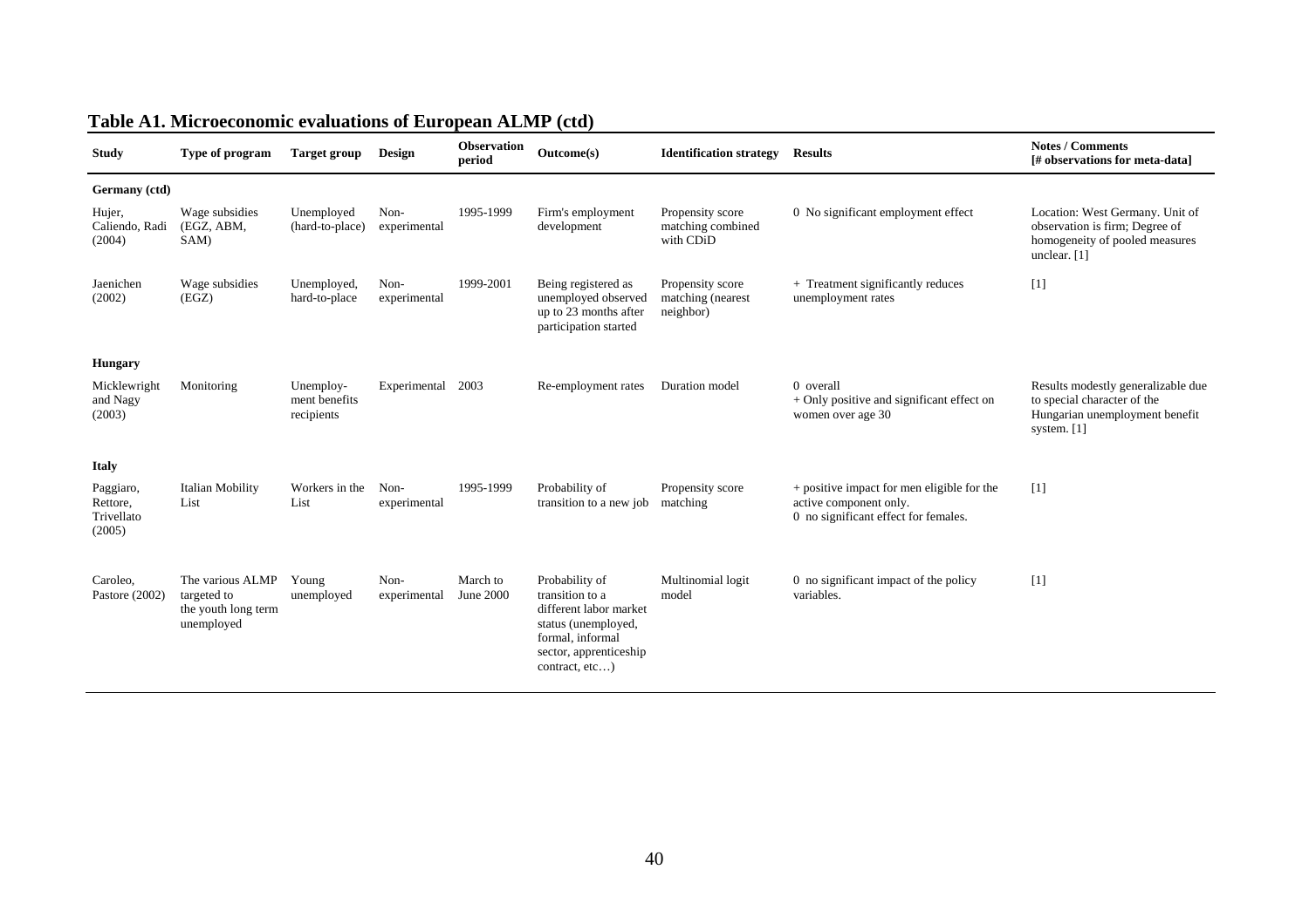## Table A1. Microeconomic evaluations of European ALMP (ctd)

| Study | Type of program | Target group | Design | Observation period | Outcome(s) | Identification strategy | Results | Notes / Comments [# observations for meta-data] |
|---|---|---|---|---|---|---|---|---|
| **Germany (ctd)** | | | | | | | | |
| Hujer, Caliendo, Radi (2004) | Wage subsidies (EGZ, ABM, SAM) | Unemployed (hard-to-place) | Non-experimental | 1995-1999 | Firm's employment development | Propensity score matching combined with CDiD | 0 No significant employment effect | Location: West Germany. Unit of observation is firm; Degree of homogeneity of pooled measures unclear. [1] |
| Jaenichen (2002) | Wage subsidies (EGZ) | Unemployed, hard-to-place | Non-experimental | 1999-2001 | Being registered as unemployed observed up to 23 months after participation started | Propensity score matching (nearest neighbor) | + Treatment significantly reduces unemployment rates | [1] |
| **Hungary** | | | | | | | | |
| Micklewright and Nagy (2003) | Monitoring | Unemployment benefits recipients | Experimental | 2003 | Re-employment rates | Duration model | 0 overall<br>+ Only positive and significant effect on women over age 30 | Results modestly generalizable due to special character of the Hungarian unemployment benefit system. [1] |
| **Italy** | | | | | | | | |
| Paggiaro, Rettore, Trivellato (2005) | Italian Mobility List | Workers in the List | Non-experimental | 1995-1999 | Probability of transition to a new job | Propensity score matching | + positive impact for men eligible for the active component only.<br>0 no significant effect for females. | [1] |
| Caroleo, Pastore (2002) | The various ALMP targeted to the youth long term unemployed | Young unemployed | Non-experimental | March to June 2000 | Probability of transition to a different labor market status (unemployed, formal, informal sector, apprenticeship contract, etc…) | Multinomial logit model | 0 no significant impact of the policy variables. | [1] |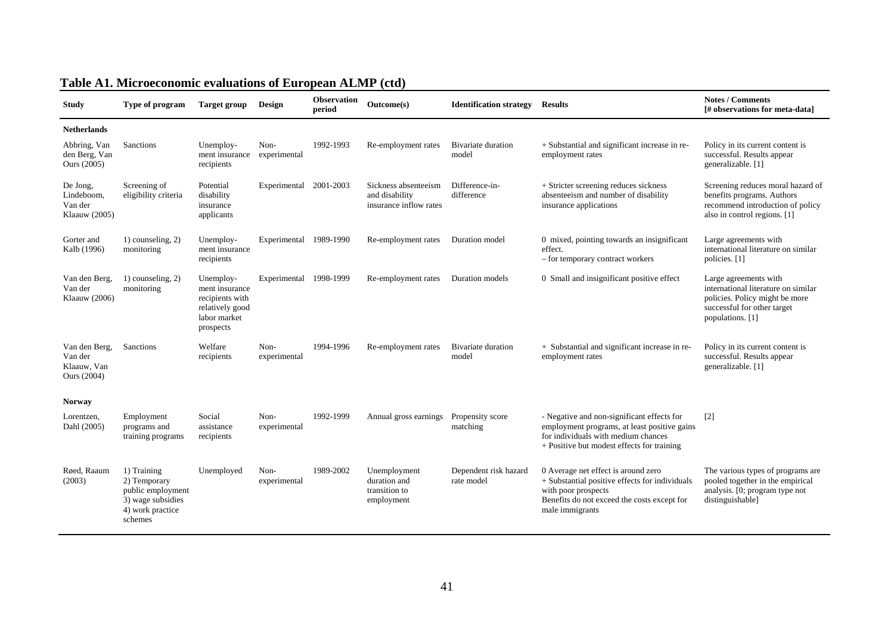## Table A1. Microeconomic evaluations of European ALMP (ctd)

| Study | Type of program | Target group | Design | Observation period | Outcome(s) | Identification strategy | Results | Notes / Comments [# observations for meta-data] |
|---|---|---|---|---|---|---|---|---|
| **Netherlands** | | | | | | | | |
| Abbring, Van den Berg, Van Ours (2005) | Sanctions | Unemployment insurance recipients | Non-experimental | 1992-1993 | Re-employment rates | Bivariate duration model | + Substantial and significant increase in re-employment rates | Policy in its current content is successful. Results appear generalizable. [1] |
| De Jong, Lindeboom, Van der Klaauw (2005) | Screening of eligibility criteria | Potential disability insurance applicants | Experimental | 2001-2003 | Sickness absenteeism and disability insurance inflow rates | Difference-in-difference | + Stricter screening reduces sickness absenteeism and number of disability insurance applications | Screening reduces moral hazard of benefits programs. Authors recommend introduction of policy also in control regions. [1] |
| Gorter and Kalb (1996) | 1) counseling, 2) monitoring | Unemployment insurance recipients | Experimental | 1989-1990 | Re-employment rates | Duration model | 0 mixed, pointing towards an insignificant effect. – for temporary contract workers | Large agreements with international literature on similar policies. [1] |
| Van den Berg, Van der Klaauw (2006) | 1) counseling, 2) monitoring | Unemployment insurance recipients with relatively good labor market prospects | Experimental | 1998-1999 | Re-employment rates | Duration models | 0 Small and insignificant positive effect | Large agreements with international literature on similar policies. Policy might be more successful for other target populations. [1] |
| Van den Berg, Van der Klaauw, Van Ours (2004) | Sanctions | Welfare recipients | Non-experimental | 1994-1996 | Re-employment rates | Bivariate duration model | + Substantial and significant increase in re-employment rates | Policy in its current content is successful. Results appear generalizable. [1] |
| **Norway** | | | | | | | | |
| Lorentzen, Dahl (2005) | Employment programs and training programs | Social assistance recipients | Non-experimental | 1992-1999 | Annual gross earnings | Propensity score matching | - Negative and non-significant effects for employment programs, at least positive gains for individuals with medium chances + Positive but modest effects for training | [2] |
| Røed, Raaum (2003) | 1) Training 2) Temporary public employment 3) wage subsidies 4) work practice schemes | Unemployed | Non-experimental | 1989-2002 | Unemployment duration and transition to employment | Dependent risk hazard rate model | 0 Average net effect is around zero + Substantial positive effects for individuals with poor prospects Benefits do not exceed the costs except for male immigrants | The various types of programs are pooled together in the empirical analysis. [0; program type not distinguishable] |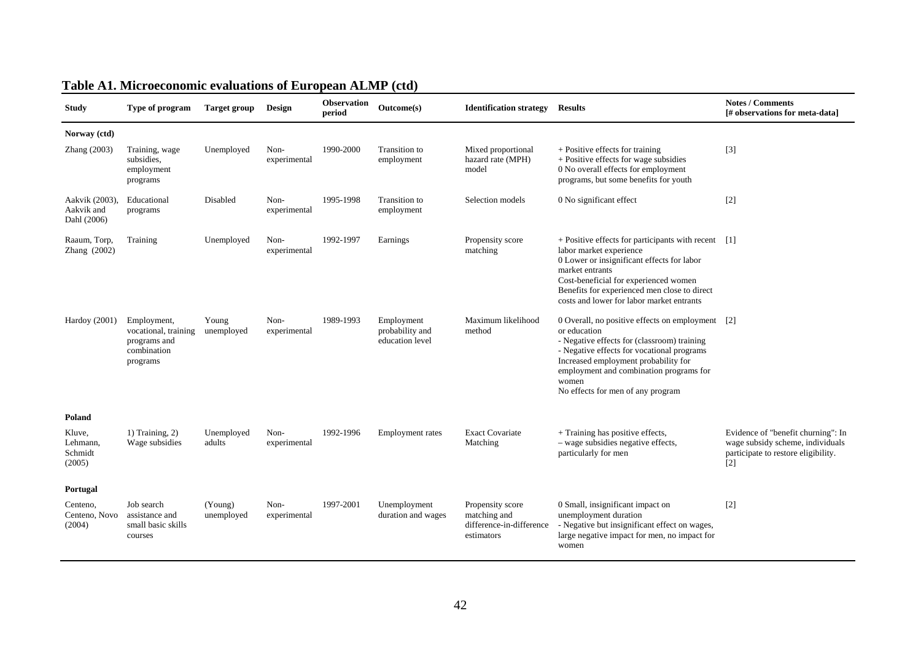## Table A1. Microeconomic evaluations of European ALMP (ctd)

| Study | Type of program | Target group | Design | Observation period | Outcome(s) | Identification strategy | Results | Notes / Comments [# observations for meta-data] |
|---|---|---|---|---|---|---|---|---|
| **Norway (ctd)** | | | | | | | | |
| Zhang (2003) | Training, wage subsidies, employment programs | Unemployed | Non-experimental | 1990-2000 | Transition to employment | Mixed proportional hazard rate (MPH) model | + Positive effects for training<br>+ Positive effects for wage subsidies<br>0 No overall effects for employment programs, but some benefits for youth | [3] |
| Aakvik (2003), Aakvik and Dahl (2006) | Educational programs | Disabled | Non-experimental | 1995-1998 | Transition to employment | Selection models | 0 No significant effect | [2] |
| Raaum, Torp, Zhang (2002) | Training | Unemployed | Non-experimental | 1992-1997 | Earnings | Propensity score matching | + Positive effects for participants with recent labor market experience<br>0 Lower or insignificant effects for labor market entrants<br>Cost-beneficial for experienced women<br>Benefits for experienced men close to direct costs and lower for labor market entrants | [1] |
| Hardoy (2001) | Employment, vocational, training programs and combination programs | Young unemployed | Non-experimental | 1989-1993 | Employment probability and education level | Maximum likelihood method | 0 Overall, no positive effects on employment or education<br>- Negative effects for (classroom) training<br>- Negative effects for vocational programs<br>Increased employment probability for employment and combination programs for women<br>No effects for men of any program | [2] |
| **Poland** | | | | | | | | |
| Kluve, Lehmann, Schmidt (2005) | 1) Training, 2) Wage subsidies | Unemployed adults | Non-experimental | 1992-1996 | Employment rates | Exact Covariate Matching | + Training has positive effects,<br>– wage subsidies negative effects, particularly for men | Evidence of "benefit churning": In wage subsidy scheme, individuals participate to restore eligibility. [2] |
| **Portugal** | | | | | | | | |
| Centeno, Centeno, Novo (2004) | Job search assistance and small basic skills courses | (Young) unemployed | Non-experimental | 1997-2001 | Unemployment duration and wages | Propensity score matching and difference-in-difference estimators | 0 Small, insignificant impact on unemployment duration<br>- Negative but insignificant effect on wages, large negative impact for men, no impact for women | [2] |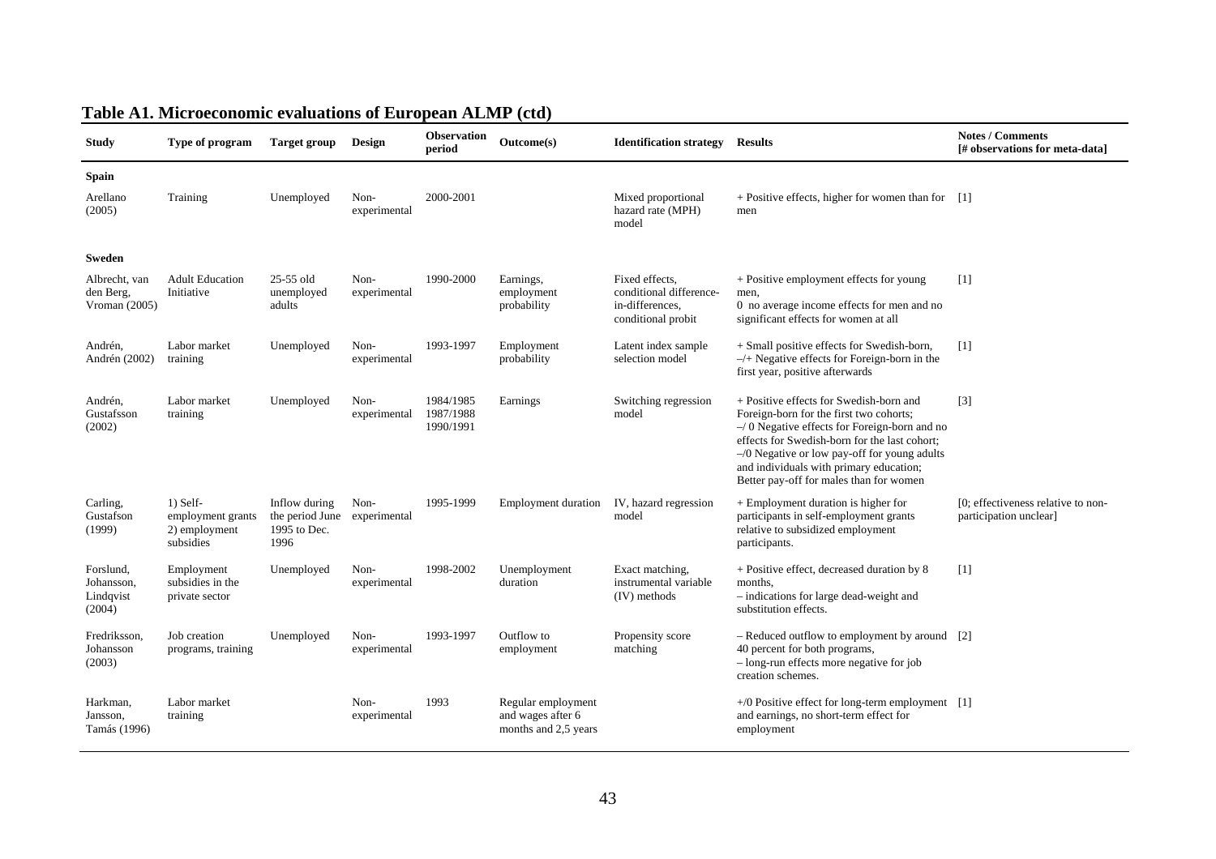## Table A1. Microeconomic evaluations of European ALMP (ctd)

| Study | Type of program | Target group | Design | Observation period | Outcome(s) | Identification strategy | Results | Notes / Comments [# observations for meta-data] |
|---|---|---|---|---|---|---|---|---|
| **Spain** | | | | | | | | |
| Arellano (2005) | Training | Unemployed | Non-experimental | 2000-2001 | | Mixed proportional hazard rate (MPH) model | + Positive effects, higher for women than for men | [1] |
| **Sweden** | | | | | | | | |
| Albrecht, van den Berg, Vroman (2005) | Adult Education Initiative | 25-55 old unemployed adults | Non-experimental | 1990-2000 | Earnings, employment probability | Fixed effects, conditional difference-in-differences, conditional probit | + Positive employment effects for young men,<br>0 no average income effects for men and no significant effects for women at all | [1] |
| Andrén, Andrén (2002) | Labor market training | Unemployed | Non-experimental | 1993-1997 | Employment probability | Latent index sample selection model | + Small positive effects for Swedish-born,<br>–/+ Negative effects for Foreign-born in the first year, positive afterwards | [1] |
| Andrén, Gustafsson (2002) | Labor market training | Unemployed | Non-experimental | 1984/1985 1987/1988 1990/1991 | Earnings | Switching regression model | + Positive effects for Swedish-born and Foreign-born for the first two cohorts;<br>–/ 0 Negative effects for Foreign-born and no effects for Swedish-born for the last cohort;<br>–/0 Negative or low pay-off for young adults and individuals with primary education; Better pay-off for males than for women | [3] |
| Carling, Gustafson (1999) | 1) Self-employment grants 2) employment subsidies | Inflow during the period June 1995 to Dec. 1996 | Non-experimental | 1995-1999 | Employment duration | IV, hazard regression model | + Employment duration is higher for participants in self-employment grants relative to subsidized employment participants. | [0; effectiveness relative to non-participation unclear] |
| Forslund, Johansson, Lindqvist (2004) | Employment subsidies in the private sector | Unemployed | Non-experimental | 1998-2002 | Unemployment duration | Exact matching, instrumental variable (IV) methods | + Positive effect, decreased duration by 8 months,<br>– indications for large dead-weight and substitution effects. | [1] |
| Fredriksson, Johansson (2003) | Job creation programs, training | Unemployed | Non-experimental | 1993-1997 | Outflow to employment | Propensity score matching | – Reduced outflow to employment by around 40 percent for both programs,<br>– long-run effects more negative for job creation schemes. | [2] |
| Harkman, Jansson, Tamás (1996) | Labor market training | | Non-experimental | 1993 | Regular employment and wages after 6 months and 2,5 years | | +/0 Positive effect for long-term employment and earnings, no short-term effect for employment | [1] |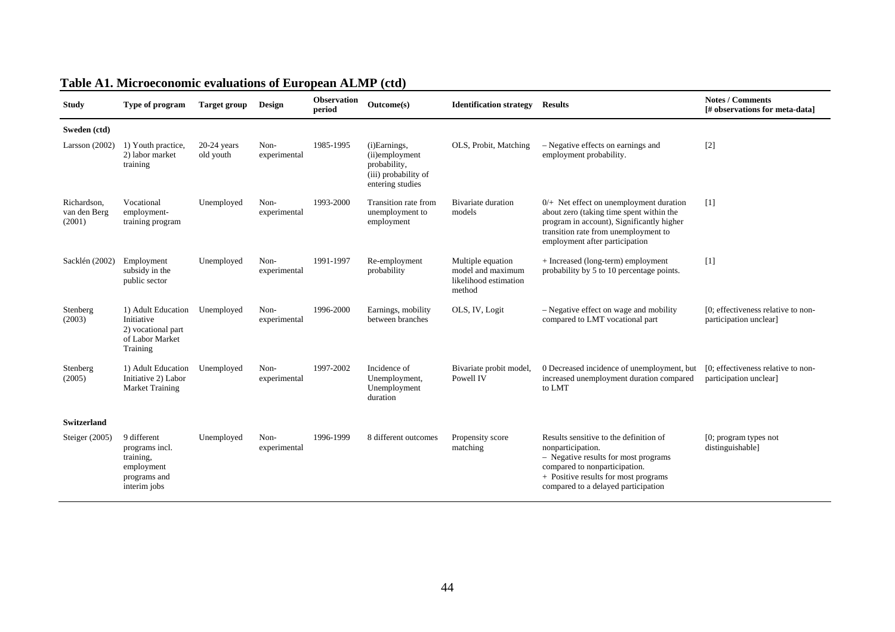## Table A1. Microeconomic evaluations of European ALMP (ctd)

| Study | Type of program | Target group | Design | Observation period | Outcome(s) | Identification strategy | Results | Notes / Comments [# observations for meta-data] |
|---|---|---|---|---|---|---|---|---|
| **Sweden (ctd)** | | | | | | | | |
| Larsson (2002) | 1) Youth practice, 2) labor market training | 20-24 years old youth | Non-experimental | 1985-1995 | (i)Earnings, (ii)employment probability, (iii) probability of entering studies | OLS, Probit, Matching | – Negative effects on earnings and employment probability. | [2] |
| Richardson, van den Berg (2001) | Vocational employment-training program | Unemployed | Non-experimental | 1993-2000 | Transition rate from unemployment to employment | Bivariate duration models | 0/+ Net effect on unemployment duration about zero (taking time spent within the program in account), Significantly higher transition rate from unemployment to employment after participation | [1] |
| Sacklén (2002) | Employment subsidy in the public sector | Unemployed | Non-experimental | 1991-1997 | Re-employment probability | Multiple equation model and maximum likelihood estimation method | + Increased (long-term) employment probability by 5 to 10 percentage points. | [1] |
| Stenberg (2003) | 1) Adult Education Initiative 2) vocational part of Labor Market Training | Unemployed | Non-experimental | 1996-2000 | Earnings, mobility between branches | OLS, IV, Logit | – Negative effect on wage and mobility compared to LMT vocational part | [0; effectiveness relative to non-participation unclear] |
| Stenberg (2005) | 1) Adult Education Initiative 2) Labor Market Training | Unemployed | Non-experimental | 1997-2002 | Incidence of Unemployment, Unemployment duration | Bivariate probit model, Powell IV | 0 Decreased incidence of unemployment, but increased unemployment duration compared to LMT | [0; effectiveness relative to non-participation unclear] |
| **Switzerland** | | | | | | | | |
| Steiger (2005) | 9 different programs incl. training, employment programs and interim jobs | Unemployed | Non-experimental | 1996-1999 | 8 different outcomes | Propensity score matching | Results sensitive to the definition of nonparticipation. – Negative results for most programs compared to nonparticipation. + Positive results for most programs compared to a delayed participation | [0; program types not distinguishable] |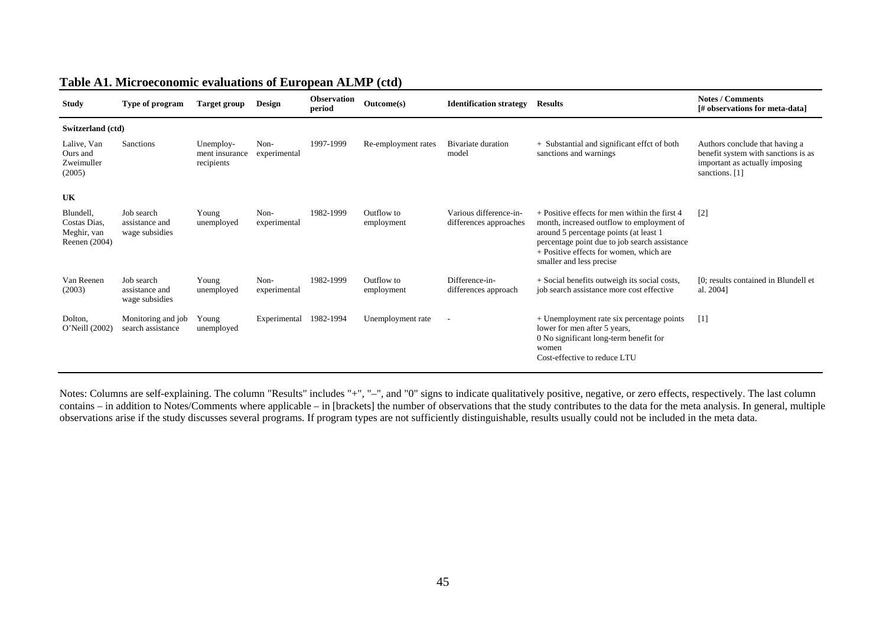## Table A1. Microeconomic evaluations of European ALMP (ctd)

| Study | Type of program | Target group | Design | Observation period | Outcome(s) | Identification strategy | Results | Notes / Comments [# observations for meta-data] |
|---|---|---|---|---|---|---|---|---|
| **Switzerland (ctd)** | | | | | | | | |
| Lalive, Van Ours and Zweimuller (2005) | Sanctions | Unemployment insurance recipients | Non-experimental | 1997-1999 | Re-employment rates | Bivariate duration model | + Substantial and significant effct of both sanctions and warnings | Authors conclude that having a benefit system with sanctions is as important as actually imposing sanctions. [1] |
| **UK** | | | | | | | | |
| Blundell, Costas Dias, Meghir, van Reenen (2004) | Job search assistance and wage subsidies | Young unemployed | Non-experimental | 1982-1999 | Outflow to employment | Various difference-in-differences approaches | + Positive effects for men within the first 4 month, increased outflow to employment of around 5 percentage points (at least 1 percentage point due to job search assistance<br>+ Positive effects for women, which are smaller and less precise | [2] |
| Van Reenen (2003) | Job search assistance and wage subsidies | Young unemployed | Non-experimental | 1982-1999 | Outflow to employment | Difference-in-differences approach | + Social benefits outweigh its social costs, job search assistance more cost effective | [0; results contained in Blundell et al. 2004] |
| Dolton, O'Neill (2002) | Monitoring and job search assistance | Young unemployed | Experimental | 1982-1994 | Unemployment rate | - | + Unemployment rate six percentage points lower for men after 5 years,<br>0 No significant long-term benefit for women<br>Cost-effective to reduce LTU | [1] |

Notes: Columns are self-explaining. The column "Results" includes "+", "–", and "0" signs to indicate qualitatively positive, negative, or zero effects, respectively. The last column contains – in addition to Notes/Comments where applicable – in [brackets] the number of observations that the study contributes to the data for the meta analysis. In general, multiple observations arise if the study discusses several programs. If program types are not sufficiently distinguishable, results usually could not be included in the meta data.